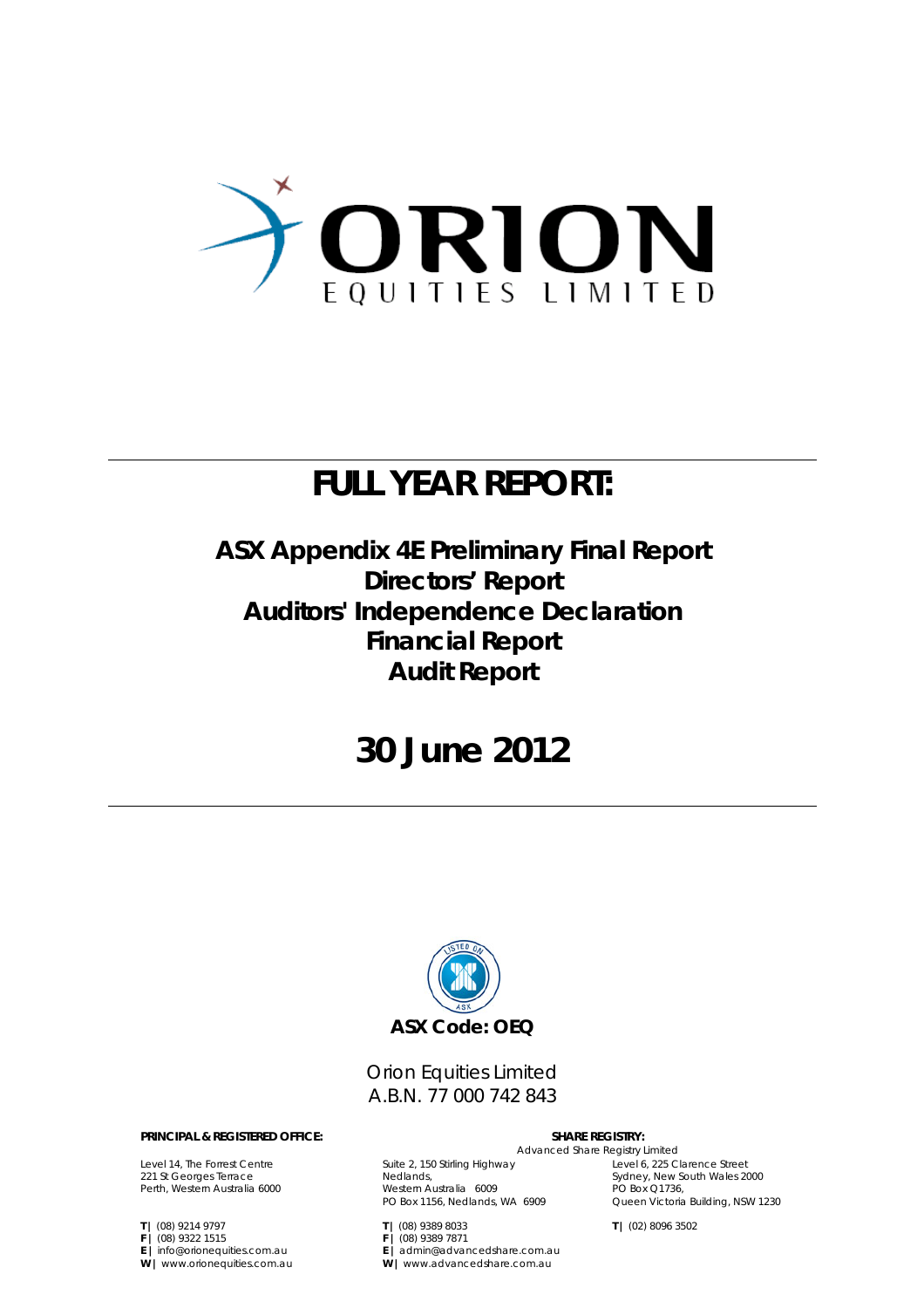# ORION
EQUITIES LIMITED

# FULL YEAR REPORT:

## ASX Appendix 4E Preliminary Final Report
## Directors' Report
## Auditors' Independence Declaration
## Financial Report
## Audit Report

# 30 June 2012

**ASX Code: OEQ**

Orion Equities Limited
A.B.N. 77 000 742 843

**PRINCIPAL & REGISTERED OFFICE:**

Level 14, The Forrest Centre
221 St Georges Terrace
Perth, Western Australia 6000

**T |** (08) 9214 9797
**F |** (08) 9322 1515
**E |** info@orionequities.com.au
**W |** www.orionequities.com.au

**SHARE REGISTRY:**

Advanced Share Registry Limited

Suite 2, 150 Stirling Highway
Nedlands,
Western Australia 6009
PO Box 1156, Nedlands, WA 6909

**T |** (08) 9389 8033
**F |** (08) 9389 7871
**E |** admin@advancedshare.com.au
**W |** www.advancedshare.com.au

Level 6, 225 Clarence Street
Sydney, New South Wales 2000
PO Box Q1736,
Queen Victoria Building, NSW 1230

**T |** (02) 8096 3502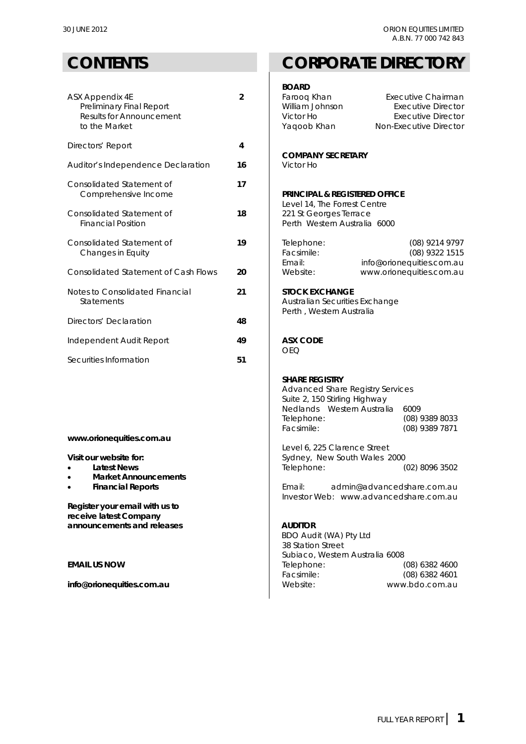# CONTENTS

| | |
|---|---|
| ASX Appendix 4E<br>Preliminary Final Report<br>Results for Announcement<br>to the Market | 2 |
| Directors' Report | 4 |
| Auditor's Independence Declaration | 16 |
| Consolidated Statement of Comprehensive Income | 17 |
| Consolidated Statement of Financial Position | 18 |
| Consolidated Statement of Changes in Equity | 19 |
| Consolidated Statement of Cash Flows | 20 |
| Notes to Consolidated Financial Statements | 21 |
| Directors' Declaration | 48 |
| Independent Audit Report | 49 |
| Securities Information | 51 |

**www.orionequities.com.au**

**Visit our website for:**

- **Latest News**
- **Market Announcements**
- **Financial Reports**

**Register your email with us to receive latest Company announcements and releases**

**EMAIL US NOW**

**info@orionequities.com.au**

# CORPORATE DIRECTORY

**BOARD**

| | |
|---|---|
| Farooq Khan | Executive Chairman |
| William Johnson | Executive Director |
| Victor Ho | Executive Director |
| Yaqoob Khan | Non-Executive Director |

**COMPANY SECRETARY**

Victor Ho

**PRINCIPAL & REGISTERED OFFICE**

Level 14, The Forrest Centre
221 St Georges Terrace
Perth Western Australia 6000

| | |
|---|---|
| Telephone: | (08) 9214 9797 |
| Facsimile: | (08) 9322 1515 |
| Email: | info@orionequities.com.au |
| Website: | www.orionequities.com.au |

**STOCK EXCHANGE**

Australian Securities Exchange
Perth , Western Australia

**ASX CODE**

OEQ

**SHARE REGISTRY**

Advanced Share Registry Services
Suite 2, 150 Stirling Highway
Nedlands Western Australia 6009
Telephone: (08) 9389 8033
Facsimile: (08) 9389 7871

Level 6, 225 Clarence Street
Sydney, New South Wales 2000
Telephone: (02) 8096 3502

Email: admin@advancedshare.com.au
Investor Web: www.advancedshare.com.au

**AUDITOR**

BDO Audit (WA) Pty Ltd
38 Station Street
Subiaco, Western Australia 6008
Telephone: (08) 6382 4600
Facsimile: (08) 6382 4601
Website: www.bdo.com.au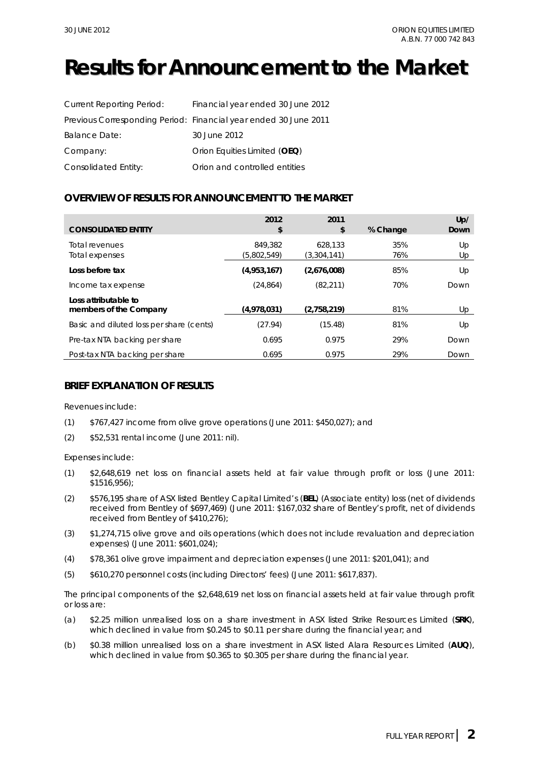# Results for Announcement to the Market

| | |
|---|---|
| Current Reporting Period: | Financial year ended 30 June 2012 |
| Previous Corresponding Period: | Financial year ended 30 June 2011 |
| Balance Date: | 30 June 2012 |
| Company: | Orion Equities Limited (**OEQ**) |
| Consolidated Entity: | Orion and controlled entities |

## OVERVIEW OF RESULTS FOR ANNOUNCEMENT TO THE MARKET

| CONSOLIDATED ENTITY | 2012 $ | 2011 $ | % Change | Up/ Down |
|---|---|---|---|---|
| Total revenues | 849,382 | 628,133 | 35% | Up |
| Total expenses | (5,802,549) | (3,304,141) | 76% | Up |
| **Loss before tax** | **(4,953,167)** | **(2,676,008)** | 85% | Up |
| Income tax expense | (24,864) | (82,211) | 70% | Down |
| **Loss attributable to members of the Company** | **(4,978,031)** | **(2,758,219)** | 81% | Up |
| Basic and diluted loss per share (cents) | (27.94) | (15.48) | 81% | Up |
| Pre-tax NTA backing per share | 0.695 | 0.975 | 29% | Down |
| Post-tax NTA backing per share | 0.695 | 0.975 | 29% | Down |

## BRIEF EXPLANATION OF RESULTS

Revenues include:

(1) $767,427 income from olive grove operations (June 2011: $450,027); and

(2) $52,531 rental income (June 2011: nil).

Expenses include:

(1) $2,648,619 net loss on financial assets held at fair value through profit or loss (June 2011: $1516,956);

(2) $576,195 share of ASX listed Bentley Capital Limited's (**BEL**) (Associate entity) loss (net of dividends received from Bentley of $697,469) (June 2011: $167,032 share of Bentley's profit, net of dividends received from Bentley of $410,276);

(3) $1,274,715 olive grove and oils operations (which does not include revaluation and depreciation expenses) (June 2011: $601,024);

(4) $78,361 olive grove impairment and depreciation expenses (June 2011: $201,041); and

(5) $610,270 personnel costs (including Directors' fees) (June 2011: $617,837).

The principal components of the $2,648,619 net loss on financial assets held at fair value through profit or loss are:

(a) $2.25 million unrealised loss on a share investment in ASX listed Strike Resources Limited (**SRK**), which declined in value from $0.245 to $0.11 per share during the financial year; and

(b) $0.38 million unrealised loss on a share investment in ASX listed Alara Resources Limited (**AUQ**), which declined in value from $0.365 to $0.305 per share during the financial year.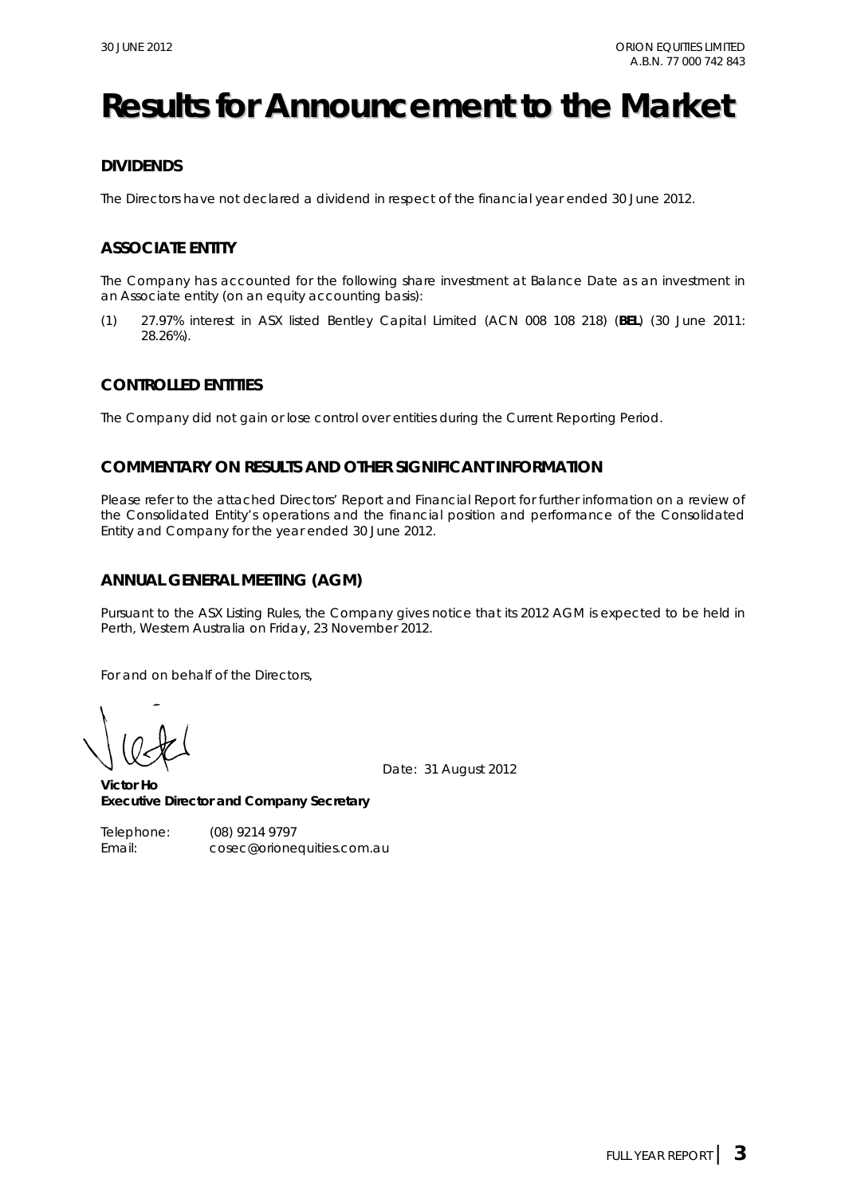# Results for Announcement to the Market

## DIVIDENDS

The Directors have not declared a dividend in respect of the financial year ended 30 June 2012.

## ASSOCIATE ENTITY

The Company has accounted for the following share investment at Balance Date as an investment in an Associate entity (on an equity accounting basis):

(1) 27.97% interest in ASX listed Bentley Capital Limited (ACN 008 108 218) (**BEL**) (30 June 2011: 28.26%).

## CONTROLLED ENTITIES

The Company did not gain or lose control over entities during the Current Reporting Period.

## COMMENTARY ON RESULTS AND OTHER SIGNIFICANT INFORMATION

Please refer to the attached Directors' Report and Financial Report for further information on a review of the Consolidated Entity's operations and the financial position and performance of the Consolidated Entity and Company for the year ended 30 June 2012.

## ANNUAL GENERAL MEETING (AGM)

Pursuant to the ASX Listing Rules, the Company gives notice that its 2012 AGM is expected to be held in Perth, Western Australia on Friday, 23 November 2012.

For and on behalf of the Directors,

Date: 31 August 2012

**Victor Ho**
**Executive Director and Company Secretary**

Telephone: (08) 9214 9797
Email: cosec@orionequities.com.au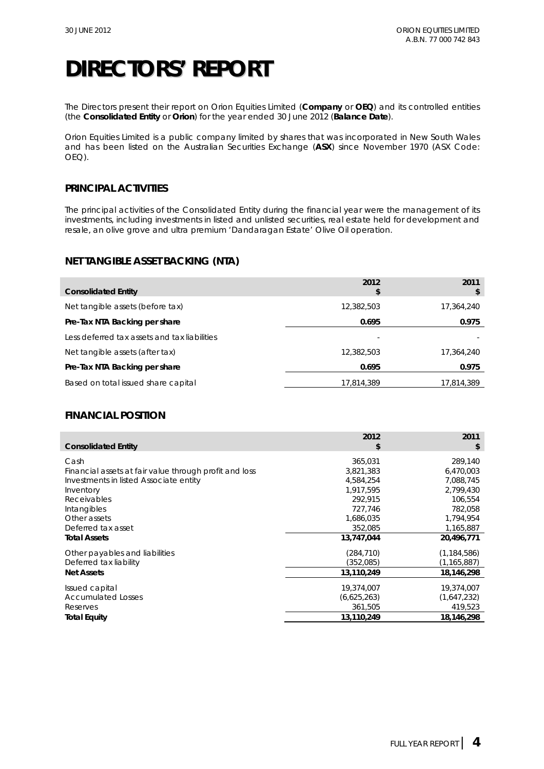# DIRECTORS' REPORT

The Directors present their report on Orion Equities Limited (**Company** or **OEQ**) and its controlled entities (the **Consolidated Entity** or **Orion**) for the year ended 30 June 2012 (**Balance Date**).

Orion Equities Limited is a public company limited by shares that was incorporated in New South Wales and has been listed on the Australian Securities Exchange (**ASX**) since November 1970 (ASX Code: OEQ).

## PRINCIPAL ACTIVITIES

The principal activities of the Consolidated Entity during the financial year were the management of its investments, including investments in listed and unlisted securities, real estate held for development and resale, an olive grove and ultra premium 'Dandaragan Estate' Olive Oil operation.

## NET TANGIBLE ASSET BACKING (NTA)

| Consolidated Entity | 2012 $ | 2011 $ |
|---|---|---|
| Net tangible assets (before tax) | 12,382,503 | 17,364,240 |
| **Pre-Tax NTA Backing per share** | **0.695** | **0.975** |
| Less deferred tax assets and tax liabilities | - | - |
| Net tangible assets (after tax) | 12,382,503 | 17,364,240 |
| **Pre-Tax NTA Backing per share** | **0.695** | **0.975** |
| Based on total issued share capital | 17,814,389 | 17,814,389 |

## FINANCIAL POSITION

| Consolidated Entity | 2012 $ | 2011 $ |
|---|---|---|
| Cash | 365,031 | 289,140 |
| Financial assets at fair value through profit and loss | 3,821,383 | 6,470,003 |
| Investments in listed Associate entity | 4,584,254 | 7,088,745 |
| Inventory | 1,917,595 | 2,799,430 |
| Receivables | 292,915 | 106,554 |
| Intangibles | 727,746 | 782,058 |
| Other assets | 1,686,035 | 1,794,954 |
| Deferred tax asset | 352,085 | 1,165,887 |
| **Total Assets** | **13,747,044** | **20,496,771** |
| Other payables and liabilities | (284,710) | (1,184,586) |
| Deferred tax liability | (352,085) | (1,165,887) |
| **Net Assets** | **13,110,249** | **18,146,298** |
| Issued capital | 19,374,007 | 19,374,007 |
| Accumulated Losses | (6,625,263) | (1,647,232) |
| Reserves | 361,505 | 419,523 |
| **Total Equity** | **13,110,249** | **18,146,298** |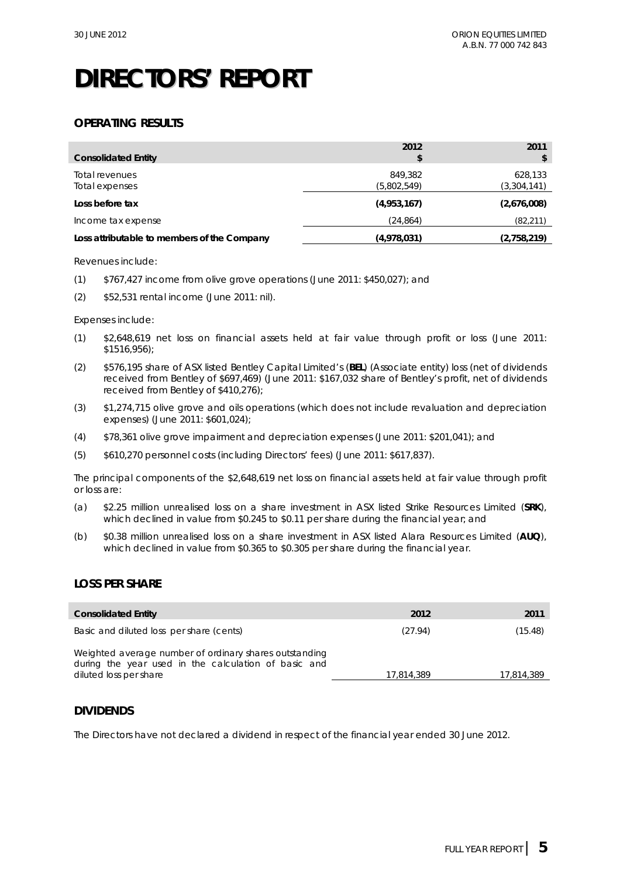# DIRECTORS' REPORT

## OPERATING RESULTS

| Consolidated Entity | 2012 $ | 2011 $ |
|---|---|---|
| Total revenues | 849,382 | 628,133 |
| Total expenses | (5,802,549) | (3,304,141) |
| **Loss before tax** | **(4,953,167)** | **(2,676,008)** |
| Income tax expense | (24,864) | (82,211) |
| **Loss attributable to members of the Company** | **(4,978,031)** | **(2,758,219)** |

Revenues include:

(1) $767,427 income from olive grove operations (June 2011: $450,027); and

(2) $52,531 rental income (June 2011: nil).

Expenses include:

(1) $2,648,619 net loss on financial assets held at fair value through profit or loss (June 2011: $1516,956);

(2) $576,195 share of ASX listed Bentley Capital Limited's (**BEL**) (Associate entity) loss (net of dividends received from Bentley of $697,469) (June 2011: $167,032 share of Bentley's profit, net of dividends received from Bentley of $410,276);

(3) $1,274,715 olive grove and oils operations (which does not include revaluation and depreciation expenses) (June 2011: $601,024);

(4) $78,361 olive grove impairment and depreciation expenses (June 2011: $201,041); and

(5) $610,270 personnel costs (including Directors' fees) (June 2011: $617,837).

The principal components of the $2,648,619 net loss on financial assets held at fair value through profit or loss are:

(a) $2.25 million unrealised loss on a share investment in ASX listed Strike Resources Limited (**SRK**), which declined in value from $0.245 to $0.11 per share during the financial year; and

(b) $0.38 million unrealised loss on a share investment in ASX listed Alara Resources Limited (**AUQ**), which declined in value from $0.365 to $0.305 per share during the financial year.

## LOSS PER SHARE

| Consolidated Entity | 2012 | 2011 |
|---|---|---|
| Basic and diluted loss per share (cents) | (27.94) | (15.48) |
| Weighted average number of ordinary shares outstanding during the year used in the calculation of basic and diluted loss per share | 17,814,389 | 17,814,389 |

## DIVIDENDS

The Directors have not declared a dividend in respect of the financial year ended 30 June 2012.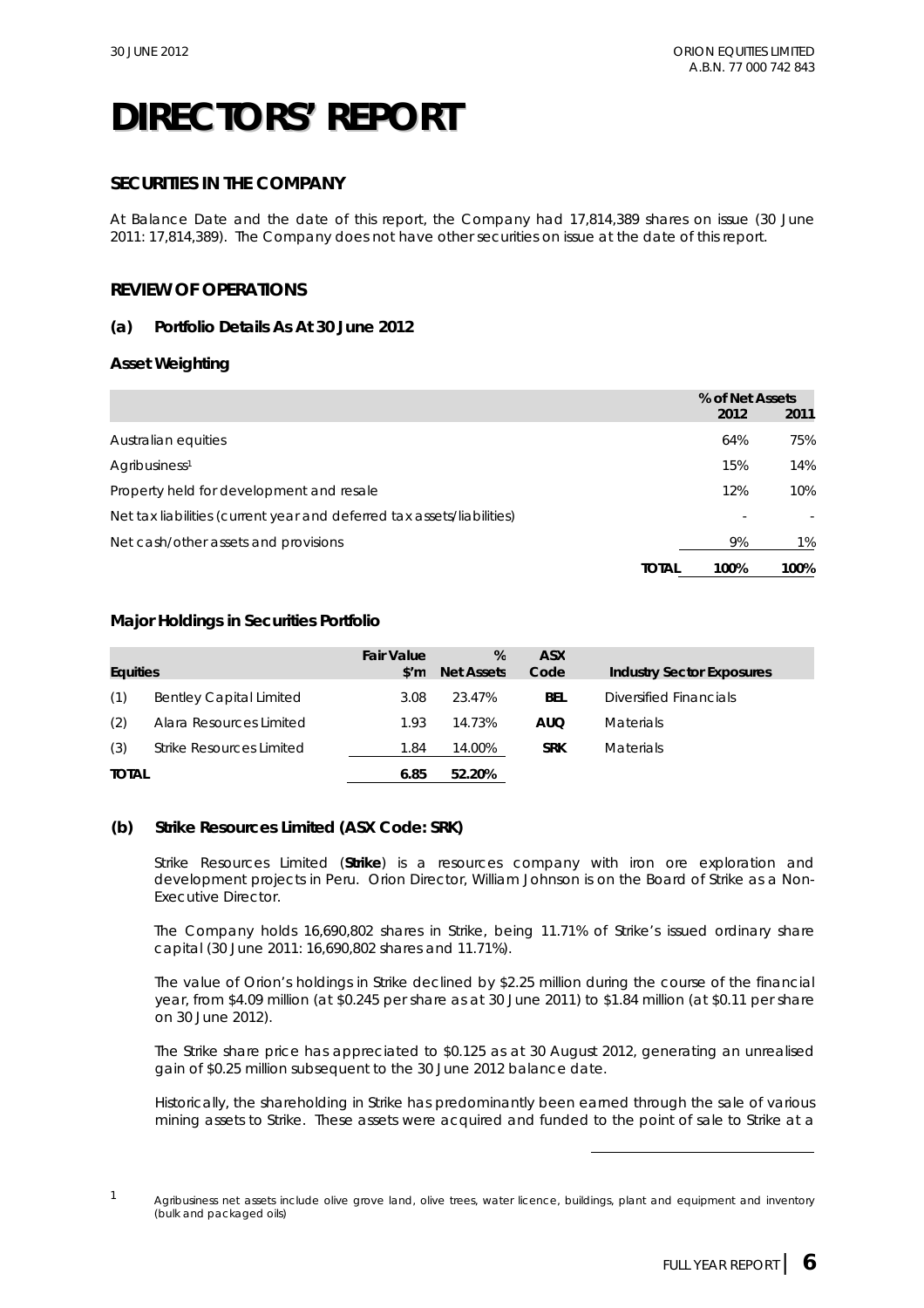// DIRECTORS' REPORT

## SECURITIES IN THE COMPANY

At Balance Date and the date of this report, the Company had 17,814,389 shares on issue (30 June 2011: 17,814,389). The Company does not have other securities on issue at the date of this report.

## REVIEW OF OPERATIONS

### (a) Portfolio Details As At 30 June 2012

**Asset Weighting**

| | | % of Net Assets 2012 | 2011 |
|---|---|---|---|
| Australian equities | | 64% | 75% |
| Agribusiness[1] | | 15% | 14% |
| Property held for development and resale | | 12% | 10% |
| Net tax liabilities (current year and deferred tax assets/liabilities) | | - | - |
| Net cash/other assets and provisions | | 9% | 1% |
| | **TOTAL** | **100%** | **100%** |

**Major Holdings in Securities Portfolio**

| Equities | | Fair Value $'m | % Net Assets | ASX Code | Industry Sector Exposures |
|---|---|---|---|---|---|
| (1) | Bentley Capital Limited | 3.08 | 23.47% | **BEL** | Diversified Financials |
| (2) | Alara Resources Limited | 1.93 | 14.73% | **AUQ** | Materials |
| (3) | Strike Resources Limited | 1.84 | 14.00% | **SRK** | Materials |
| **TOTAL** | | **6.85** | **52.20%** | | |

### (b) Strike Resources Limited (ASX Code: SRK)

Strike Resources Limited (**Strike**) is a resources company with iron ore exploration and development projects in Peru. Orion Director, William Johnson is on the Board of Strike as a Non-Executive Director.

The Company holds 16,690,802 shares in Strike, being 11.71% of Strike's issued ordinary share capital (30 June 2011: 16,690,802 shares and 11.71%).

The value of Orion's holdings in Strike declined by $2.25 million during the course of the financial year, from $4.09 million (at $0.245 per share as at 30 June 2011) to $1.84 million (at $0.11 per share on 30 June 2012).

The Strike share price has appreciated to $0.125 as at 30 August 2012, generating an unrealised gain of $0.25 million subsequent to the 30 June 2012 balance date.

Historically, the shareholding in Strike has predominantly been earned through the sale of various mining assets to Strike. These assets were acquired and funded to the point of sale to Strike at a

---

[1] Agribusiness net assets include olive grove land, olive trees, water licence, buildings, plant and equipment and inventory (bulk and packaged oils)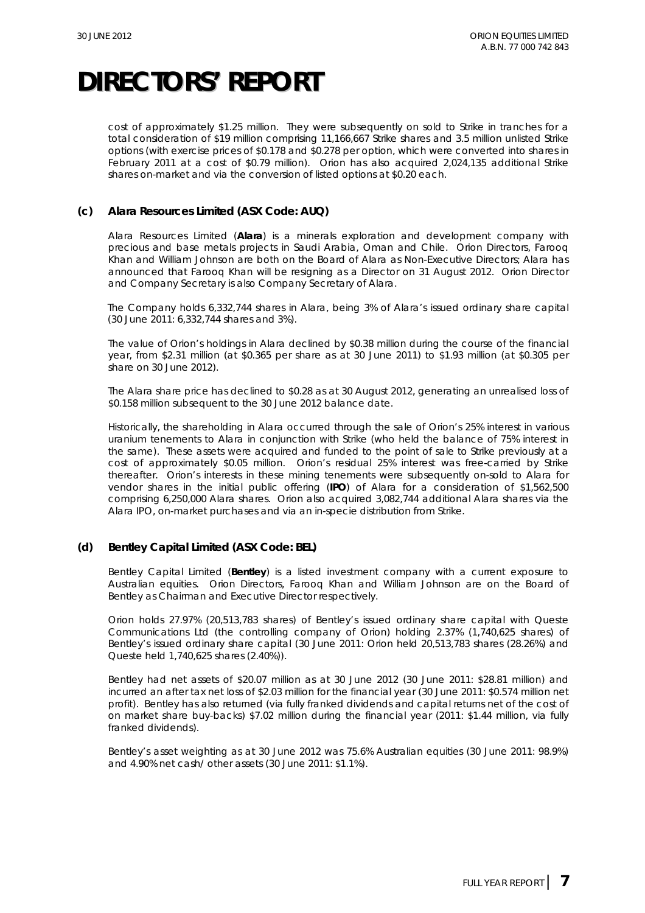# DIRECTORS' REPORT

cost of approximately $1.25 million. They were subsequently on sold to Strike in tranches for a total consideration of $19 million comprising 11,166,667 Strike shares and 3.5 million unlisted Strike options (with exercise prices of $0.178 and $0.278 per option, which were converted into shares in February 2011 at a cost of $0.79 million). Orion has also acquired 2,024,135 additional Strike shares on-market and via the conversion of listed options at $0.20 each.

### (c) Alara Resources Limited (ASX Code: AUQ)

Alara Resources Limited (**Alara**) is a minerals exploration and development company with precious and base metals projects in Saudi Arabia, Oman and Chile. Orion Directors, Farooq Khan and William Johnson are both on the Board of Alara as Non-Executive Directors; Alara has announced that Farooq Khan will be resigning as a Director on 31 August 2012. Orion Director and Company Secretary is also Company Secretary of Alara.

The Company holds 6,332,744 shares in Alara, being 3% of Alara's issued ordinary share capital (30 June 2011: 6,332,744 shares and 3%).

The value of Orion's holdings in Alara declined by $0.38 million during the course of the financial year, from $2.31 million (at $0.365 per share as at 30 June 2011) to $1.93 million (at $0.305 per share on 30 June 2012).

The Alara share price has declined to $0.28 as at 30 August 2012, generating an unrealised loss of $0.158 million subsequent to the 30 June 2012 balance date.

Historically, the shareholding in Alara occurred through the sale of Orion's 25% interest in various uranium tenements to Alara in conjunction with Strike (who held the balance of 75% interest in the same). These assets were acquired and funded to the point of sale to Strike previously at a cost of approximately $0.05 million. Orion's residual 25% interest was free-carried by Strike thereafter. Orion's interests in these mining tenements were subsequently on-sold to Alara for vendor shares in the initial public offering (**IPO**) of Alara for a consideration of $1,562,500 comprising 6,250,000 Alara shares. Orion also acquired 3,082,744 additional Alara shares via the Alara IPO, on-market purchases and via an in-specie distribution from Strike.

### (d) Bentley Capital Limited (ASX Code: BEL)

Bentley Capital Limited (**Bentley**) is a listed investment company with a current exposure to Australian equities. Orion Directors, Farooq Khan and William Johnson are on the Board of Bentley as Chairman and Executive Director respectively.

Orion holds 27.97% (20,513,783 shares) of Bentley's issued ordinary share capital with Queste Communications Ltd (the controlling company of Orion) holding 2.37% (1,740,625 shares) of Bentley's issued ordinary share capital (30 June 2011: Orion held 20,513,783 shares (28.26%) and Queste held 1,740,625 shares (2.40%)).

Bentley had net assets of $20.07 million as at 30 June 2012 (30 June 2011: $28.81 million) and incurred an after tax net loss of $2.03 million for the financial year (30 June 2011: $0.574 million net profit). Bentley has also returned (via fully franked dividends and capital returns net of the cost of on market share buy-backs) $7.02 million during the financial year (2011: $1.44 million, via fully franked dividends).

Bentley's asset weighting as at 30 June 2012 was 75.6% Australian equities (30 June 2011: 98.9%) and 4.90% net cash/ other assets (30 June 2011: $1.1%).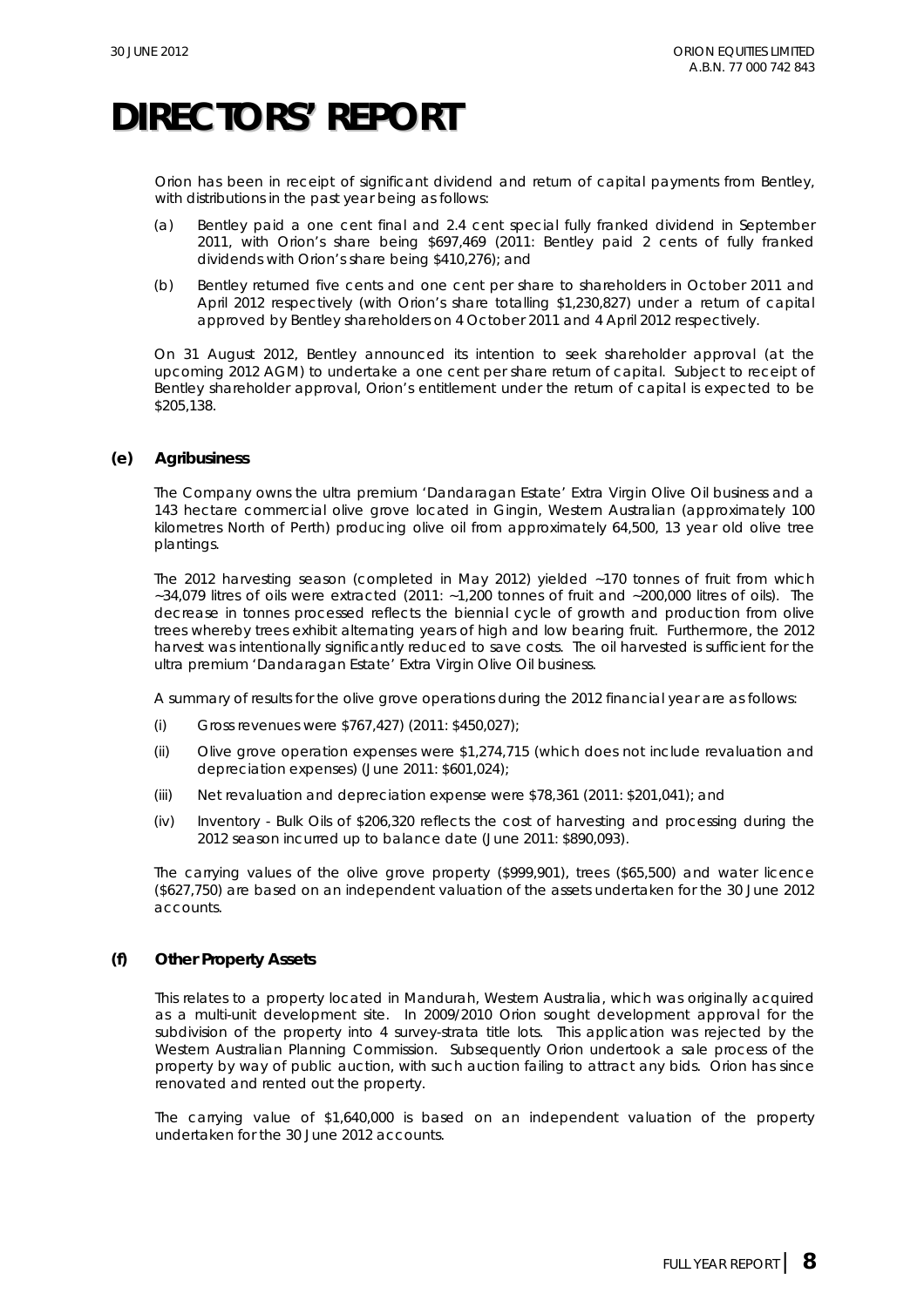# DIRECTORS' REPORT

Orion has been in receipt of significant dividend and return of capital payments from Bentley, with distributions in the past year being as follows:

(a) Bentley paid a one cent final and 2.4 cent special fully franked dividend in September 2011, with Orion's share being $697,469 (2011: Bentley paid 2 cents of fully franked dividends with Orion's share being $410,276); and

(b) Bentley returned five cents and one cent per share to shareholders in October 2011 and April 2012 respectively (with Orion's share totalling $1,230,827) under a return of capital approved by Bentley shareholders on 4 October 2011 and 4 April 2012 respectively.

On 31 August 2012, Bentley announced its intention to seek shareholder approval (at the upcoming 2012 AGM) to undertake a one cent per share return of capital. Subject to receipt of Bentley shareholder approval, Orion's entitlement under the return of capital is expected to be $205,138.

### (e) Agribusiness

The Company owns the ultra premium 'Dandaragan Estate' Extra Virgin Olive Oil business and a 143 hectare commercial olive grove located in Gingin, Western Australian (approximately 100 kilometres North of Perth) producing olive oil from approximately 64,500, 13 year old olive tree plantings.

The 2012 harvesting season (completed in May 2012) yielded ~170 tonnes of fruit from which ~34,079 litres of oils were extracted (2011: ~1,200 tonnes of fruit and ~200,000 litres of oils). The decrease in tonnes processed reflects the biennial cycle of growth and production from olive trees whereby trees exhibit alternating years of high and low bearing fruit. Furthermore, the 2012 harvest was intentionally significantly reduced to save costs. The oil harvested is sufficient for the ultra premium 'Dandaragan Estate' Extra Virgin Olive Oil business.

A summary of results for the olive grove operations during the 2012 financial year are as follows:

(i) Gross revenues were $767,427) (2011: $450,027);

(ii) Olive grove operation expenses were $1,274,715 (which does not include revaluation and depreciation expenses) (June 2011: $601,024);

(iii) Net revaluation and depreciation expense were $78,361 (2011: $201,041); and

(iv) Inventory - Bulk Oils of $206,320 reflects the cost of harvesting and processing during the 2012 season incurred up to balance date (June 2011: $890,093).

The carrying values of the olive grove property ($999,901), trees ($65,500) and water licence ($627,750) are based on an independent valuation of the assets undertaken for the 30 June 2012 accounts.

### (f) Other Property Assets

This relates to a property located in Mandurah, Western Australia, which was originally acquired as a multi-unit development site. In 2009/2010 Orion sought development approval for the subdivision of the property into 4 survey-strata title lots. This application was rejected by the Western Australian Planning Commission. Subsequently Orion undertook a sale process of the property by way of public auction, with such auction failing to attract any bids. Orion has since renovated and rented out the property.

The carrying value of $1,640,000 is based on an independent valuation of the property undertaken for the 30 June 2012 accounts.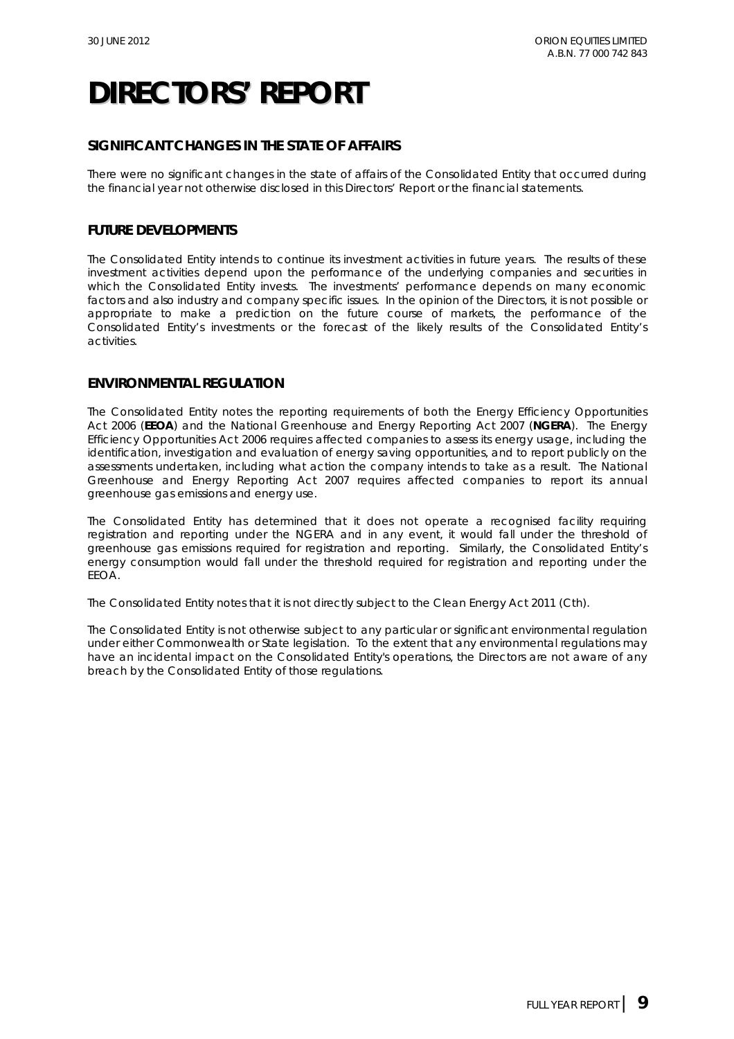# DIRECTORS' REPORT

## SIGNIFICANT CHANGES IN THE STATE OF AFFAIRS

There were no significant changes in the state of affairs of the Consolidated Entity that occurred during the financial year not otherwise disclosed in this Directors' Report or the financial statements.

## FUTURE DEVELOPMENTS

The Consolidated Entity intends to continue its investment activities in future years. The results of these investment activities depend upon the performance of the underlying companies and securities in which the Consolidated Entity invests. The investments' performance depends on many economic factors and also industry and company specific issues. In the opinion of the Directors, it is not possible or appropriate to make a prediction on the future course of markets, the performance of the Consolidated Entity's investments or the forecast of the likely results of the Consolidated Entity's activities.

## ENVIRONMENTAL REGULATION

The Consolidated Entity notes the reporting requirements of both the Energy Efficiency Opportunities Act 2006 (**EEOA**) and the National Greenhouse and Energy Reporting Act 2007 (**NGERA**). The Energy Efficiency Opportunities Act 2006 requires affected companies to assess its energy usage, including the identification, investigation and evaluation of energy saving opportunities, and to report publicly on the assessments undertaken, including what action the company intends to take as a result. The National Greenhouse and Energy Reporting Act 2007 requires affected companies to report its annual greenhouse gas emissions and energy use.

The Consolidated Entity has determined that it does not operate a recognised facility requiring registration and reporting under the NGERA and in any event, it would fall under the threshold of greenhouse gas emissions required for registration and reporting. Similarly, the Consolidated Entity's energy consumption would fall under the threshold required for registration and reporting under the EEOA.

The Consolidated Entity notes that it is not directly subject to the Clean Energy Act 2011 (Cth).

The Consolidated Entity is not otherwise subject to any particular or significant environmental regulation under either Commonwealth or State legislation. To the extent that any environmental regulations may have an incidental impact on the Consolidated Entity's operations, the Directors are not aware of any breach by the Consolidated Entity of those regulations.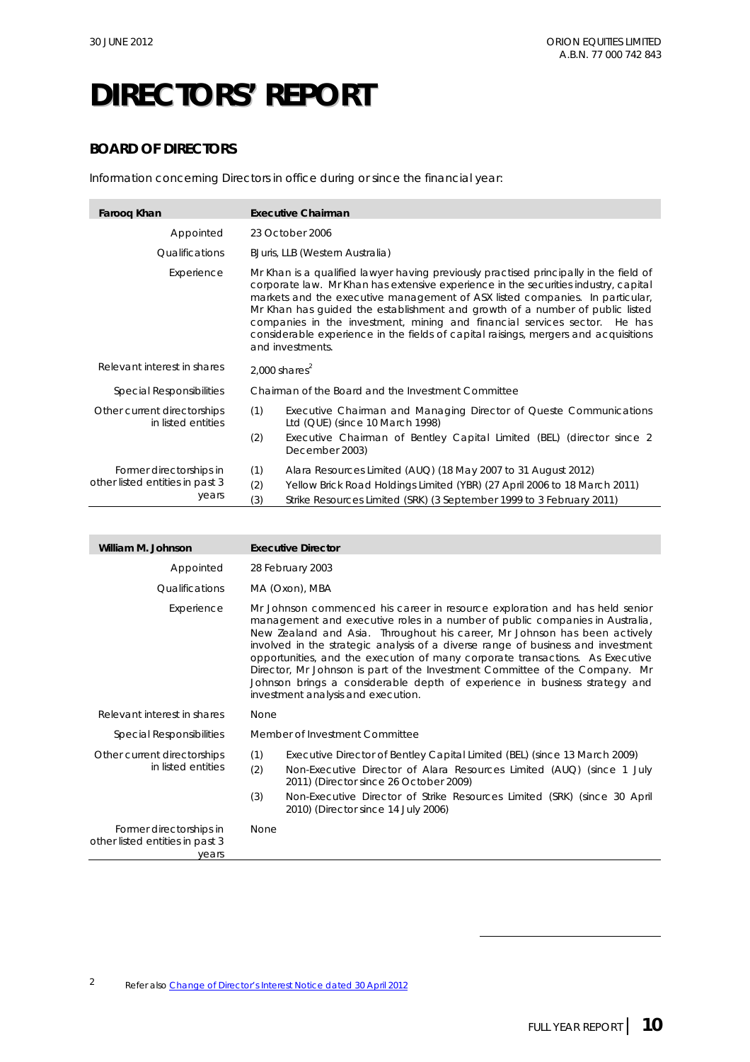# DIRECTORS' REPORT

## BOARD OF DIRECTORS

Information concerning Directors in office during or since the financial year:

| **Farooq Khan** | **Executive Chairman** |
|---|---|
| Appointed | 23 October 2006 |
| Qualifications | BJuris, LLB (Western Australia) |
| Experience | Mr Khan is a qualified lawyer having previously practised principally in the field of corporate law. Mr Khan has extensive experience in the securities industry, capital markets and the executive management of ASX listed companies. In particular, Mr Khan has guided the establishment and growth of a number of public listed companies in the investment, mining and financial services sector. He has considerable experience in the fields of capital raisings, mergers and acquisitions and investments. |
| Relevant interest in shares | 2,000 shares[2] |
| Special Responsibilities | Chairman of the Board and the Investment Committee |
| Other current directorships in listed entities | (1) Executive Chairman and Managing Director of Queste Communications Ltd (QUE) (since 10 March 1998)<br>(2) Executive Chairman of Bentley Capital Limited (BEL) (director since 2 December 2003) |
| Former directorships in other listed entities in past 3 years | (1) Alara Resources Limited (AUQ) (18 May 2007 to 31 August 2012)<br>(2) Yellow Brick Road Holdings Limited (YBR) (27 April 2006 to 18 March 2011)<br>(3) Strike Resources Limited (SRK) (3 September 1999 to 3 February 2011) |

| **William M. Johnson** | **Executive Director** |
|---|---|
| Appointed | 28 February 2003 |
| Qualifications | MA (Oxon), MBA |
| Experience | Mr Johnson commenced his career in resource exploration and has held senior management and executive roles in a number of public companies in Australia, New Zealand and Asia. Throughout his career, Mr Johnson has been actively involved in the strategic analysis of a diverse range of business and investment opportunities, and the execution of many corporate transactions. As Executive Director, Mr Johnson is part of the Investment Committee of the Company. Mr Johnson brings a considerable depth of experience in business strategy and investment analysis and execution. |
| Relevant interest in shares | None |
| Special Responsibilities | Member of Investment Committee |
| Other current directorships in listed entities | (1) Executive Director of Bentley Capital Limited (BEL) (since 13 March 2009)<br>(2) Non-Executive Director of Alara Resources Limited (AUQ) (since 1 July 2011) (Director since 26 October 2009)<br>(3) Non-Executive Director of Strike Resources Limited (SRK) (since 30 April 2010) (Director since 14 July 2006) |
| Former directorships in other listed entities in past 3 years | None |

[2] Refer also Change of Director's Interest Notice dated 30 April 2012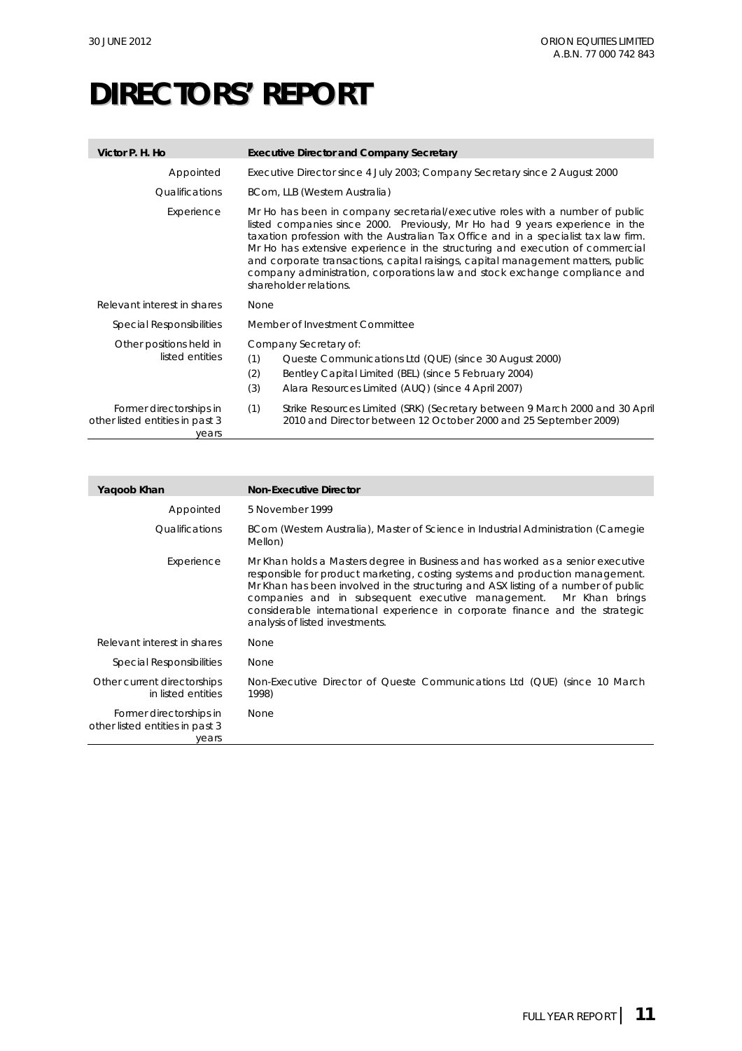# DIRECTORS' REPORT

| Victor P. H. Ho | Executive Director and Company Secretary |
|---|---|
| Appointed | Executive Director since 4 July 2003; Company Secretary since 2 August 2000 |
| Qualifications | BCom, LLB (Western Australia) |
| Experience | Mr Ho has been in company secretarial/executive roles with a number of public listed companies since 2000. Previously, Mr Ho had 9 years experience in the taxation profession with the Australian Tax Office and in a specialist tax law firm. Mr Ho has extensive experience in the structuring and execution of commercial and corporate transactions, capital raisings, capital management matters, public company administration, corporations law and stock exchange compliance and shareholder relations. |
| Relevant interest in shares | None |
| Special Responsibilities | Member of Investment Committee |
| Other positions held in listed entities | Company Secretary of:<br>(1) Queste Communications Ltd (QUE) (since 30 August 2000)<br>(2) Bentley Capital Limited (BEL) (since 5 February 2004)<br>(3) Alara Resources Limited (AUQ) (since 4 April 2007) |
| Former directorships in other listed entities in past 3 years | (1) Strike Resources Limited (SRK) (Secretary between 9 March 2000 and 30 April 2010 and Director between 12 October 2000 and 25 September 2009) |

| Yaqoob Khan | Non-Executive Director |
|---|---|
| Appointed | 5 November 1999 |
| Qualifications | BCom (Western Australia), Master of Science in Industrial Administration (Carnegie Mellon) |
| Experience | Mr Khan holds a Masters degree in Business and has worked as a senior executive responsible for product marketing, costing systems and production management. Mr Khan has been involved in the structuring and ASX listing of a number of public companies and in subsequent executive management. Mr Khan brings considerable international experience in corporate finance and the strategic analysis of listed investments. |
| Relevant interest in shares | None |
| Special Responsibilities | None |
| Other current directorships in listed entities | Non-Executive Director of Queste Communications Ltd (QUE) (since 10 March 1998) |
| Former directorships in other listed entities in past 3 years | None |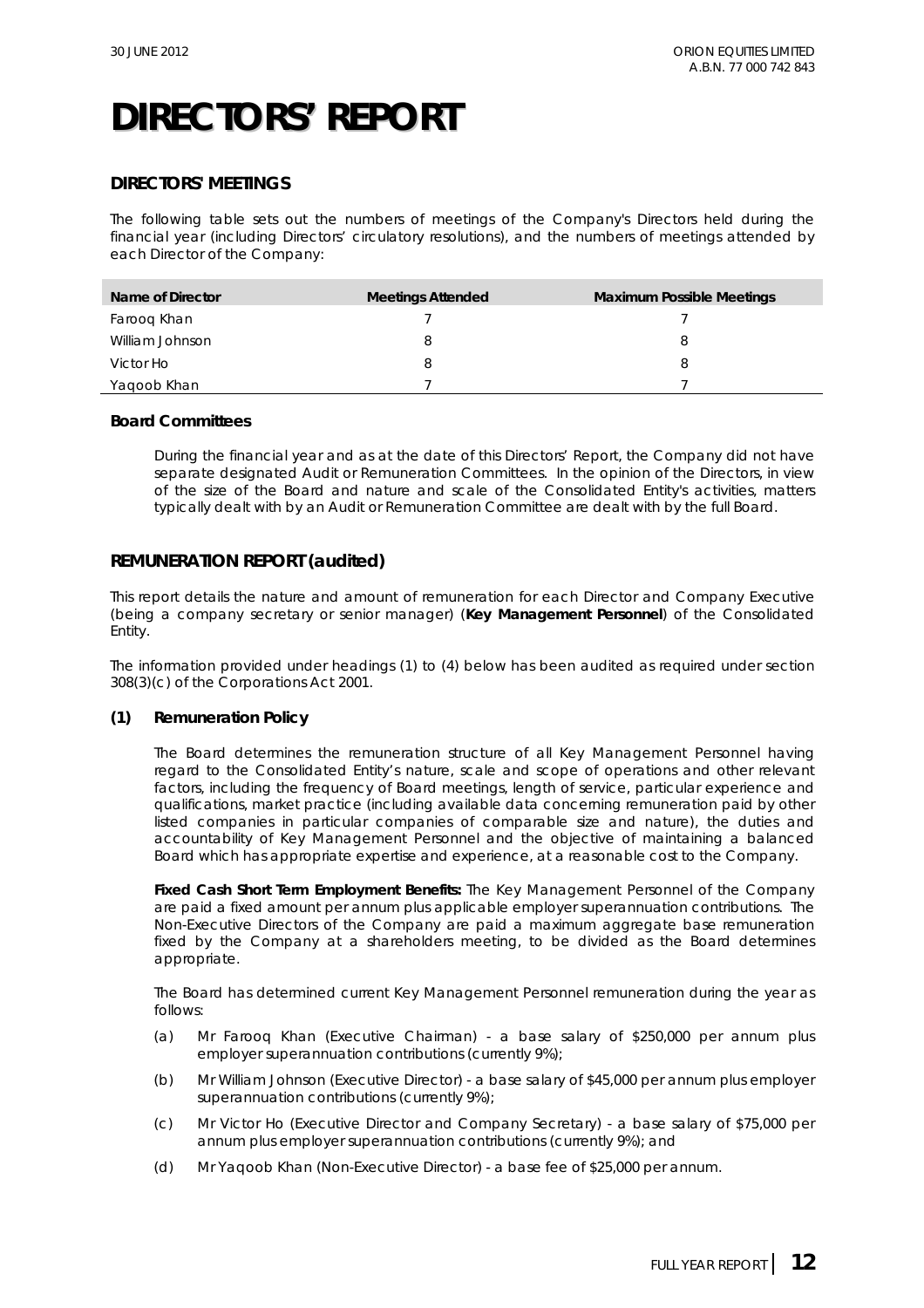# DIRECTORS' REPORT

## DIRECTORS' MEETINGS

The following table sets out the numbers of meetings of the Company's Directors held during the financial year (including Directors' circulatory resolutions), and the numbers of meetings attended by each Director of the Company:

| Name of Director | Meetings Attended | Maximum Possible Meetings |
|---|---|---|
| Farooq Khan | 7 | 7 |
| William Johnson | 8 | 8 |
| Victor Ho | 8 | 8 |
| Yaqoob Khan | 7 | 7 |

### Board Committees

During the financial year and as at the date of this Directors' Report, the Company did not have separate designated Audit or Remuneration Committees. In the opinion of the Directors, in view of the size of the Board and nature and scale of the Consolidated Entity's activities, matters typically dealt with by an Audit or Remuneration Committee are dealt with by the full Board.

## REMUNERATION REPORT (audited)

This report details the nature and amount of remuneration for each Director and Company Executive (being a company secretary or senior manager) (**Key Management Personnel**) of the Consolidated Entity.

The information provided under headings (1) to (4) below has been audited as required under section 308(3)(c) of the Corporations Act 2001.

### (1) Remuneration Policy

The Board determines the remuneration structure of all Key Management Personnel having regard to the Consolidated Entity's nature, scale and scope of operations and other relevant factors, including the frequency of Board meetings, length of service, particular experience and qualifications, market practice (including available data concerning remuneration paid by other listed companies in particular companies of comparable size and nature), the duties and accountability of Key Management Personnel and the objective of maintaining a balanced Board which has appropriate expertise and experience, at a reasonable cost to the Company.

**Fixed Cash Short Term Employment Benefits:** The Key Management Personnel of the Company are paid a fixed amount per annum plus applicable employer superannuation contributions. The Non-Executive Directors of the Company are paid a maximum aggregate base remuneration fixed by the Company at a shareholders meeting, to be divided as the Board determines appropriate.

The Board has determined current Key Management Personnel remuneration during the year as follows:

(a) Mr Farooq Khan (Executive Chairman) - a base salary of $250,000 per annum plus employer superannuation contributions (currently 9%);

(b) Mr William Johnson (Executive Director) - a base salary of $45,000 per annum plus employer superannuation contributions (currently 9%);

(c) Mr Victor Ho (Executive Director and Company Secretary) - a base salary of $75,000 per annum plus employer superannuation contributions (currently 9%); and

(d) Mr Yaqoob Khan (Non-Executive Director) - a base fee of $25,000 per annum.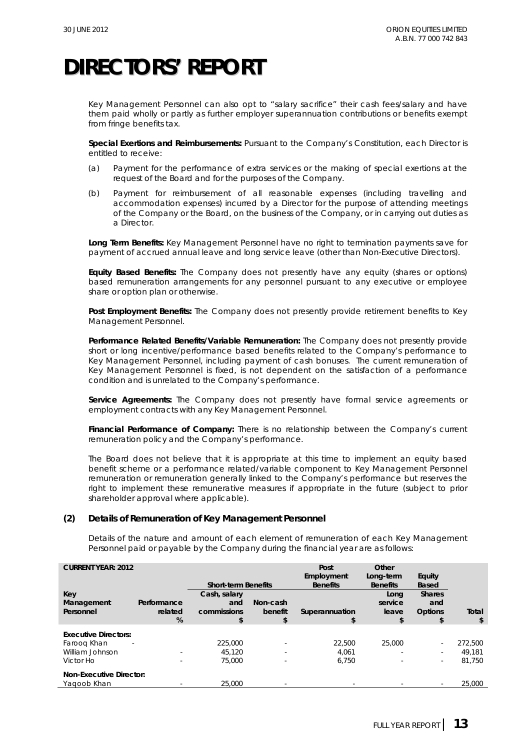# DIRECTORS' REPORT

Key Management Personnel can also opt to "salary sacrifice" their cash fees/salary and have them paid wholly or partly as further employer superannuation contributions or benefits exempt from fringe benefits tax.

**Special Exertions and Reimbursements:** Pursuant to the Company's Constitution, each Director is entitled to receive:

(a) Payment for the performance of extra services or the making of special exertions at the request of the Board and for the purposes of the Company.

(b) Payment for reimbursement of all reasonable expenses (including travelling and accommodation expenses) incurred by a Director for the purpose of attending meetings of the Company or the Board, on the business of the Company, or in carrying out duties as a Director.

**Long Term Benefits:** Key Management Personnel have no right to termination payments save for payment of accrued annual leave and long service leave (other than Non-Executive Directors).

**Equity Based Benefits:** The Company does not presently have any equity (shares or options) based remuneration arrangements for any personnel pursuant to any executive or employee share or option plan or otherwise.

**Post Employment Benefits:** The Company does not presently provide retirement benefits to Key Management Personnel.

**Performance Related Benefits/Variable Remuneration:** The Company does not presently provide short or long incentive/performance based benefits related to the Company's performance to Key Management Personnel, including payment of cash bonuses. The current remuneration of Key Management Personnel is fixed, is not dependent on the satisfaction of a performance condition and is unrelated to the Company's performance.

**Service Agreements:** The Company does not presently have formal service agreements or employment contracts with any Key Management Personnel.

**Financial Performance of Company:** There is no relationship between the Company's current remuneration policy and the Company's performance.

The Board does not believe that it is appropriate at this time to implement an equity based benefit scheme or a performance related/variable component to Key Management Personnel remuneration or remuneration generally linked to the Company's performance but reserves the right to implement these remunerative measures if appropriate in the future (subject to prior shareholder approval where applicable).

## (2) Details of Remuneration of Key Management Personnel

Details of the nature and amount of each element of remuneration of each Key Management Personnel paid or payable by the Company during the financial year are as follows:

| CURRENT YEAR: 2012 | | Short-term Benefits | | Post Employment Benefits | Other Long-term Benefits | Equity Based | |
|---|---|---|---|---|---|---|---|
| Key Management Personnel | Performance related % | Cash, salary and commissions $ | Non-cash benefit $ | Superannuation $ | Long service leave $ | Shares and Options $ | Total $ |
| **Executive Directors:** | | | | | | | |
| Farooq Khan | - | 225,000 | - | 22,500 | 25,000 | - | 272,500 |
| William Johnson | - | 45,120 | - | 4,061 | - | - | 49,181 |
| Victor Ho | - | 75,000 | - | 6,750 | - | - | 81,750 |
| **Non-Executive Director:** | | | | | | | |
| Yaqoob Khan | - | 25,000 | - | - | - | - | 25,000 |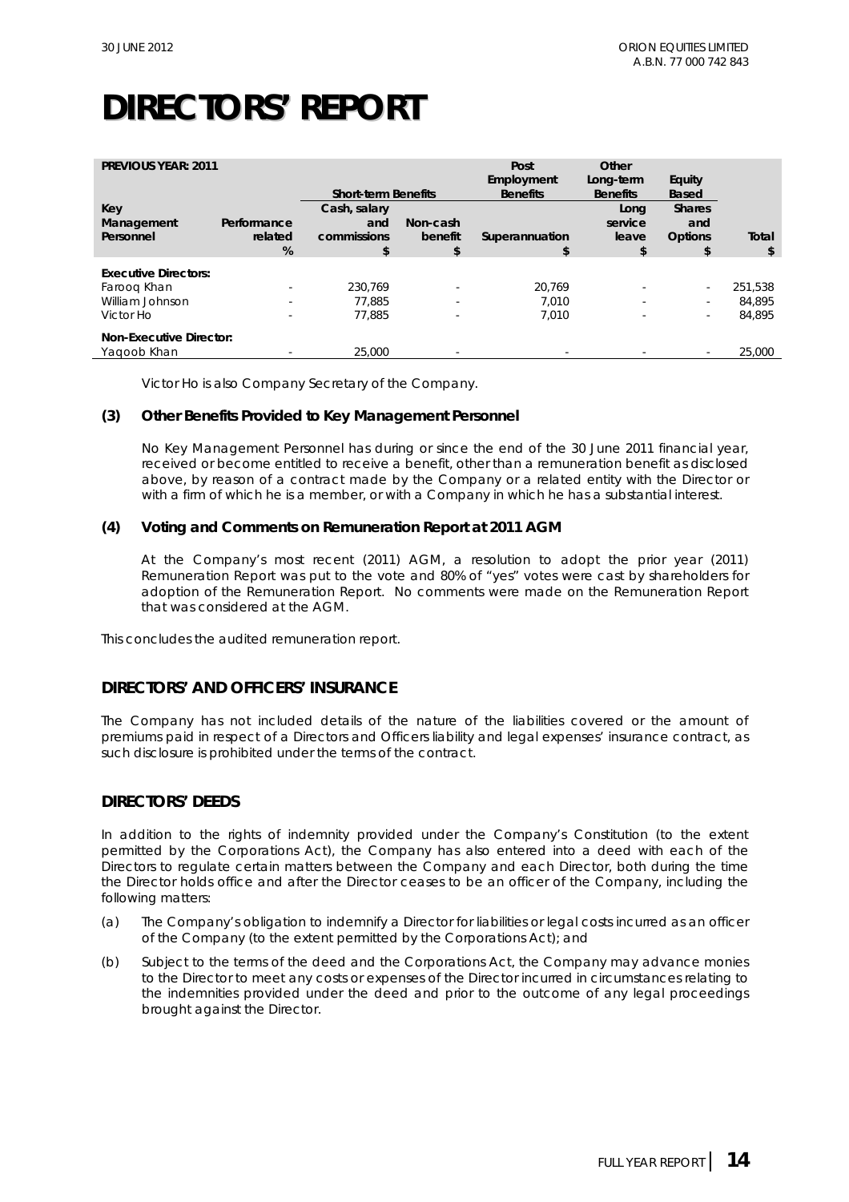# DIRECTORS' REPORT

| PREVIOUS YEAR: 2011 | | Short-term Benefits | | Post Employment Benefits | Other Long-term Benefits | Equity Based | |
|---|---|---|---|---|---|---|---|
| Key Management Personnel | Performance related % | Cash, salary and commissions $ | Non-cash benefit $ | Superannuation $ | Long service leave $ | Shares and Options $ | Total $ |
| **Executive Directors:** | | | | | | | |
| Farooq Khan | - | 230,769 | - | 20,769 | - | - | 251,538 |
| William Johnson | - | 77,885 | - | 7,010 | - | - | 84,895 |
| Victor Ho | - | 77,885 | - | 7,010 | - | - | 84,895 |
| **Non-Executive Director:** | | | | | | | |
| Yaqoob Khan | - | 25,000 | - | - | - | - | 25,000 |

Victor Ho is also Company Secretary of the Company.

**(3) Other Benefits Provided to Key Management Personnel**

No Key Management Personnel has during or since the end of the 30 June 2011 financial year, received or become entitled to receive a benefit, other than a remuneration benefit as disclosed above, by reason of a contract made by the Company or a related entity with the Director or with a firm of which he is a member, or with a Company in which he has a substantial interest.

**(4) Voting and Comments on Remuneration Report at 2011 AGM**

At the Company's most recent (2011) AGM, a resolution to adopt the prior year (2011) Remuneration Report was put to the vote and 80% of "yes" votes were cast by shareholders for adoption of the Remuneration Report. No comments were made on the Remuneration Report that was considered at the AGM.

This concludes the audited remuneration report.

## DIRECTORS' AND OFFICERS' INSURANCE

The Company has not included details of the nature of the liabilities covered or the amount of premiums paid in respect of a Directors and Officers liability and legal expenses' insurance contract, as such disclosure is prohibited under the terms of the contract.

## DIRECTORS' DEEDS

In addition to the rights of indemnity provided under the Company's Constitution (to the extent permitted by the Corporations Act), the Company has also entered into a deed with each of the Directors to regulate certain matters between the Company and each Director, both during the time the Director holds office and after the Director ceases to be an officer of the Company, including the following matters:

(a) The Company's obligation to indemnify a Director for liabilities or legal costs incurred as an officer of the Company (to the extent permitted by the Corporations Act); and

(b) Subject to the terms of the deed and the Corporations Act, the Company may advance monies to the Director to meet any costs or expenses of the Director incurred in circumstances relating to the indemnities provided under the deed and prior to the outcome of any legal proceedings brought against the Director.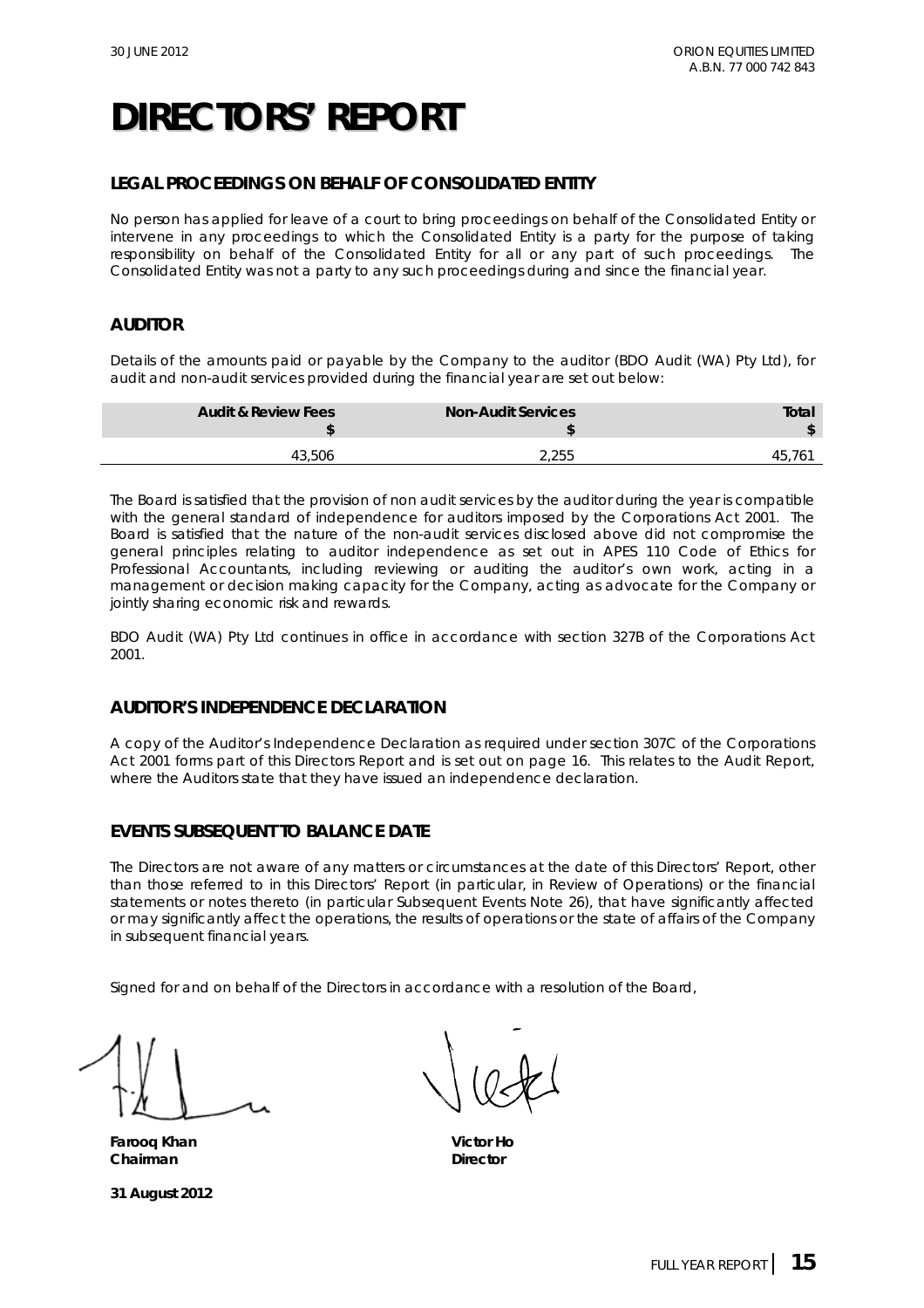# DIRECTORS' REPORT

## LEGAL PROCEEDINGS ON BEHALF OF CONSOLIDATED ENTITY

No person has applied for leave of a court to bring proceedings on behalf of the Consolidated Entity or intervene in any proceedings to which the Consolidated Entity is a party for the purpose of taking responsibility on behalf of the Consolidated Entity for all or any part of such proceedings. The Consolidated Entity was not a party to any such proceedings during and since the financial year.

## AUDITOR

Details of the amounts paid or payable by the Company to the auditor (BDO Audit (WA) Pty Ltd), for audit and non-audit services provided during the financial year are set out below:

| Audit & Review Fees $ | Non-Audit Services $ | Total $ |
|---|---|---|
| 43,506 | 2,255 | 45,761 |

The Board is satisfied that the provision of non audit services by the auditor during the year is compatible with the general standard of independence for auditors imposed by the Corporations Act 2001. The Board is satisfied that the nature of the non-audit services disclosed above did not compromise the general principles relating to auditor independence as set out in APES 110 Code of Ethics for Professional Accountants, including reviewing or auditing the auditor's own work, acting in a management or decision making capacity for the Company, acting as advocate for the Company or jointly sharing economic risk and rewards.

BDO Audit (WA) Pty Ltd continues in office in accordance with section 327B of the Corporations Act 2001.

## AUDITOR'S INDEPENDENCE DECLARATION

A copy of the Auditor's Independence Declaration as required under section 307C of the Corporations Act 2001 forms part of this Directors Report and is set out on page 16. This relates to the Audit Report, where the Auditors state that they have issued an independence declaration.

## EVENTS SUBSEQUENT TO BALANCE DATE

The Directors are not aware of any matters or circumstances at the date of this Directors' Report, other than those referred to in this Directors' Report (in particular, in Review of Operations) or the financial statements or notes thereto (in particular Subsequent Events Note 26), that have significantly affected or may significantly affect the operations, the results of operations or the state of affairs of the Company in subsequent financial years.

Signed for and on behalf of the Directors in accordance with a resolution of the Board,

**Farooq Khan**
**Chairman**

**Victor Ho**
**Director**

**31 August 2012**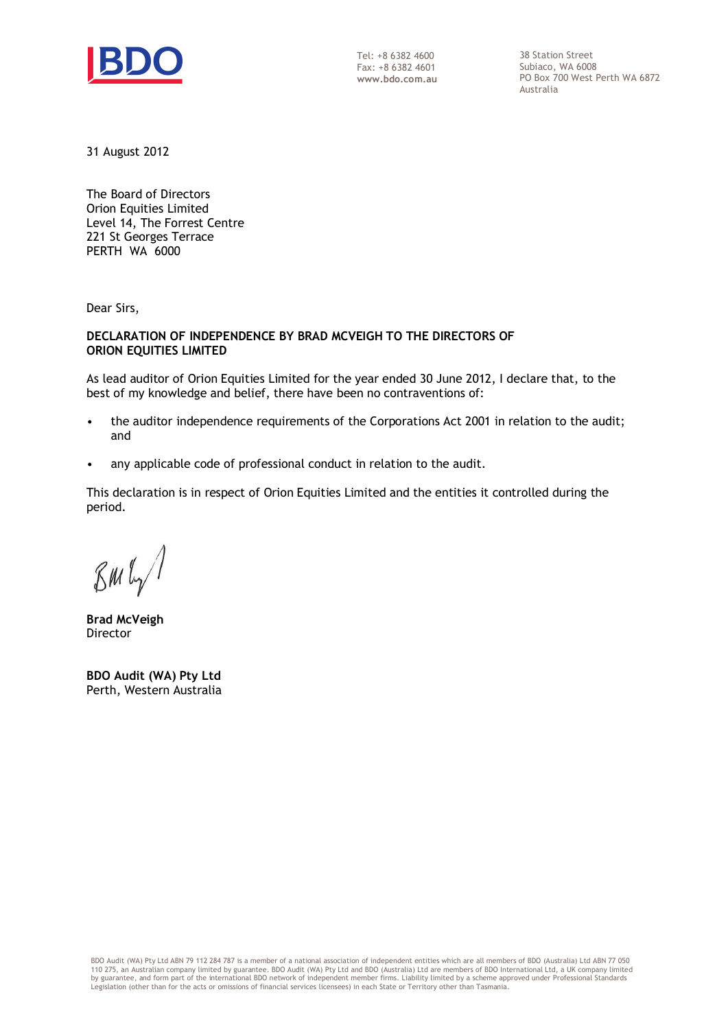Tel: +8 6382 4600
Fax: +8 6382 4601
www.bdo.com.au

38 Station Street
Subiaco, WA 6008
PO Box 700 West Perth WA 6872
Australia

31 August 2012

The Board of Directors
Orion Equities Limited
Level 14, The Forrest Centre
221 St Georges Terrace
PERTH WA 6000

Dear Sirs,

**DECLARATION OF INDEPENDENCE BY BRAD MCVEIGH TO THE DIRECTORS OF ORION EQUITIES LIMITED**

As lead auditor of Orion Equities Limited for the year ended 30 June 2012, I declare that, to the best of my knowledge and belief, there have been no contraventions of:

- the auditor independence requirements of the Corporations Act 2001 in relation to the audit; and
- any applicable code of professional conduct in relation to the audit.

This declaration is in respect of Orion Equities Limited and the entities it controlled during the period.

**Brad McVeigh**
Director

**BDO Audit (WA) Pty Ltd**
Perth, Western Australia

BDO Audit (WA) Pty Ltd ABN 79 112 284 787 is a member of a national association of independent entities which are all members of BDO (Australia) Ltd ABN 77 050 110 275, an Australian company limited by guarantee. BDO Audit (WA) Pty Ltd and BDO (Australia) Ltd are members of BDO International Ltd, a UK company limited by guarantee, and form part of the international BDO network of independent member firms. Liability limited by a scheme approved under Professional Standards Legislation (other than for the acts or omissions of financial services licensees) in each State or Territory other than Tasmania.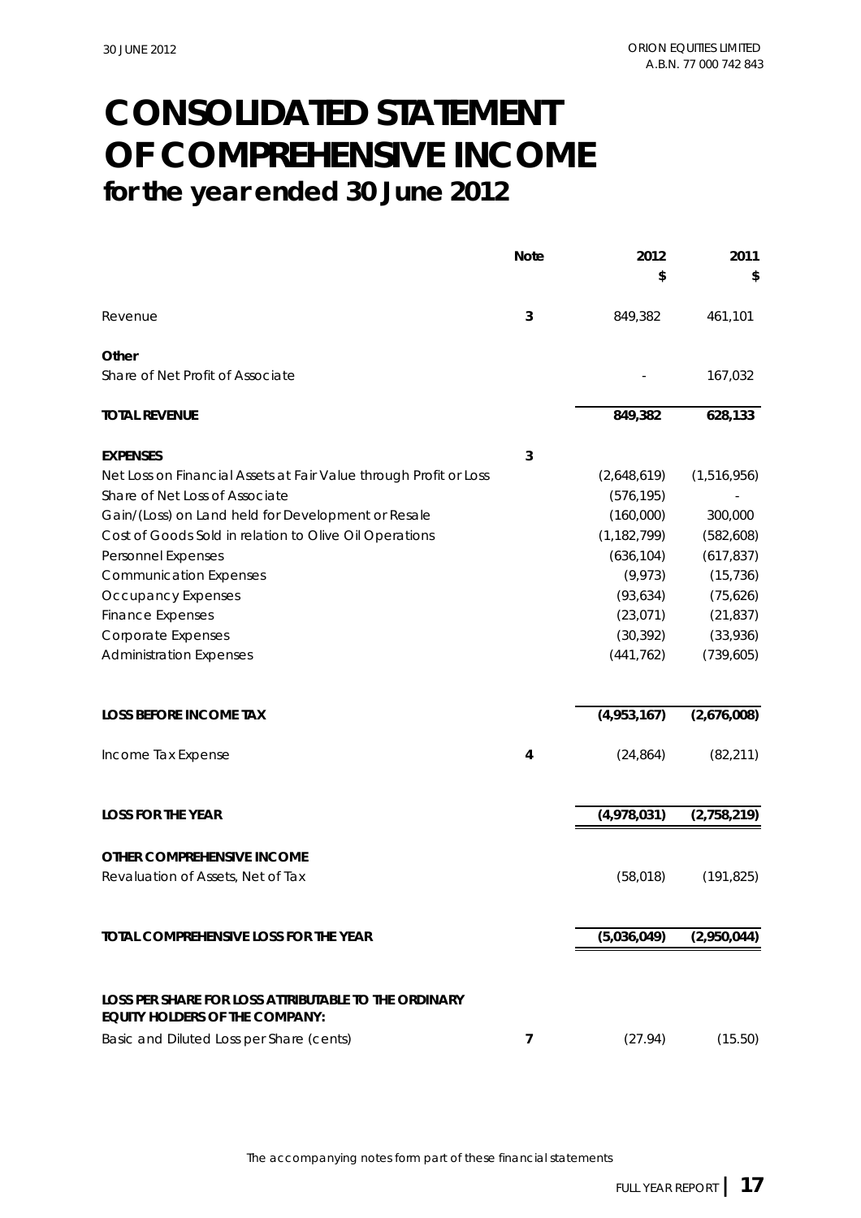# CONSOLIDATED STATEMENT OF COMPREHENSIVE INCOME
## for the year ended 30 June 2012

| | Note | 2012 $ | 2011 $ |
|---|---|---|---|
| Revenue | 3 | 849,382 | 461,101 |
| **Other** | | | |
| Share of Net Profit of Associate | | - | 167,032 |
| **TOTAL REVENUE** | | **849,382** | **628,133** |
| **EXPENSES** | 3 | | |
| Net Loss on Financial Assets at Fair Value through Profit or Loss | | (2,648,619) | (1,516,956) |
| Share of Net Loss of Associate | | (576,195) | - |
| Gain/(Loss) on Land held for Development or Resale | | (160,000) | 300,000 |
| Cost of Goods Sold in relation to Olive Oil Operations | | (1,182,799) | (582,608) |
| Personnel Expenses | | (636,104) | (617,837) |
| Communication Expenses | | (9,973) | (15,736) |
| Occupancy Expenses | | (93,634) | (75,626) |
| Finance Expenses | | (23,071) | (21,837) |
| Corporate Expenses | | (30,392) | (33,936) |
| Administration Expenses | | (441,762) | (739,605) |
| **LOSS BEFORE INCOME TAX** | | **(4,953,167)** | **(2,676,008)** |
| Income Tax Expense | 4 | (24,864) | (82,211) |
| **LOSS FOR THE YEAR** | | **(4,978,031)** | **(2,758,219)** |
| **OTHER COMPREHENSIVE INCOME** | | | |
| Revaluation of Assets, Net of Tax | | (58,018) | (191,825) |
| **TOTAL COMPREHENSIVE LOSS FOR THE YEAR** | | **(5,036,049)** | **(2,950,044)** |
| **LOSS PER SHARE FOR LOSS ATTRIBUTABLE TO THE ORDINARY EQUITY HOLDERS OF THE COMPANY:** | | | |
| Basic and Diluted Loss per Share (cents) | 7 | (27.94) | (15.50) |

*The accompanying notes form part of these financial statements*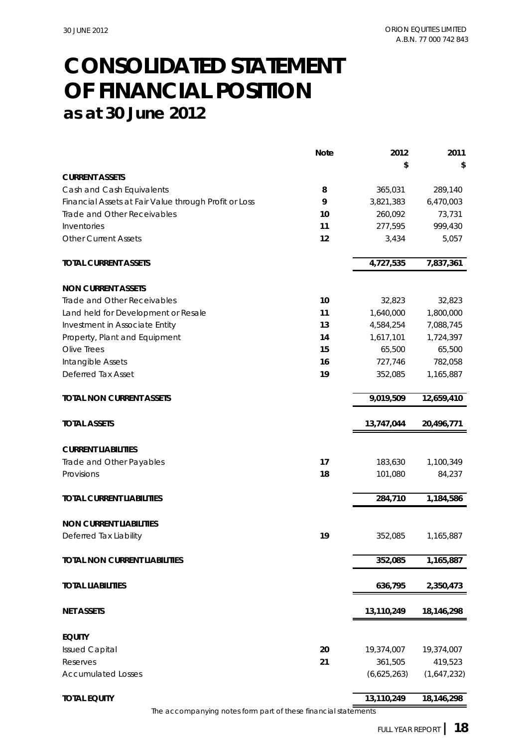# CONSOLIDATED STATEMENT OF FINANCIAL POSITION

## as at 30 June 2012

| | Note | 2012 | 2011 |
|---|---|---|---|
| | | $ | $ |
| **CURRENT ASSETS** | | | |
| Cash and Cash Equivalents | 8 | 365,031 | 289,140 |
| Financial Assets at Fair Value through Profit or Loss | 9 | 3,821,383 | 6,470,003 |
| Trade and Other Receivables | 10 | 260,092 | 73,731 |
| Inventories | 11 | 277,595 | 999,430 |
| Other Current Assets | 12 | 3,434 | 5,057 |
| **TOTAL CURRENT ASSETS** | | **4,727,535** | **7,837,361** |
| **NON CURRENT ASSETS** | | | |
| Trade and Other Receivables | 10 | 32,823 | 32,823 |
| Land held for Development or Resale | 11 | 1,640,000 | 1,800,000 |
| Investment in Associate Entity | 13 | 4,584,254 | 7,088,745 |
| Property, Plant and Equipment | 14 | 1,617,101 | 1,724,397 |
| Olive Trees | 15 | 65,500 | 65,500 |
| Intangible Assets | 16 | 727,746 | 782,058 |
| Deferred Tax Asset | 19 | 352,085 | 1,165,887 |
| **TOTAL NON CURRENT ASSETS** | | **9,019,509** | **12,659,410** |
| **TOTAL ASSETS** | | **13,747,044** | **20,496,771** |
| **CURRENT LIABILITIES** | | | |
| Trade and Other Payables | 17 | 183,630 | 1,100,349 |
| Provisions | 18 | 101,080 | 84,237 |
| **TOTAL CURRENT LIABILITIES** | | **284,710** | **1,184,586** |
| **NON CURRENT LIABILITIES** | | | |
| Deferred Tax Liability | 19 | 352,085 | 1,165,887 |
| **TOTAL NON CURRENT LIABILITIES** | | **352,085** | **1,165,887** |
| **TOTAL LIABILITIES** | | **636,795** | **2,350,473** |
| **NET ASSETS** | | **13,110,249** | **18,146,298** |
| **EQUITY** | | | |
| Issued Capital | 20 | 19,374,007 | 19,374,007 |
| Reserves | 21 | 361,505 | 419,523 |
| Accumulated Losses | | (6,625,263) | (1,647,232) |
| **TOTAL EQUITY** | | **13,110,249** | **18,146,298** |

The accompanying notes form part of these financial statements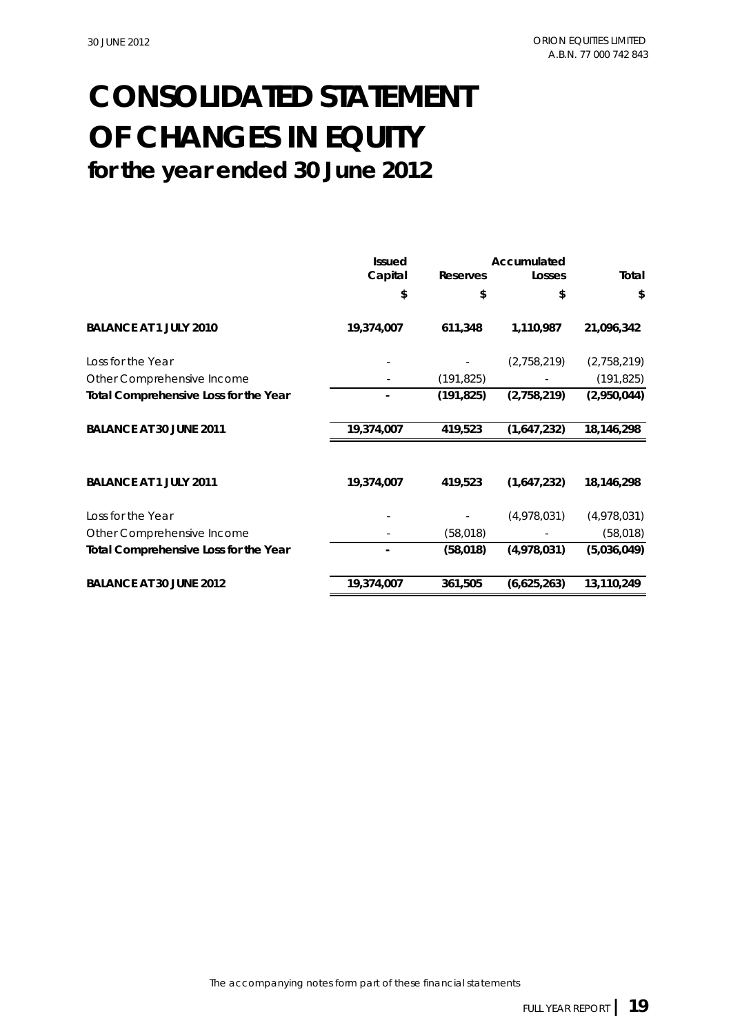# CONSOLIDATED STATEMENT OF CHANGES IN EQUITY

## for the year ended 30 June 2012

| | Issued Capital | Reserves | Accumulated Losses | Total |
|---|---|---|---|---|
| | $ | $ | $ | $ |
| **BALANCE AT 1 JULY 2010** | **19,374,007** | **611,348** | **1,110,987** | **21,096,342** |
| Loss for the Year | - | - | (2,758,219) | (2,758,219) |
| Other Comprehensive Income | - | (191,825) | - | (191,825) |
| **Total Comprehensive Loss for the Year** | **-** | **(191,825)** | **(2,758,219)** | **(2,950,044)** |
| **BALANCE AT 30 JUNE 2011** | **19,374,007** | **419,523** | **(1,647,232)** | **18,146,298** |
| | | | | |
| **BALANCE AT 1 JULY 2011** | **19,374,007** | **419,523** | **(1,647,232)** | **18,146,298** |
| Loss for the Year | - | - | (4,978,031) | (4,978,031) |
| Other Comprehensive Income | - | (58,018) | - | (58,018) |
| **Total Comprehensive Loss for the Year** | **-** | **(58,018)** | **(4,978,031)** | **(5,036,049)** |
| **BALANCE AT 30 JUNE 2012** | **19,374,007** | **361,505** | **(6,625,263)** | **13,110,249** |

The accompanying notes form part of these financial statements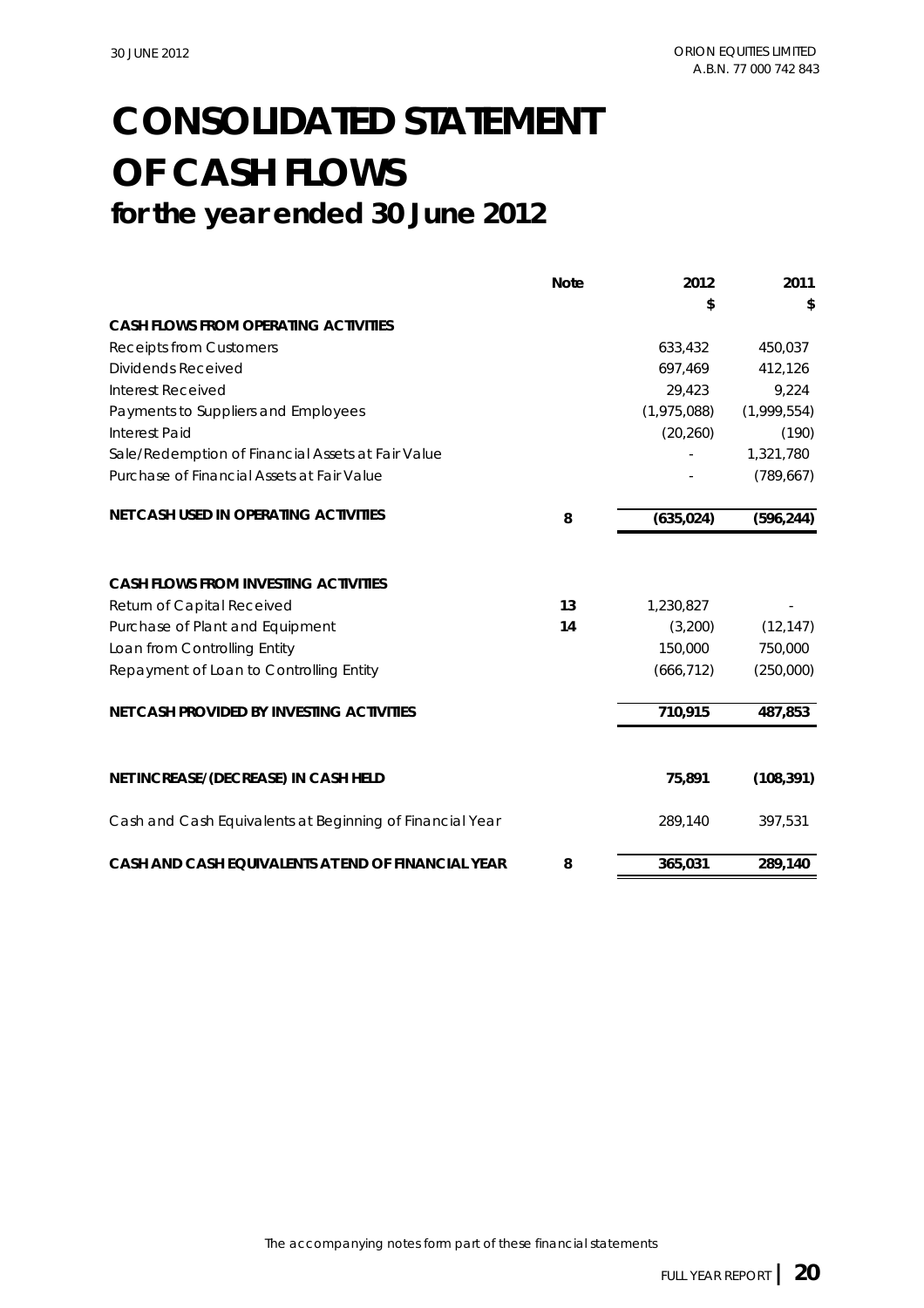# CONSOLIDATED STATEMENT OF CASH FLOWS

## for the year ended 30 June 2012

| | Note | 2012 | 2011 |
|---|---|---|---|
| | | $ | $ |
| **CASH FLOWS FROM OPERATING ACTIVITIES** | | | |
| Receipts from Customers | | 633,432 | 450,037 |
| Dividends Received | | 697,469 | 412,126 |
| Interest Received | | 29,423 | 9,224 |
| Payments to Suppliers and Employees | | (1,975,088) | (1,999,554) |
| Interest Paid | | (20,260) | (190) |
| Sale/Redemption of Financial Assets at Fair Value | | - | 1,321,780 |
| Purchase of Financial Assets at Fair Value | | - | (789,667) |
| **NET CASH USED IN OPERATING ACTIVITIES** | **8** | **(635,024)** | **(596,244)** |
| | | | |
| **CASH FLOWS FROM INVESTING ACTIVITIES** | | | |
| Return of Capital Received | **13** | 1,230,827 | - |
| Purchase of Plant and Equipment | **14** | (3,200) | (12,147) |
| Loan from Controlling Entity | | 150,000 | 750,000 |
| Repayment of Loan to Controlling Entity | | (666,712) | (250,000) |
| **NET CASH PROVIDED BY INVESTING ACTIVITIES** | | **710,915** | **487,853** |
| | | | |
| **NET INCREASE/(DECREASE) IN CASH HELD** | | **75,891** | **(108,391)** |
| Cash and Cash Equivalents at Beginning of Financial Year | | 289,140 | 397,531 |
| **CASH AND CASH EQUIVALENTS AT END OF FINANCIAL YEAR** | **8** | **365,031** | **289,140** |

The accompanying notes form part of these financial statements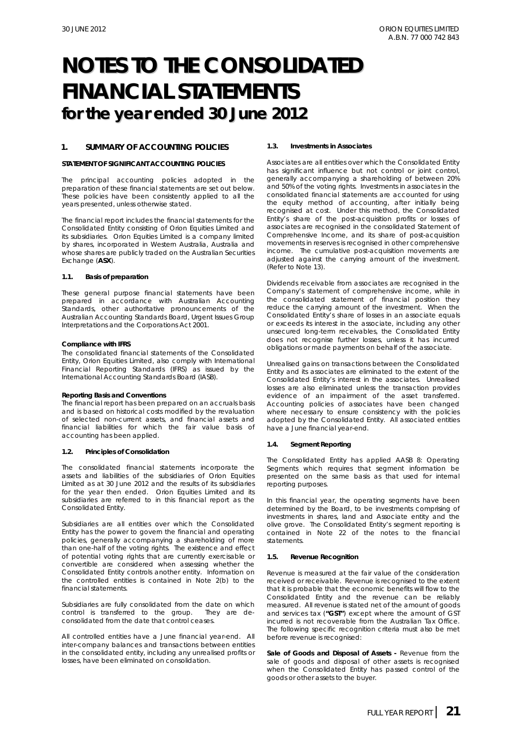# NOTES TO THE CONSOLIDATED FINANCIAL STATEMENTS
## for the year ended 30 June 2012

### 1. SUMMARY OF ACCOUNTING POLICIES

**STATEMENT OF SIGNIFICANT ACCOUNTING POLICIES**

The principal accounting policies adopted in the preparation of these financial statements are set out below. These policies have been consistently applied to all the years presented, unless otherwise stated.

The financial report includes the financial statements for the Consolidated Entity consisting of Orion Equities Limited and its subsidiaries. Orion Equities Limited is a company limited by shares, incorporated in Western Australia, Australia and whose shares are publicly traded on the Australian Securities Exchange (**ASX**).

#### 1.1. Basis of preparation

These general purpose financial statements have been prepared in accordance with Australian Accounting Standards, other authoritative pronouncements of the Australian Accounting Standards Board, Urgent Issues Group Interpretations and the Corporations Act 2001.

**Compliance with IFRS**
The consolidated financial statements of the Consolidated Entity, Orion Equities Limited, also comply with International Financial Reporting Standards (IFRS) as issued by the International Accounting Standards Board (IASB).

**Reporting Basis and Conventions**
The financial report has been prepared on an accruals basis and is based on historical costs modified by the revaluation of selected non-current assets, and financial assets and financial liabilities for which the fair value basis of accounting has been applied.

#### 1.2. Principles of Consolidation

The consolidated financial statements incorporate the assets and liabilities of the subsidiaries of Orion Equities Limited as at 30 June 2012 and the results of its subsidiaries for the year then ended. Orion Equities Limited and its subsidiaries are referred to in this financial report as the Consolidated Entity.

Subsidiaries are all entities over which the Consolidated Entity has the power to govern the financial and operating policies, generally accompanying a shareholding of more than one-half of the voting rights. The existence and effect of potential voting rights that are currently exercisable or convertible are considered when assessing whether the Consolidated Entity controls another entity. Information on the controlled entities is contained in Note 2(b) to the financial statements.

Subsidiaries are fully consolidated from the date on which control is transferred to the group. They are de-consolidated from the date that control ceases.

All controlled entities have a June financial year-end. All inter-company balances and transactions between entities in the consolidated entity, including any unrealised profits or losses, have been eliminated on consolidation.

#### 1.3. Investments in Associates

Associates are all entities over which the Consolidated Entity has significant influence but not control or joint control, generally accompanying a shareholding of between 20% and 50% of the voting rights. Investments in associates in the consolidated financial statements are accounted for using the equity method of accounting, after initially being recognised at cost. Under this method, the Consolidated Entity's share of the post-acquisition profits or losses of associates are recognised in the consolidated Statement of Comprehensive Income, and its share of post-acquisition movements in reserves is recognised in other comprehensive income. The cumulative post-acquisition movements are adjusted against the carrying amount of the investment. (Refer to Note 13).

Dividends receivable from associates are recognised in the Company's statement of comprehensive income, while in the consolidated statement of financial position they reduce the carrying amount of the investment. When the Consolidated Entity's share of losses in an associate equals or exceeds its interest in the associate, including any other unsecured long-term receivables, the Consolidated Entity does not recognise further losses, unless it has incurred obligations or made payments on behalf of the associate.

Unrealised gains on transactions between the Consolidated Entity and its associates are eliminated to the extent of the Consolidated Entity's interest in the associates. Unrealised losses are also eliminated unless the transaction provides evidence of an impairment of the asset transferred. Accounting policies of associates have been changed where necessary to ensure consistency with the policies adopted by the Consolidated Entity. All associated entities have a June financial year-end.

#### 1.4. Segment Reporting

The Consolidated Entity has applied AASB 8: Operating Segments which requires that segment information be presented on the same basis as that used for internal reporting purposes.

In this financial year, the operating segments have been determined by the Board, to be investments comprising of investments in shares, land and Associate entity and the olive grove. The Consolidated Entity's segment reporting is contained in Note 22 of the notes to the financial statements.

#### 1.5. Revenue Recognition

Revenue is measured at the fair value of the consideration received or receivable. Revenue is recognised to the extent that it is probable that the economic benefits will flow to the Consolidated Entity and the revenue can be reliably measured. All revenue is stated net of the amount of goods and services tax (**"GST"**) except where the amount of GST incurred is not recoverable from the Australian Tax Office. The following specific recognition criteria must also be met before revenue is recognised:

**Sale of Goods and Disposal of Assets -** Revenue from the sale of goods and disposal of other assets is recognised when the Consolidated Entity has passed control of the goods or other assets to the buyer.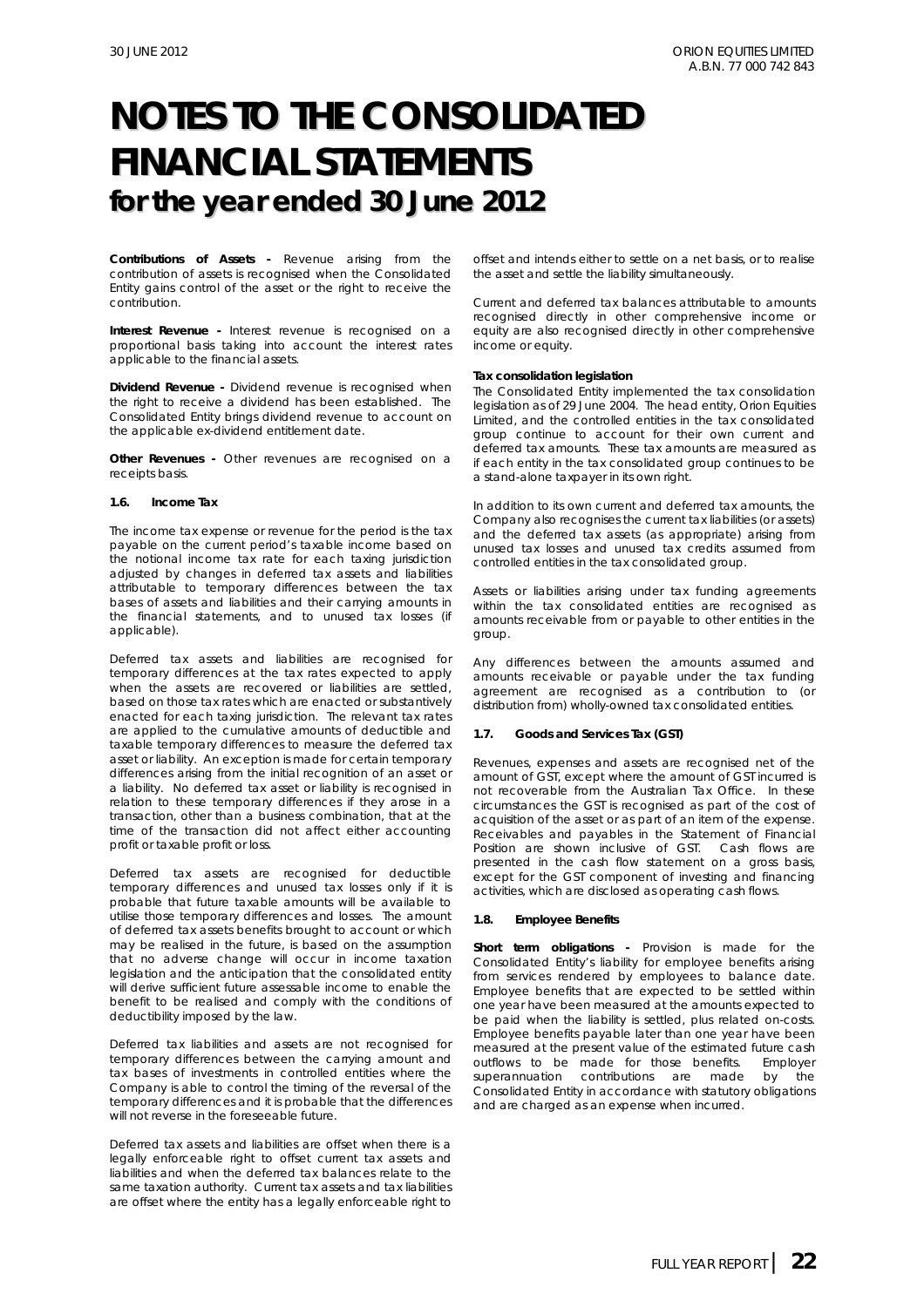# NOTES TO THE CONSOLIDATED FINANCIAL STATEMENTS

## for the year ended 30 June 2012

**Contributions of Assets -** Revenue arising from the contribution of assets is recognised when the Consolidated Entity gains control of the asset or the right to receive the contribution.

**Interest Revenue -** Interest revenue is recognised on a proportional basis taking into account the interest rates applicable to the financial assets.

**Dividend Revenue -** Dividend revenue is recognised when the right to receive a dividend has been established. The Consolidated Entity brings dividend revenue to account on the applicable ex-dividend entitlement date.

**Other Revenues -** Other revenues are recognised on a receipts basis.

### 1.6. Income Tax

The income tax expense or revenue for the period is the tax payable on the current period's taxable income based on the notional income tax rate for each taxing jurisdiction adjusted by changes in deferred tax assets and liabilities attributable to temporary differences between the tax bases of assets and liabilities and their carrying amounts in the financial statements, and to unused tax losses (if applicable).

Deferred tax assets and liabilities are recognised for temporary differences at the tax rates expected to apply when the assets are recovered or liabilities are settled, based on those tax rates which are enacted or substantively enacted for each taxing jurisdiction. The relevant tax rates are applied to the cumulative amounts of deductible and taxable temporary differences to measure the deferred tax asset or liability. An exception is made for certain temporary differences arising from the initial recognition of an asset or a liability. No deferred tax asset or liability is recognised in relation to these temporary differences if they arose in a transaction, other than a business combination, that at the time of the transaction did not affect either accounting profit or taxable profit or loss.

Deferred tax assets are recognised for deductible temporary differences and unused tax losses only if it is probable that future taxable amounts will be available to utilise those temporary differences and losses. The amount of deferred tax assets benefits brought to account or which may be realised in the future, is based on the assumption that no adverse change will occur in income taxation legislation and the anticipation that the consolidated entity will derive sufficient future assessable income to enable the benefit to be realised and comply with the conditions of deductibility imposed by the law.

Deferred tax liabilities and assets are not recognised for temporary differences between the carrying amount and tax bases of investments in controlled entities where the Company is able to control the timing of the reversal of the temporary differences and it is probable that the differences will not reverse in the foreseeable future.

Deferred tax assets and liabilities are offset when there is a legally enforceable right to offset current tax assets and liabilities and when the deferred tax balances relate to the same taxation authority. Current tax assets and tax liabilities are offset where the entity has a legally enforceable right to offset and intends either to settle on a net basis, or to realise the asset and settle the liability simultaneously.

Current and deferred tax balances attributable to amounts recognised directly in other comprehensive income or equity are also recognised directly in other comprehensive income or equity.

**Tax consolidation legislation**

The Consolidated Entity implemented the tax consolidation legislation as of 29 June 2004. The head entity, Orion Equities Limited, and the controlled entities in the tax consolidated group continue to account for their own current and deferred tax amounts. These tax amounts are measured as if each entity in the tax consolidated group continues to be a stand-alone taxpayer in its own right.

In addition to its own current and deferred tax amounts, the Company also recognises the current tax liabilities (or assets) and the deferred tax assets (as appropriate) arising from unused tax losses and unused tax credits assumed from controlled entities in the tax consolidated group.

Assets or liabilities arising under tax funding agreements within the tax consolidated entities are recognised as amounts receivable from or payable to other entities in the group.

Any differences between the amounts assumed and amounts receivable or payable under the tax funding agreement are recognised as a contribution to (or distribution from) wholly-owned tax consolidated entities.

### 1.7. Goods and Services Tax (GST)

Revenues, expenses and assets are recognised net of the amount of GST, except where the amount of GST incurred is not recoverable from the Australian Tax Office. In these circumstances the GST is recognised as part of the cost of acquisition of the asset or as part of an item of the expense. Receivables and payables in the Statement of Financial Position are shown inclusive of GST. Cash flows are presented in the cash flow statement on a gross basis, except for the GST component of investing and financing activities, which are disclosed as operating cash flows.

### 1.8. Employee Benefits

**Short term obligations -** Provision is made for the Consolidated Entity's liability for employee benefits arising from services rendered by employees to balance date. Employee benefits that are expected to be settled within one year have been measured at the amounts expected to be paid when the liability is settled, plus related on-costs. Employee benefits payable later than one year have been measured at the present value of the estimated future cash outflows to be made for those benefits. Employer superannuation contributions are made by the Consolidated Entity in accordance with statutory obligations and are charged as an expense when incurred.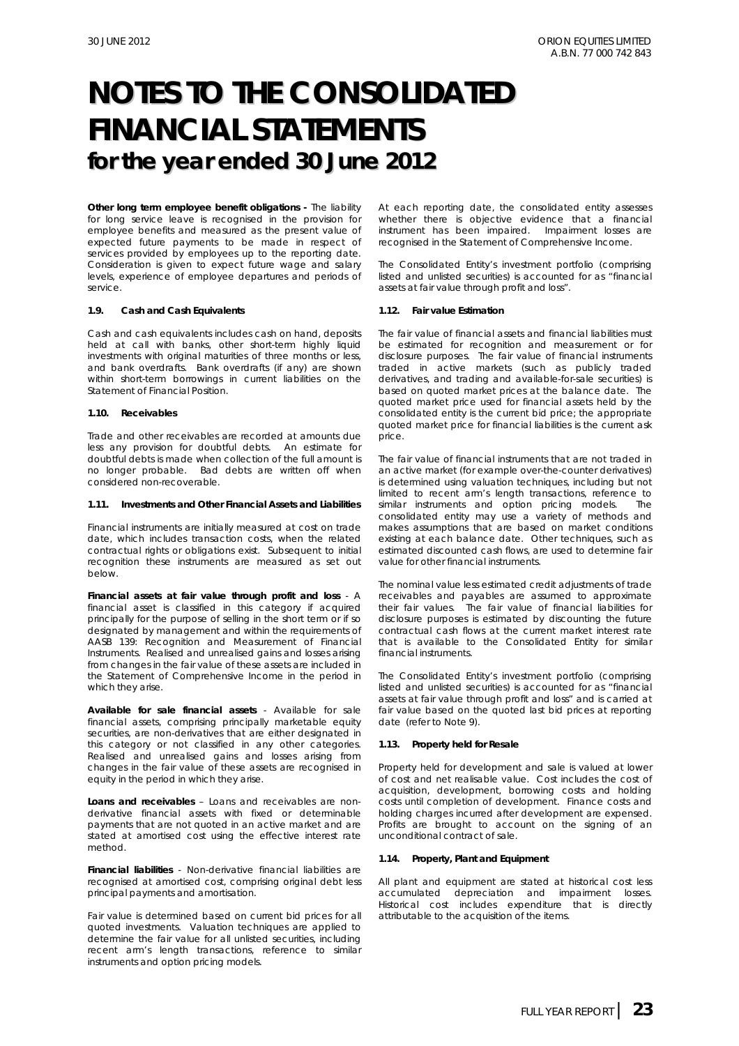# NOTES TO THE CONSOLIDATED FINANCIAL STATEMENTS
## for the year ended 30 June 2012

**Other long term employee benefit obligations -** The liability for long service leave is recognised in the provision for employee benefits and measured as the present value of expected future payments to be made in respect of services provided by employees up to the reporting date. Consideration is given to expect future wage and salary levels, experience of employee departures and periods of service.

### 1.9. Cash and Cash Equivalents

Cash and cash equivalents includes cash on hand, deposits held at call with banks, other short-term highly liquid investments with original maturities of three months or less, and bank overdrafts. Bank overdrafts (if any) are shown within short-term borrowings in current liabilities on the Statement of Financial Position.

### 1.10. Receivables

Trade and other receivables are recorded at amounts due less any provision for doubtful debts. An estimate for doubtful debts is made when collection of the full amount is no longer probable. Bad debts are written off when considered non-recoverable.

### 1.11. Investments and Other Financial Assets and Liabilities

Financial instruments are initially measured at cost on trade date, which includes transaction costs, when the related contractual rights or obligations exist. Subsequent to initial recognition these instruments are measured as set out below.

**Financial assets at fair value through profit and loss** - A financial asset is classified in this category if acquired principally for the purpose of selling in the short term or if so designated by management and within the requirements of AASB 139: Recognition and Measurement of Financial Instruments. Realised and unrealised gains and losses arising from changes in the fair value of these assets are included in the Statement of Comprehensive Income in the period in which they arise.

**Available for sale financial assets** - Available for sale financial assets, comprising principally marketable equity securities, are non-derivatives that are either designated in this category or not classified in any other categories. Realised and unrealised gains and losses arising from changes in the fair value of these assets are recognised in equity in the period in which they arise.

**Loans and receivables** – Loans and receivables are non-derivative financial assets with fixed or determinable payments that are not quoted in an active market and are stated at amortised cost using the effective interest rate method.

**Financial liabilities** - Non-derivative financial liabilities are recognised at amortised cost, comprising original debt less principal payments and amortisation.

Fair value is determined based on current bid prices for all quoted investments. Valuation techniques are applied to determine the fair value for all unlisted securities, including recent arm's length transactions, reference to similar instruments and option pricing models.

At each reporting date, the consolidated entity assesses whether there is objective evidence that a financial instrument has been impaired. Impairment losses are recognised in the Statement of Comprehensive Income.

The Consolidated Entity's investment portfolio (comprising listed and unlisted securities) is accounted for as "financial assets at fair value through profit and loss".

### 1.12. Fair value Estimation

The fair value of financial assets and financial liabilities must be estimated for recognition and measurement or for disclosure purposes. The fair value of financial instruments traded in active markets (such as publicly traded derivatives, and trading and available-for-sale securities) is based on quoted market prices at the balance date. The quoted market price used for financial assets held by the consolidated entity is the current bid price; the appropriate quoted market price for financial liabilities is the current ask price.

The fair value of financial instruments that are not traded in an active market (for example over-the-counter derivatives) is determined using valuation techniques, including but not limited to recent arm's length transactions, reference to similar instruments and option pricing models. The consolidated entity may use a variety of methods and makes assumptions that are based on market conditions existing at each balance date. Other techniques, such as estimated discounted cash flows, are used to determine fair value for other financial instruments.

The nominal value less estimated credit adjustments of trade receivables and payables are assumed to approximate their fair values. The fair value of financial liabilities for disclosure purposes is estimated by discounting the future contractual cash flows at the current market interest rate that is available to the Consolidated Entity for similar financial instruments.

The Consolidated Entity's investment portfolio (comprising listed and unlisted securities) is accounted for as "financial assets at fair value through profit and loss" and is carried at fair value based on the quoted last bid prices at reporting date (refer to Note 9).

### 1.13. Property held for Resale

Property held for development and sale is valued at lower of cost and net realisable value. Cost includes the cost of acquisition, development, borrowing costs and holding costs until completion of development. Finance costs and holding charges incurred after development are expensed. Profits are brought to account on the signing of an unconditional contract of sale.

### 1.14. Property, Plant and Equipment

All plant and equipment are stated at historical cost less accumulated depreciation and impairment losses. Historical cost includes expenditure that is directly attributable to the acquisition of the items.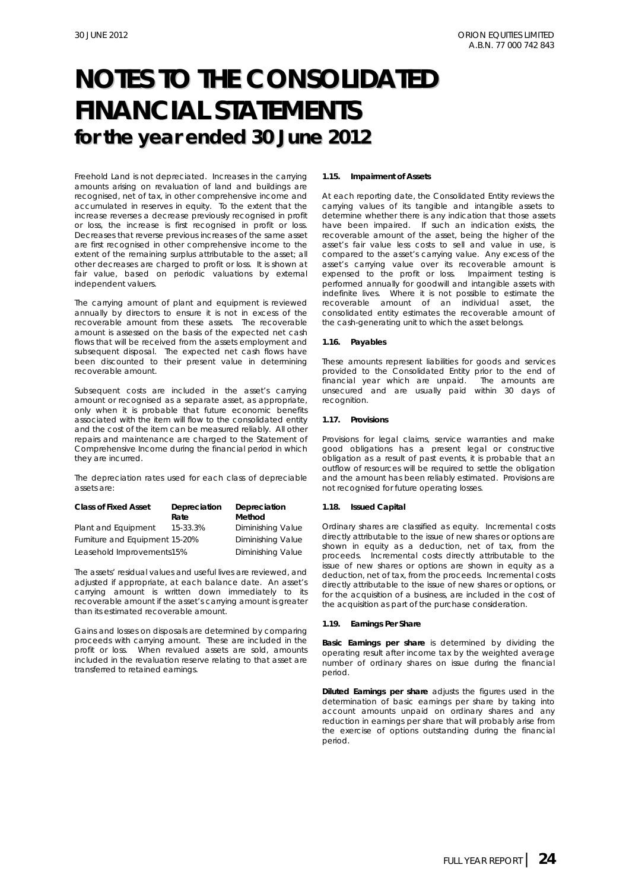# NOTES TO THE CONSOLIDATED FINANCIAL STATEMENTS

## for the year ended 30 June 2012

Freehold Land is not depreciated. Increases in the carrying amounts arising on revaluation of land and buildings are recognised, net of tax, in other comprehensive income and accumulated in reserves in equity. To the extent that the increase reverses a decrease previously recognised in profit or loss, the increase is first recognised in profit or loss. Decreases that reverse previous increases of the same asset are first recognised in other comprehensive income to the extent of the remaining surplus attributable to the asset; all other decreases are charged to profit or loss. It is shown at fair value, based on periodic valuations by external independent valuers.

The carrying amount of plant and equipment is reviewed annually by directors to ensure it is not in excess of the recoverable amount from these assets. The recoverable amount is assessed on the basis of the expected net cash flows that will be received from the assets employment and subsequent disposal. The expected net cash flows have been discounted to their present value in determining recoverable amount.

Subsequent costs are included in the asset's carrying amount or recognised as a separate asset, as appropriate, only when it is probable that future economic benefits associated with the item will flow to the consolidated entity and the cost of the item can be measured reliably. All other repairs and maintenance are charged to the Statement of Comprehensive Income during the financial period in which they are incurred.

The depreciation rates used for each class of depreciable assets are:

| Class of Fixed Asset | Depreciation Rate | Depreciation Method |
|---|---|---|
| Plant and Equipment | 15-33.3% | Diminishing Value |
| Furniture and Equipment | 15-20% | Diminishing Value |
| Leasehold Improvements | 15% | Diminishing Value |

The assets' residual values and useful lives are reviewed, and adjusted if appropriate, at each balance date. An asset's carrying amount is written down immediately to its recoverable amount if the asset's carrying amount is greater than its estimated recoverable amount.

Gains and losses on disposals are determined by comparing proceeds with carrying amount. These are included in the profit or loss. When revalued assets are sold, amounts included in the revaluation reserve relating to that asset are transferred to retained earnings.

### 1.15. Impairment of Assets

At each reporting date, the Consolidated Entity reviews the carrying values of its tangible and intangible assets to determine whether there is any indication that those assets have been impaired. If such an indication exists, the recoverable amount of the asset, being the higher of the asset's fair value less costs to sell and value in use, is compared to the asset's carrying value. Any excess of the asset's carrying value over its recoverable amount is expensed to the profit or loss. Impairment testing is performed annually for goodwill and intangible assets with indefinite lives. Where it is not possible to estimate the recoverable amount of an individual asset, the consolidated entity estimates the recoverable amount of the cash-generating unit to which the asset belongs.

### 1.16. Payables

These amounts represent liabilities for goods and services provided to the Consolidated Entity prior to the end of financial year which are unpaid. The amounts are unsecured and are usually paid within 30 days of recognition.

### 1.17. Provisions

Provisions for legal claims, service warranties and make good obligations has a present legal or constructive obligation as a result of past events, it is probable that an outflow of resources will be required to settle the obligation and the amount has been reliably estimated. Provisions are not recognised for future operating losses.

### 1.18. Issued Capital

Ordinary shares are classified as equity. Incremental costs directly attributable to the issue of new shares or options are shown in equity as a deduction, net of tax, from the proceeds. Incremental costs directly attributable to the issue of new shares or options are shown in equity as a deduction, net of tax, from the proceeds. Incremental costs directly attributable to the issue of new shares or options, or for the acquisition of a business, are included in the cost of the acquisition as part of the purchase consideration.

### 1.19. Earnings Per Share

**Basic Earnings per share** is determined by dividing the operating result after income tax by the weighted average number of ordinary shares on issue during the financial period.

**Diluted Earnings per share** adjusts the figures used in the determination of basic earnings per share by taking into account amounts unpaid on ordinary shares and any reduction in earnings per share that will probably arise from the exercise of options outstanding during the financial period.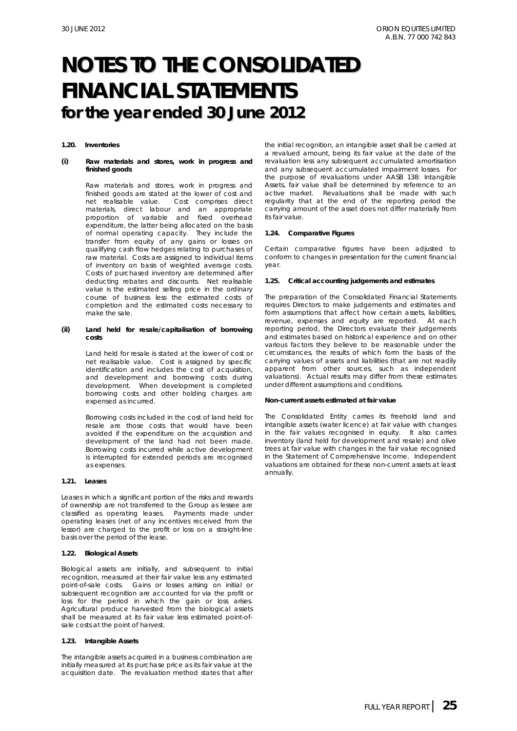# NOTES TO THE CONSOLIDATED FINANCIAL STATEMENTS

## for the year ended 30 June 2012

### 1.20. Inventories

**(i) Raw materials and stores, work in progress and finished goods**

Raw materials and stores, work in progress and finished goods are stated at the lower of cost and net realisable value. Cost comprises direct materials, direct labour and an appropriate proportion of variable and fixed overhead expenditure, the latter being allocated on the basis of normal operating capacity. They include the transfer from equity of any gains or losses on qualifying cash flow hedges relating to purchases of raw material. Costs are assigned to individual items of inventory on basis of weighted average costs. Costs of purchased inventory are determined after deducting rebates and discounts. Net realisable value is the estimated selling price in the ordinary course of business less the estimated costs of completion and the estimated costs necessary to make the sale.

**(ii) Land held for resale/capitalisation of borrowing costs**

Land held for resale is stated at the lower of cost or net realisable value. Cost is assigned by specific identification and includes the cost of acquisition, and development and borrowing costs during development. When development is completed borrowing costs and other holding charges are expensed as incurred.

Borrowing costs included in the cost of land held for resale are those costs that would have been avoided if the expenditure on the acquisition and development of the land had not been made. Borrowing costs incurred while active development is interrupted for extended periods are recognised as expenses.

### 1.21. Leases

Leases in which a significant portion of the risks and rewards of ownership are not transferred to the Group as lessee are classified as operating leases. Payments made under operating leases (net of any incentives received from the lessor) are charged to the profit or loss on a straight-line basis over the period of the lease.

### 1.22. Biological Assets

Biological assets are initially, and subsequent to initial recognition, measured at their fair value less any estimated point-of-sale costs. Gains or losses arising on initial or subsequent recognition are accounted for via the profit or loss for the period in which the gain or loss arises. Agricultural produce harvested from the biological assets shall be measured at its fair value less estimated point-of-sale costs at the point of harvest.

### 1.23. Intangible Assets

The intangible assets acquired in a business combination are initially measured at its purchase price as its fair value at the acquisition date. The revaluation method states that after the initial recognition, an intangible asset shall be carried at a revalued amount, being its fair value at the date of the revaluation less any subsequent accumulated amortisation and any subsequent accumulated impairment losses. For the purpose of revaluations under AASB 138: Intangible Assets, fair value shall be determined by reference to an active market. Revaluations shall be made with such regularity that at the end of the reporting period the carrying amount of the asset does not differ materially from its fair value.

### 1.24. Comparative Figures

Certain comparative figures have been adjusted to conform to changes in presentation for the current financial year.

### 1.25. Critical accounting judgements and estimates

The preparation of the Consolidated Financial Statements requires Directors to make judgements and estimates and form assumptions that affect how certain assets, liabilities, revenue, expenses and equity are reported. At each reporting period, the Directors evaluate their judgements and estimates based on historical experience and on other various factors they believe to be reasonable under the circumstances, the results of which form the basis of the carrying values of assets and liabilities (that are not readily apparent from other sources, such as independent valuations). Actual results may differ from these estimates under different assumptions and conditions.

**Non-current assets estimated at fair value**

The Consolidated Entity carries its freehold land and intangible assets (water licence) at fair value with changes in the fair values recognised in equity. It also carries inventory (land held for development and resale) and olive trees at fair value with changes in the fair value recognised in the Statement of Comprehensive Income. Independent valuations are obtained for these non-current assets at least annually.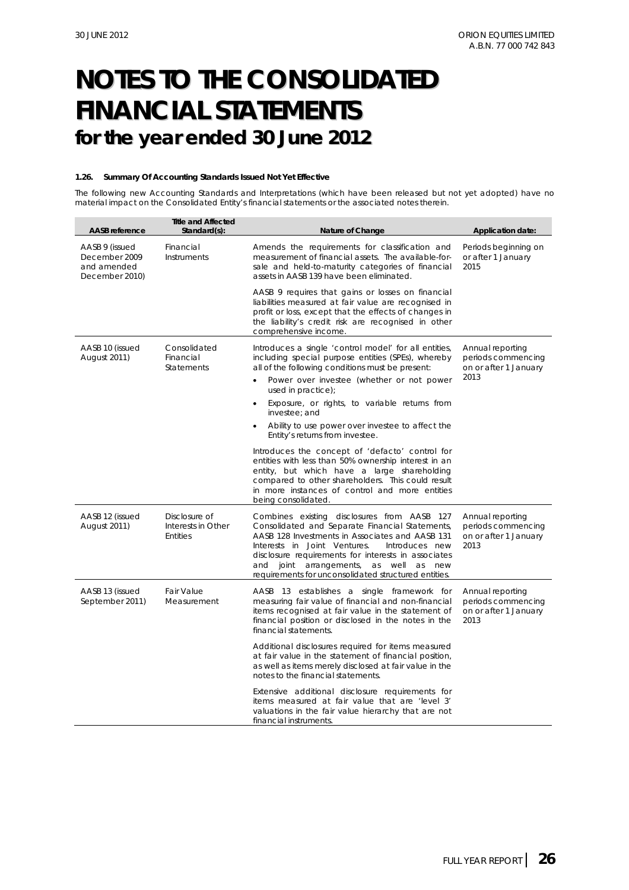# NOTES TO THE CONSOLIDATED FINANCIAL STATEMENTS

## for the year ended 30 June 2012

#### 1.26. Summary Of Accounting Standards Issued Not Yet Effective

The following new Accounting Standards and Interpretations (which have been released but not yet adopted) have no material impact on the Consolidated Entity's financial statements or the associated notes therein.

| AASB reference | Title and Affected Standard(s): | Nature of Change | Application date: |
|---|---|---|---|
| AASB 9 (issued December 2009 and amended December 2010) | Financial Instruments | Amends the requirements for classification and measurement of financial assets. The available-for-sale and held-to-maturity categories of financial assets in AASB 139 have been eliminated.<br><br>AASB 9 requires that gains or losses on financial liabilities measured at fair value are recognised in profit or loss, except that the effects of changes in the liability's credit risk are recognised in other comprehensive income. | Periods beginning on or after 1 January 2015 |
| AASB 10 (issued August 2011) | Consolidated Financial Statements | Introduces a single 'control model' for all entities, including special purpose entities (SPEs), whereby all of the following conditions must be present:<br>• Power over investee (whether or not power used in practice);<br>• Exposure, or rights, to variable returns from investee; and<br>• Ability to use power over investee to affect the Entity's returns from investee.<br><br>Introduces the concept of 'defacto' control for entities with less than 50% ownership interest in an entity, but which have a large shareholding compared to other shareholders. This could result in more instances of control and more entities being consolidated. | Annual reporting periods commencing on or after 1 January 2013 |
| AASB 12 (issued August 2011) | Disclosure of Interests in Other Entities | Combines existing disclosures from AASB 127 Consolidated and Separate Financial Statements, AASB 128 Investments in Associates and AASB 131 Interests in Joint Ventures. Introduces new disclosure requirements for interests in associates and joint arrangements, as well as new requirements for unconsolidated structured entities. | Annual reporting periods commencing on or after 1 January 2013 |
| AASB 13 (issued September 2011) | Fair Value Measurement | AASB 13 establishes a single framework for measuring fair value of financial and non-financial items recognised at fair value in the statement of financial position or disclosed in the notes in the financial statements.<br><br>Additional disclosures required for items measured at fair value in the statement of financial position, as well as items merely disclosed at fair value in the notes to the financial statements.<br><br>Extensive additional disclosure requirements for items measured at fair value that are 'level 3' valuations in the fair value hierarchy that are not financial instruments. | Annual reporting periods commencing on or after 1 January 2013 |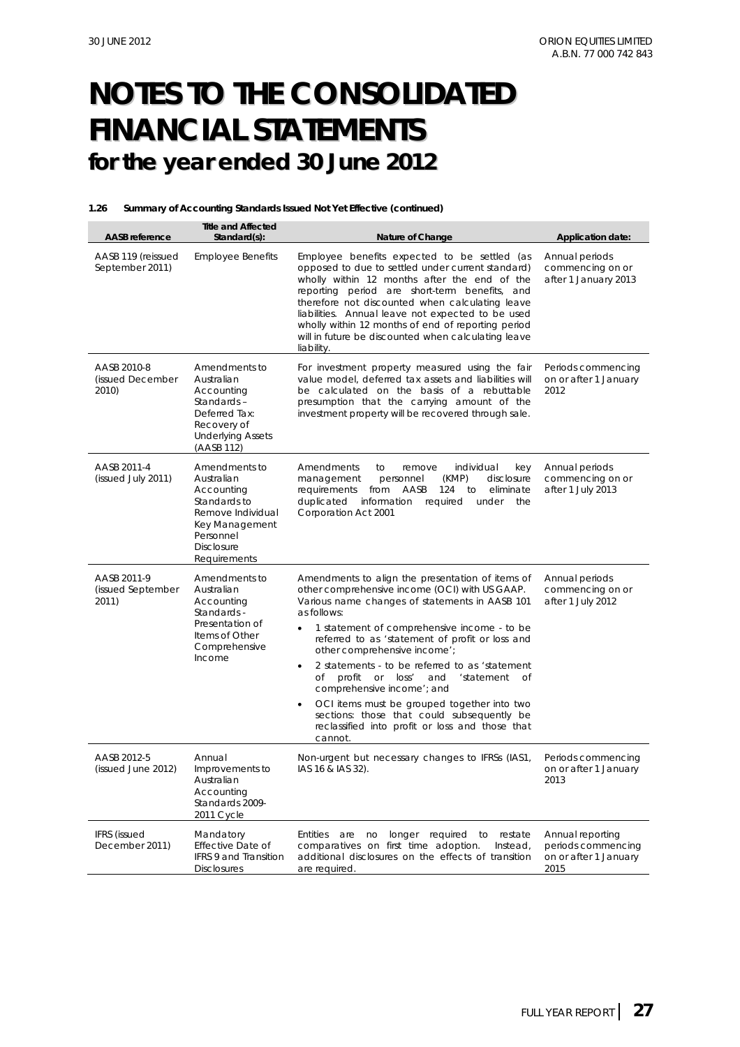# NOTES TO THE CONSOLIDATED FINANCIAL STATEMENTS

## for the year ended 30 June 2012

**1.26 Summary of Accounting Standards Issued Not Yet Effective (continued)**

| AASB reference | Title and Affected Standard(s): | Nature of Change | Application date: |
|---|---|---|---|
| AASB 119 (reissued September 2011) | Employee Benefits | Employee benefits expected to be settled (as opposed to due to settled under current standard) wholly within 12 months after the end of the reporting period are short-term benefits, and therefore not discounted when calculating leave liabilities. Annual leave not expected to be used wholly within 12 months of end of reporting period will in future be discounted when calculating leave liability. | Annual periods commencing on or after 1 January 2013 |
| AASB 2010-8 (issued December 2010) | Amendments to Australian Accounting Standards – Deferred Tax: Recovery of Underlying Assets (AASB 112) | For investment property measured using the fair value model, deferred tax assets and liabilities will be calculated on the basis of a rebuttable presumption that the carrying amount of the investment property will be recovered through sale. | Periods commencing on or after 1 January 2012 |
| AASB 2011-4 (issued July 2011) | Amendments to Australian Accounting Standards to Remove Individual Key Management Personnel Disclosure Requirements | Amendments to remove individual key management personnel (KMP) disclosure requirements from AASB 124 to eliminate duplicated information required under the Corporation Act 2001 | Annual periods commencing on or after 1 July 2013 |
| AASB 2011-9 (issued September 2011) | Amendments to Australian Accounting Standards - Presentation of Items of Other Comprehensive Income | Amendments to align the presentation of items of other comprehensive income (OCI) with US GAAP. Various name changes of statements in AASB 101 as follows: <br>• 1 statement of comprehensive income - to be referred to as 'statement of profit or loss and other comprehensive income'; <br>• 2 statements - to be referred to as 'statement of profit or loss' and 'statement of comprehensive income'; and <br>• OCI items must be grouped together into two sections: those that could subsequently be reclassified into profit or loss and those that cannot. | Annual periods commencing on or after 1 July 2012 |
| AASB 2012-5 (issued June 2012) | Annual Improvements to Australian Accounting Standards 2009-2011 Cycle | Non-urgent but necessary changes to IFRSs (IAS1, IAS 16 & IAS 32). | Periods commencing on or after 1 January 2013 |
| IFRS (issued December 2011) | Mandatory Effective Date of IFRS 9 and Transition Disclosures | Entities are no longer required to restate comparatives on first time adoption. Instead, additional disclosures on the effects of transition are required. | Annual reporting periods commencing on or after 1 January 2015 |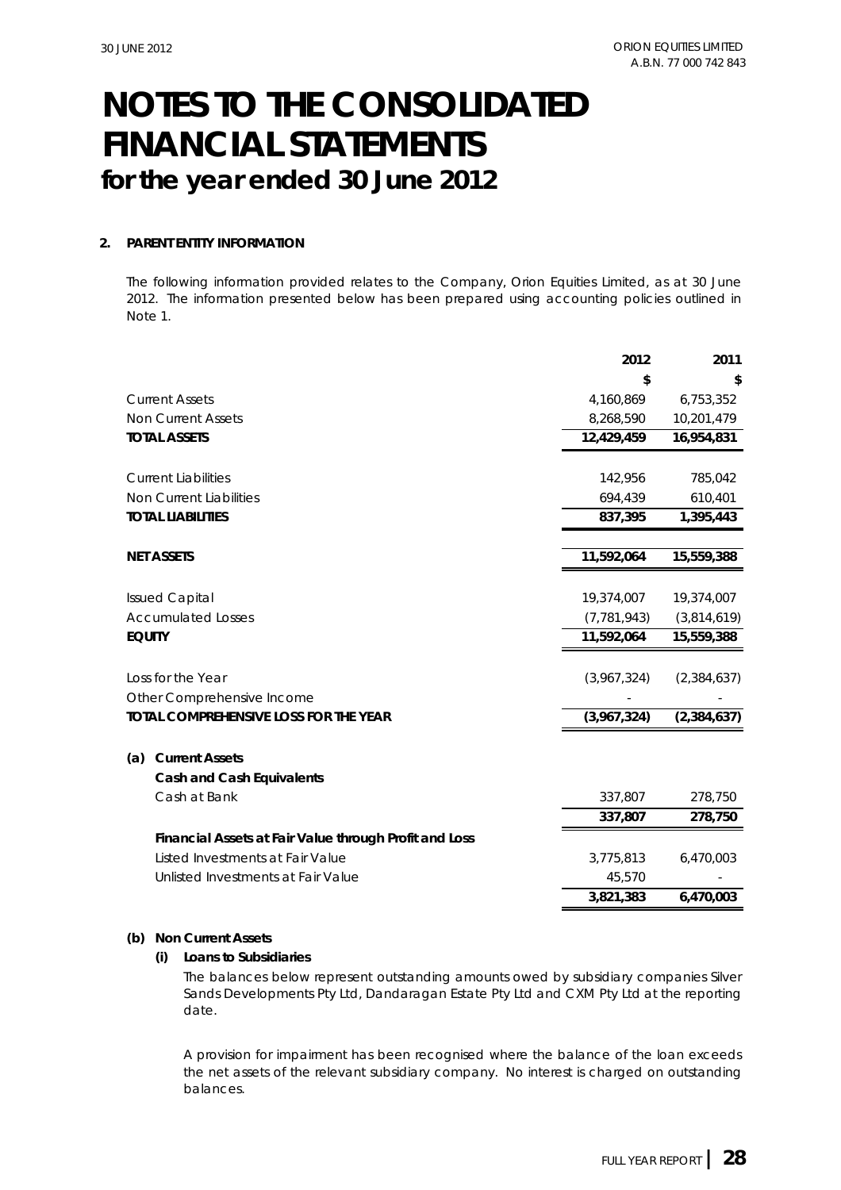# NOTES TO THE CONSOLIDATED FINANCIAL STATEMENTS
## for the year ended 30 June 2012

### 2. PARENT ENTITY INFORMATION

The following information provided relates to the Company, Orion Equities Limited, as at 30 June 2012. The information presented below has been prepared using accounting policies outlined in Note 1.

| | 2012 | 2011 |
|---|---|---|
| | $ | $ |
| Current Assets | 4,160,869 | 6,753,352 |
| Non Current Assets | 8,268,590 | 10,201,479 |
| **TOTAL ASSETS** | **12,429,459** | **16,954,831** |
| | | |
| Current Liabilities | 142,956 | 785,042 |
| Non Current Liabilities | 694,439 | 610,401 |
| **TOTAL LIABILITIES** | **837,395** | **1,395,443** |
| | | |
| **NET ASSETS** | **11,592,064** | **15,559,388** |
| | | |
| Issued Capital | 19,374,007 | 19,374,007 |
| Accumulated Losses | (7,781,943) | (3,814,619) |
| **EQUITY** | **11,592,064** | **15,559,388** |
| | | |
| Loss for the Year | (3,967,324) | (2,384,637) |
| Other Comprehensive Income | - | - |
| **TOTAL COMPREHENSIVE LOSS FOR THE YEAR** | **(3,967,324)** | **(2,384,637)** |
| | | |
| **(a) Current Assets** | | |
| **Cash and Cash Equivalents** | | |
| Cash at Bank | 337,807 | 278,750 |
| | **337,807** | **278,750** |
| **Financial Assets at Fair Value through Profit and Loss** | | |
| Listed Investments at Fair Value | 3,775,813 | 6,470,003 |
| Unlisted Investments at Fair Value | 45,570 | - |
| | **3,821,383** | **6,470,003** |

**(b) Non Current Assets**

**(i) Loans to Subsidiaries**

The balances below represent outstanding amounts owed by subsidiary companies Silver Sands Developments Pty Ltd, Dandaragan Estate Pty Ltd and CXM Pty Ltd at the reporting date.

A provision for impairment has been recognised where the balance of the loan exceeds the net assets of the relevant subsidiary company. No interest is charged on outstanding balances.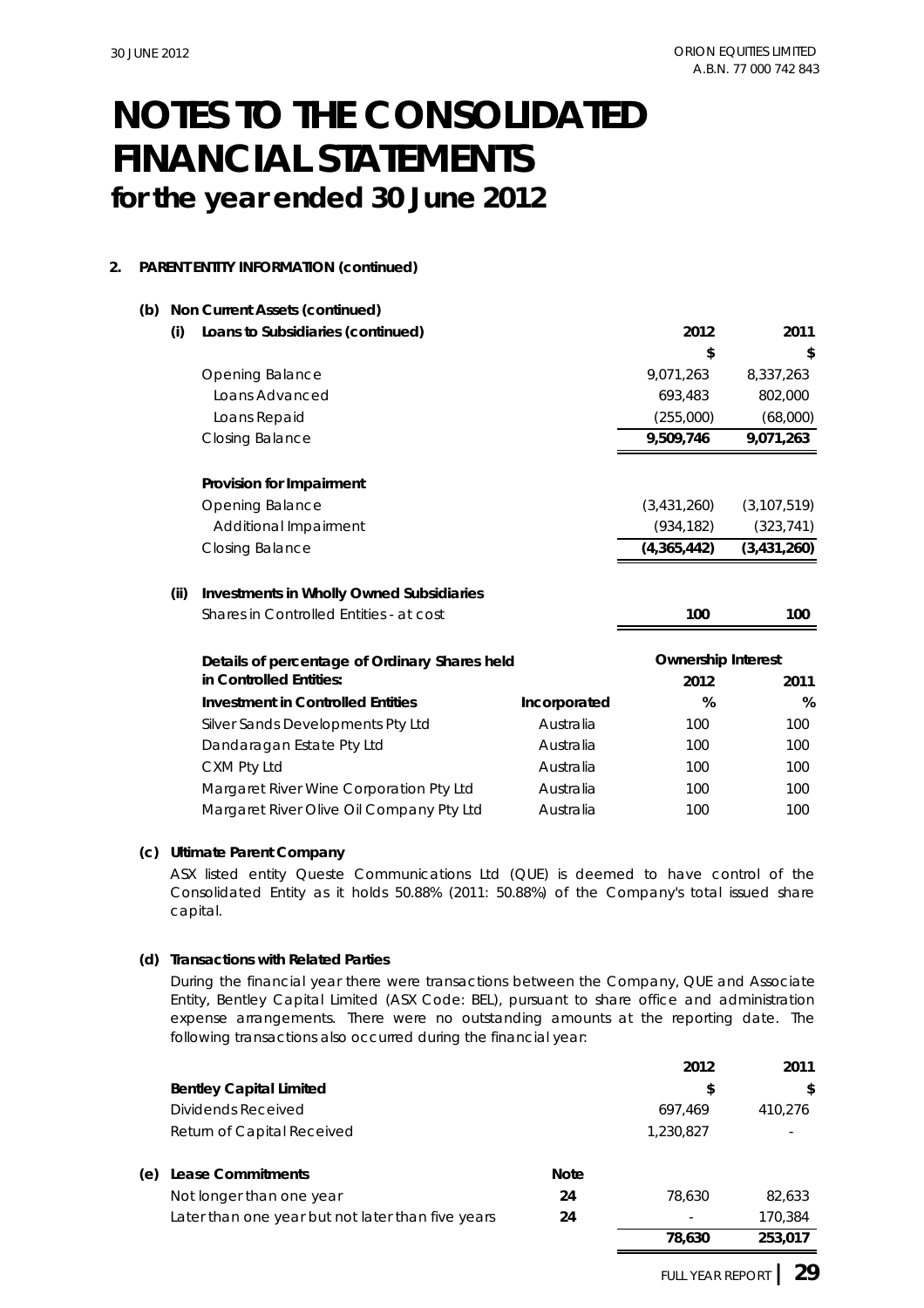# NOTES TO THE CONSOLIDATED FINANCIAL STATEMENTS
## for the year ended 30 June 2012

**2. PARENT ENTITY INFORMATION (continued)**

**(b) Non Current Assets (continued)**

**(i) Loans to Subsidiaries (continued)**

| | 2012 | 2011 |
|---|---|---|
| | $ | $ |
| Opening Balance | 9,071,263 | 8,337,263 |
| Loans Advanced | 693,483 | 802,000 |
| Loans Repaid | (255,000) | (68,000) |
| Closing Balance | **9,509,746** | **9,071,263** |
| | | |
| **Provision for Impairment** | | |
| Opening Balance | (3,431,260) | (3,107,519) |
| Additional Impairment | (934,182) | (323,741) |
| Closing Balance | **(4,365,442)** | **(3,431,260)** |

**(ii) Investments in Wholly Owned Subsidiaries**

| | 2012 | 2011 |
|---|---|---|
| Shares in Controlled Entities - at cost | **100** | **100** |

| Details of percentage of Ordinary Shares held in Controlled Entities: | | Ownership Interest | |
|---|---|---|---|
| | | 2012 | 2011 |
| **Investment in Controlled Entities** | **Incorporated** | **%** | **%** |
| Silver Sands Developments Pty Ltd | Australia | 100 | 100 |
| Dandaragan Estate Pty Ltd | Australia | 100 | 100 |
| CXM Pty Ltd | Australia | 100 | 100 |
| Margaret River Wine Corporation Pty Ltd | Australia | 100 | 100 |
| Margaret River Olive Oil Company Pty Ltd | Australia | 100 | 100 |

**(c) Ultimate Parent Company**

ASX listed entity Queste Communications Ltd (QUE) is deemed to have control of the Consolidated Entity as it holds 50.88% (2011: 50.88%) of the Company's total issued share capital.

**(d) Transactions with Related Parties**

During the financial year there were transactions between the Company, QUE and Associate Entity, Bentley Capital Limited (ASX Code: BEL), pursuant to share office and administration expense arrangements. There were no outstanding amounts at the reporting date. The following transactions also occurred during the financial year:

| | 2012 | 2011 |
|---|---|---|
| **Bentley Capital Limited** | $ | $ |
| Dividends Received | 697,469 | 410,276 |
| Return of Capital Received | 1,230,827 | - |

**(e) Lease Commitments**

| | Note | 2012 | 2011 |
|---|---|---|---|
| Not longer than one year | 24 | 78,630 | 82,633 |
| Later than one year but not later than five years | 24 | - | 170,384 |
| | | **78,630** | **253,017** |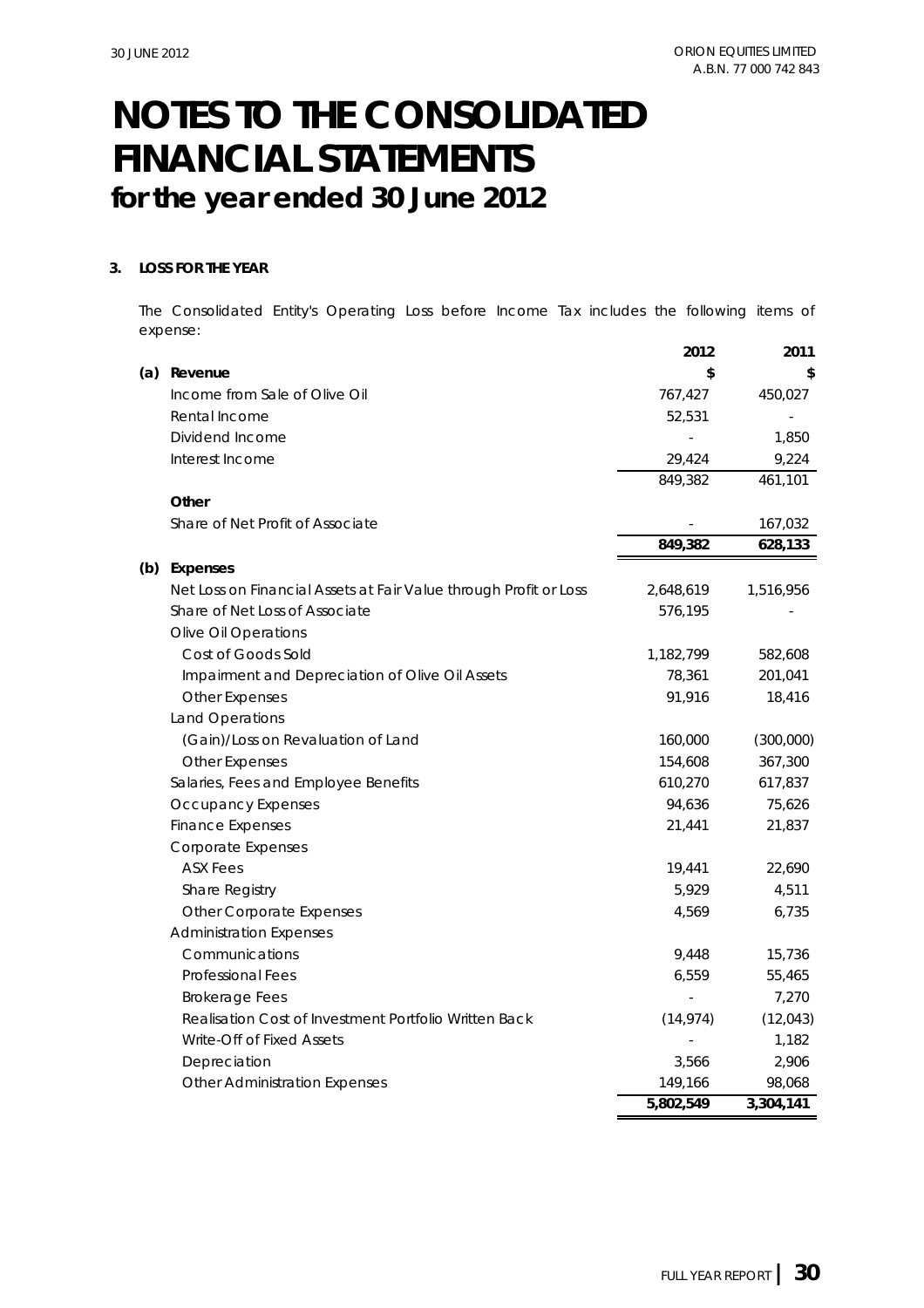# NOTES TO THE CONSOLIDATED FINANCIAL STATEMENTS
## for the year ended 30 June 2012

**3. LOSS FOR THE YEAR**

The Consolidated Entity's Operating Loss before Income Tax includes the following items of expense:

| | | 2012 | 2011 |
|---|---|---|---|
| **(a)** | **Revenue** | **$** | **$** |
| | Income from Sale of Olive Oil | 767,427 | 450,027 |
| | Rental Income | 52,531 | - |
| | Dividend Income | - | 1,850 |
| | Interest Income | 29,424 | 9,224 |
| | | 849,382 | 461,101 |
| | **Other** | | |
| | Share of Net Profit of Associate | - | 167,032 |
| | | **849,382** | **628,133** |
| **(b)** | **Expenses** | | |
| | Net Loss on Financial Assets at Fair Value through Profit or Loss | 2,648,619 | 1,516,956 |
| | Share of Net Loss of Associate | 576,195 | - |
| | Olive Oil Operations | | |
| | Cost of Goods Sold | 1,182,799 | 582,608 |
| | Impairment and Depreciation of Olive Oil Assets | 78,361 | 201,041 |
| | Other Expenses | 91,916 | 18,416 |
| | Land Operations | | |
| | (Gain)/Loss on Revaluation of Land | 160,000 | (300,000) |
| | Other Expenses | 154,608 | 367,300 |
| | Salaries, Fees and Employee Benefits | 610,270 | 617,837 |
| | Occupancy Expenses | 94,636 | 75,626 |
| | Finance Expenses | 21,441 | 21,837 |
| | Corporate Expenses | | |
| | ASX Fees | 19,441 | 22,690 |
| | Share Registry | 5,929 | 4,511 |
| | Other Corporate Expenses | 4,569 | 6,735 |
| | Administration Expenses | | |
| | Communications | 9,448 | 15,736 |
| | Professional Fees | 6,559 | 55,465 |
| | Brokerage Fees | - | 7,270 |
| | Realisation Cost of Investment Portfolio Written Back | (14,974) | (12,043) |
| | Write-Off of Fixed Assets | - | 1,182 |
| | Depreciation | 3,566 | 2,906 |
| | Other Administration Expenses | 149,166 | 98,068 |
| | | **5,802,549** | **3,304,141** |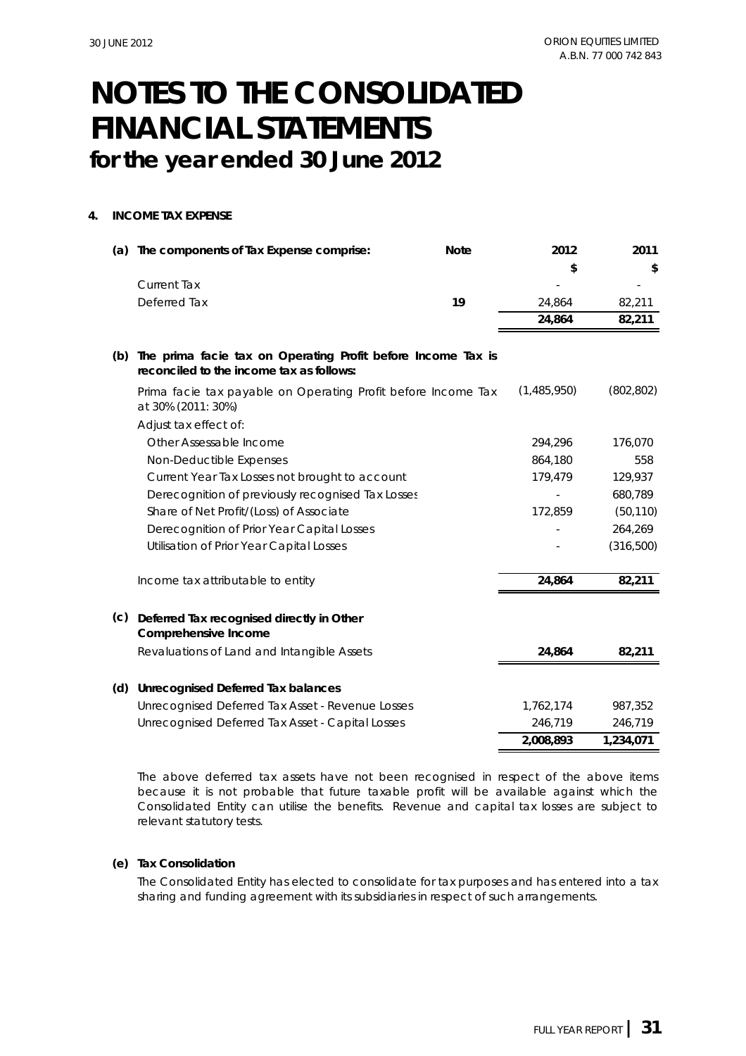# NOTES TO THE CONSOLIDATED FINANCIAL STATEMENTS
## for the year ended 30 June 2012

### 4. INCOME TAX EXPENSE

| | Note | 2012 | 2011 |
|---|---|---|---|
| **(a) The components of Tax Expense comprise:** | | **$** | **$** |
| Current Tax | | - | - |
| Deferred Tax | 19 | 24,864 | 82,211 |
| | | **24,864** | **82,211** |
| **(b) The prima facie tax on Operating Profit before Income Tax is reconciled to the income tax as follows:** | | | |
| Prima facie tax payable on Operating Profit before Income Tax at 30% (2011: 30%) | | (1,485,950) | (802,802) |
| Adjust tax effect of: | | | |
| Other Assessable Income | | 294,296 | 176,070 |
| Non-Deductible Expenses | | 864,180 | 558 |
| Current Year Tax Losses not brought to account | | 179,479 | 129,937 |
| Derecognition of previously recognised Tax Losses | | - | 680,789 |
| Share of Net Profit/(Loss) of Associate | | 172,859 | (50,110) |
| Derecognition of Prior Year Capital Losses | | - | 264,269 |
| Utilisation of Prior Year Capital Losses | | - | (316,500) |
| Income tax attributable to entity | | **24,864** | **82,211** |
| **(c) Deferred Tax recognised directly in Other Comprehensive Income** | | | |
| Revaluations of Land and Intangible Assets | | **24,864** | **82,211** |
| **(d) Unrecognised Deferred Tax balances** | | | |
| Unrecognised Deferred Tax Asset - Revenue Losses | | 1,762,174 | 987,352 |
| Unrecognised Deferred Tax Asset - Capital Losses | | 246,719 | 246,719 |
| | | **2,008,893** | **1,234,071** |

The above deferred tax assets have not been recognised in respect of the above items because it is not probable that future taxable profit will be available against which the Consolidated Entity can utilise the benefits. Revenue and capital tax losses are subject to relevant statutory tests.

**(e) Tax Consolidation**

The Consolidated Entity has elected to consolidate for tax purposes and has entered into a tax sharing and funding agreement with its subsidiaries in respect of such arrangements.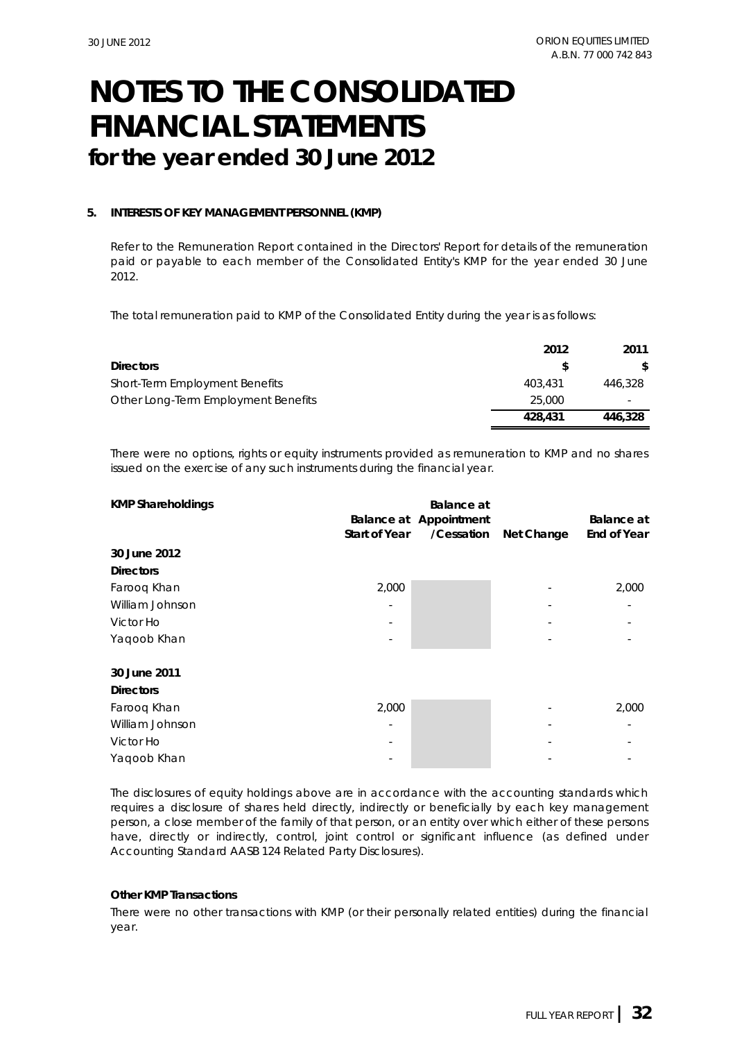# NOTES TO THE CONSOLIDATED FINANCIAL STATEMENTS
## for the year ended 30 June 2012

**5. INTERESTS OF KEY MANAGEMENT PERSONNEL (KMP)**

Refer to the Remuneration Report contained in the Directors' Report for details of the remuneration paid or payable to each member of the Consolidated Entity's KMP for the year ended 30 June 2012.

The total remuneration paid to KMP of the Consolidated Entity during the year is as follows:

| | 2012 | 2011 |
|---|---|---|
| **Directors** | **$** | **$** |
| Short-Term Employment Benefits | 403,431 | 446,328 |
| Other Long-Term Employment Benefits | 25,000 | - |
| | **428,431** | **446,328** |

There were no options, rights or equity instruments provided as remuneration to KMP and no shares issued on the exercise of any such instruments during the financial year.

| **KMP Shareholdings** | **Balance at Start of Year** | **Balance at Appointment /Cessation** | **Net Change** | **Balance at End of Year** |
|---|---|---|---|---|
| **30 June 2012** | | | | |
| **Directors** | | | | |
| Farooq Khan | 2,000 | | - | 2,000 |
| William Johnson | - | | - | - |
| Victor Ho | - | | - | - |
| Yaqoob Khan | - | | - | - |
| **30 June 2011** | | | | |
| **Directors** | | | | |
| Farooq Khan | 2,000 | | - | 2,000 |
| William Johnson | - | | - | - |
| Victor Ho | - | | - | - |
| Yaqoob Khan | - | | - | - |

The disclosures of equity holdings above are in accordance with the accounting standards which requires a disclosure of shares held directly, indirectly or beneficially by each key management person, a close member of the family of that person, or an entity over which either of these persons have, directly or indirectly, control, joint control or significant influence (as defined under Accounting Standard AASB 124 Related Party Disclosures).

**Other KMP Transactions**

There were no other transactions with KMP (or their personally related entities) during the financial year.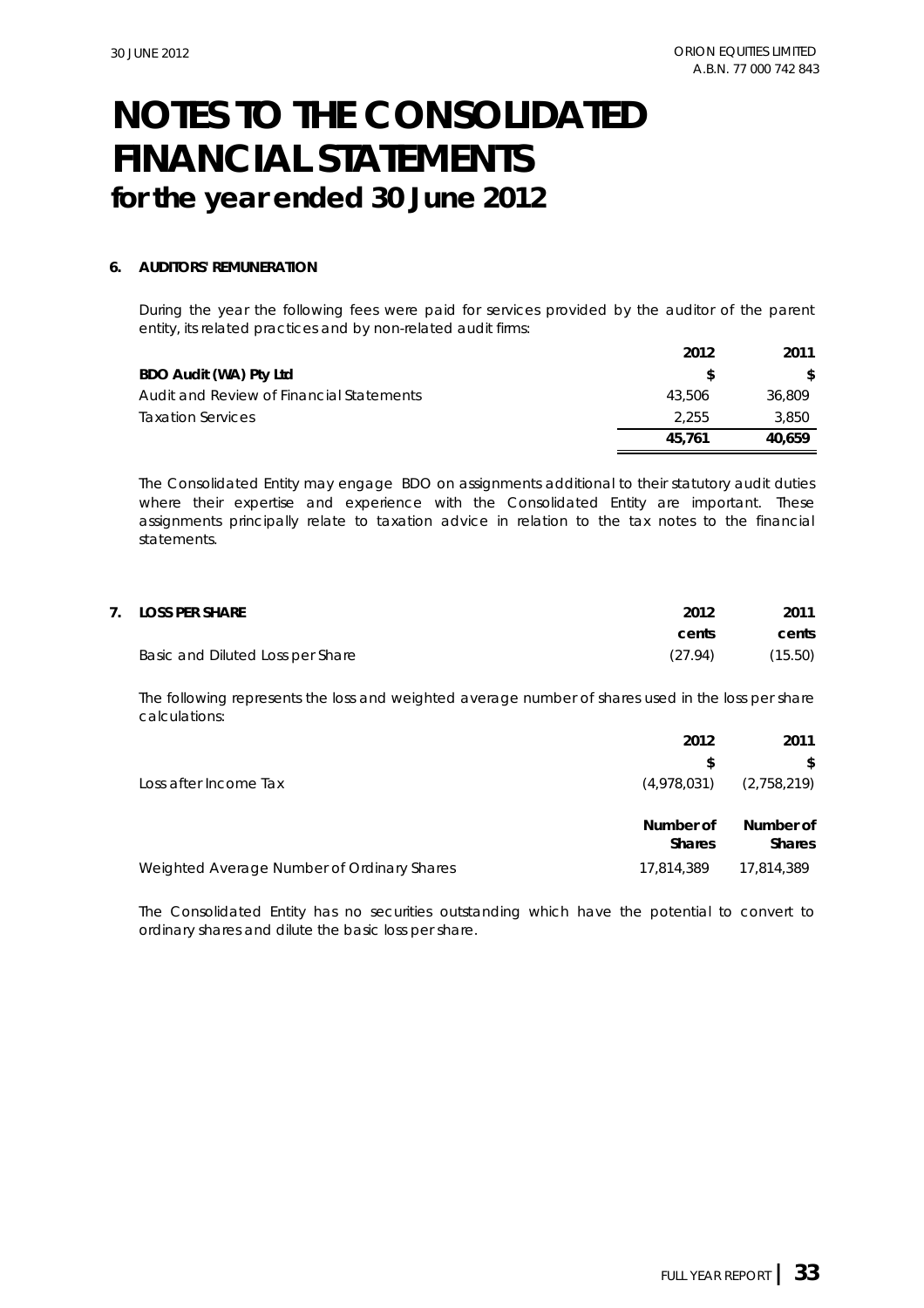# NOTES TO THE CONSOLIDATED FINANCIAL STATEMENTS

## for the year ended 30 June 2012

### 6. AUDITORS' REMUNERATION

During the year the following fees were paid for services provided by the auditor of the parent entity, its related practices and by non-related audit firms:

| | 2012 | 2011 |
|---|---|---|
| **BDO Audit (WA) Pty Ltd** | **$** | **$** |
| Audit and Review of Financial Statements | 43,506 | 36,809 |
| Taxation Services | 2,255 | 3,850 |
| | **45,761** | **40,659** |

The Consolidated Entity may engage BDO on assignments additional to their statutory audit duties where their expertise and experience with the Consolidated Entity are important. These assignments principally relate to taxation advice in relation to the tax notes to the financial statements.

### 7. LOSS PER SHARE

| | 2012 | 2011 |
|---|---|---|
| | **cents** | **cents** |
| Basic and Diluted Loss per Share | (27.94) | (15.50) |

The following represents the loss and weighted average number of shares used in the loss per share calculations:

| | 2012 | 2011 |
|---|---|---|
| | **$** | **$** |
| Loss after Income Tax | (4,978,031) | (2,758,219) |
| | **Number of Shares** | **Number of Shares** |
| Weighted Average Number of Ordinary Shares | 17,814,389 | 17,814,389 |

The Consolidated Entity has no securities outstanding which have the potential to convert to ordinary shares and dilute the basic loss per share.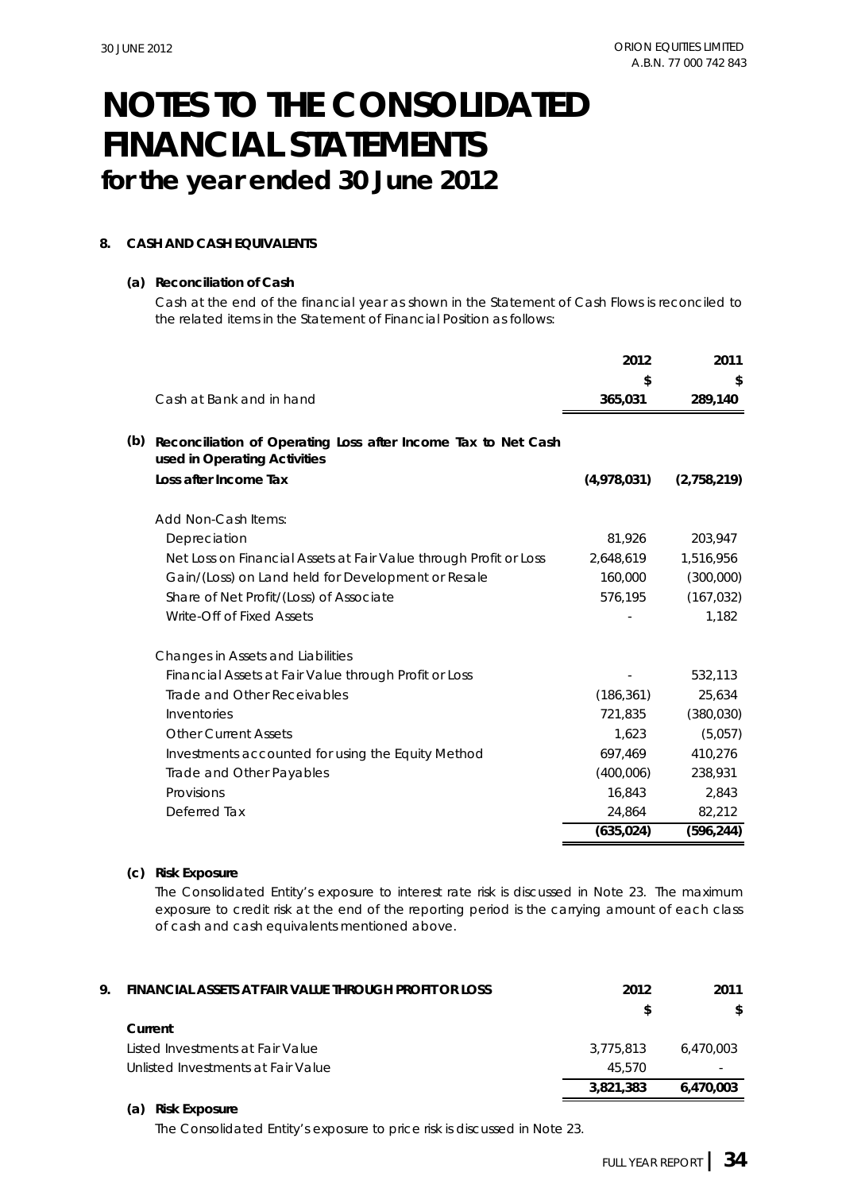# NOTES TO THE CONSOLIDATED FINANCIAL STATEMENTS

## for the year ended 30 June 2012

### 8. CASH AND CASH EQUIVALENTS

**(a) Reconciliation of Cash**

Cash at the end of the financial year as shown in the Statement of Cash Flows is reconciled to the related items in the Statement of Financial Position as follows:

| | 2012 | 2011 |
|---|---|---|
| | $ | $ |
| Cash at Bank and in hand | **365,031** | **289,140** |

**(b) Reconciliation of Operating Loss after Income Tax to Net Cash used in Operating Activities**

| | 2012 | 2011 |
|---|---|---|
| **Loss after Income Tax** | **(4,978,031)** | **(2,758,219)** |
| | | |
| Add Non-Cash Items: | | |
| Depreciation | 81,926 | 203,947 |
| Net Loss on Financial Assets at Fair Value through Profit or Loss | 2,648,619 | 1,516,956 |
| Gain/(Loss) on Land held for Development or Resale | 160,000 | (300,000) |
| Share of Net Profit/(Loss) of Associate | 576,195 | (167,032) |
| Write-Off of Fixed Assets | - | 1,182 |
| | | |
| Changes in Assets and Liabilities | | |
| Financial Assets at Fair Value through Profit or Loss | - | 532,113 |
| Trade and Other Receivables | (186,361) | 25,634 |
| Inventories | 721,835 | (380,030) |
| Other Current Assets | 1,623 | (5,057) |
| Investments accounted for using the Equity Method | 697,469 | 410,276 |
| Trade and Other Payables | (400,006) | 238,931 |
| Provisions | 16,843 | 2,843 |
| Deferred Tax | 24,864 | 82,212 |
| | **(635,024)** | **(596,244)** |

**(c) Risk Exposure**

The Consolidated Entity's exposure to interest rate risk is discussed in Note 23. The maximum exposure to credit risk at the end of the reporting period is the carrying amount of each class of cash and cash equivalents mentioned above.

### 9. FINANCIAL ASSETS AT FAIR VALUE THROUGH PROFIT OR LOSS

| | 2012 | 2011 |
|---|---|---|
| | $ | $ |
| **Current** | | |
| Listed Investments at Fair Value | 3,775,813 | 6,470,003 |
| Unlisted Investments at Fair Value | 45,570 | - |
| | **3,821,383** | **6,470,003** |

**(a) Risk Exposure**

The Consolidated Entity's exposure to price risk is discussed in Note 23.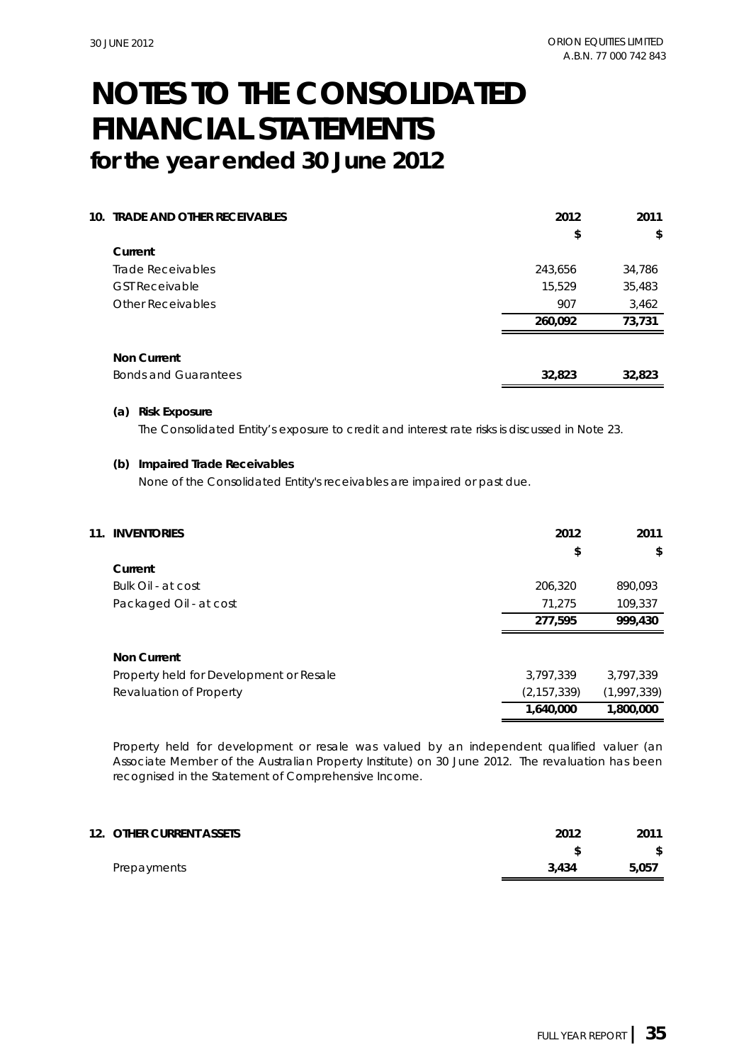# NOTES TO THE CONSOLIDATED FINANCIAL STATEMENTS

## for the year ended 30 June 2012

### 10. TRADE AND OTHER RECEIVABLES

| | 2012 | 2011 |
|---|---|---|
| | $ | $ |
| **Current** | | |
| Trade Receivables | 243,656 | 34,786 |
| GST Receivable | 15,529 | 35,483 |
| Other Receivables | 907 | 3,462 |
| | **260,092** | **73,731** |
| **Non Current** | | |
| Bonds and Guarantees | **32,823** | **32,823** |

**(a) Risk Exposure**

The Consolidated Entity's exposure to credit and interest rate risks is discussed in Note 23.

**(b) Impaired Trade Receivables**

None of the Consolidated Entity's receivables are impaired or past due.

### 11. INVENTORIES

| | 2012 | 2011 |
|---|---|---|
| | $ | $ |
| **Current** | | |
| Bulk Oil - at cost | 206,320 | 890,093 |
| Packaged Oil - at cost | 71,275 | 109,337 |
| | **277,595** | **999,430** |
| **Non Current** | | |
| Property held for Development or Resale | 3,797,339 | 3,797,339 |
| Revaluation of Property | (2,157,339) | (1,997,339) |
| | **1,640,000** | **1,800,000** |

Property held for development or resale was valued by an independent qualified valuer (an Associate Member of the Australian Property Institute) on 30 June 2012. The revaluation has been recognised in the Statement of Comprehensive Income.

### 12. OTHER CURRENT ASSETS

| | 2012 | 2011 |
|---|---|---|
| | $ | $ |
| Prepayments | **3,434** | **5,057** |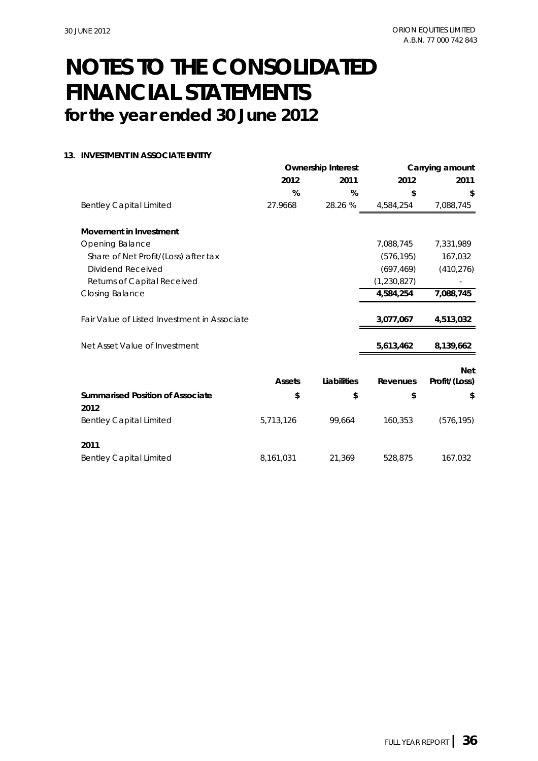# NOTES TO THE CONSOLIDATED FINANCIAL STATEMENTS
## for the year ended 30 June 2012

### 13. INVESTMENT IN ASSOCIATE ENTITY

| | Ownership Interest | | Carrying amount | |
|---|---|---|---|---|
| | 2012 | 2011 | 2012 | 2011 |
| | % | % | $ | $ |
| Bentley Capital Limited | 27.9668 | 28.26 % | 4,584,254 | 7,088,745 |
| **Movement in Investment** | | | | |
| Opening Balance | | | 7,088,745 | 7,331,989 |
| Share of Net Profit/(Loss) after tax | | | (576,195) | 167,032 |
| Dividend Received | | | (697,469) | (410,276) |
| Returns of Capital Received | | | (1,230,827) | - |
| Closing Balance | | | **4,584,254** | **7,088,745** |
| Fair Value of Listed Investment in Associate | | | **3,077,067** | **4,513,032** |
| Net Asset Value of Investment | | | **5,613,462** | **8,139,662** |

| | Assets | Liabilities | Revenues | Net Profit/(Loss) |
|---|---|---|---|---|
| **Summarised Position of Associate** | $ | $ | $ | $ |
| **2012** | | | | |
| Bentley Capital Limited | 5,713,126 | 99,664 | 160,353 | (576,195) |
| **2011** | | | | |
| Bentley Capital Limited | 8,161,031 | 21,369 | 528,875 | 167,032 |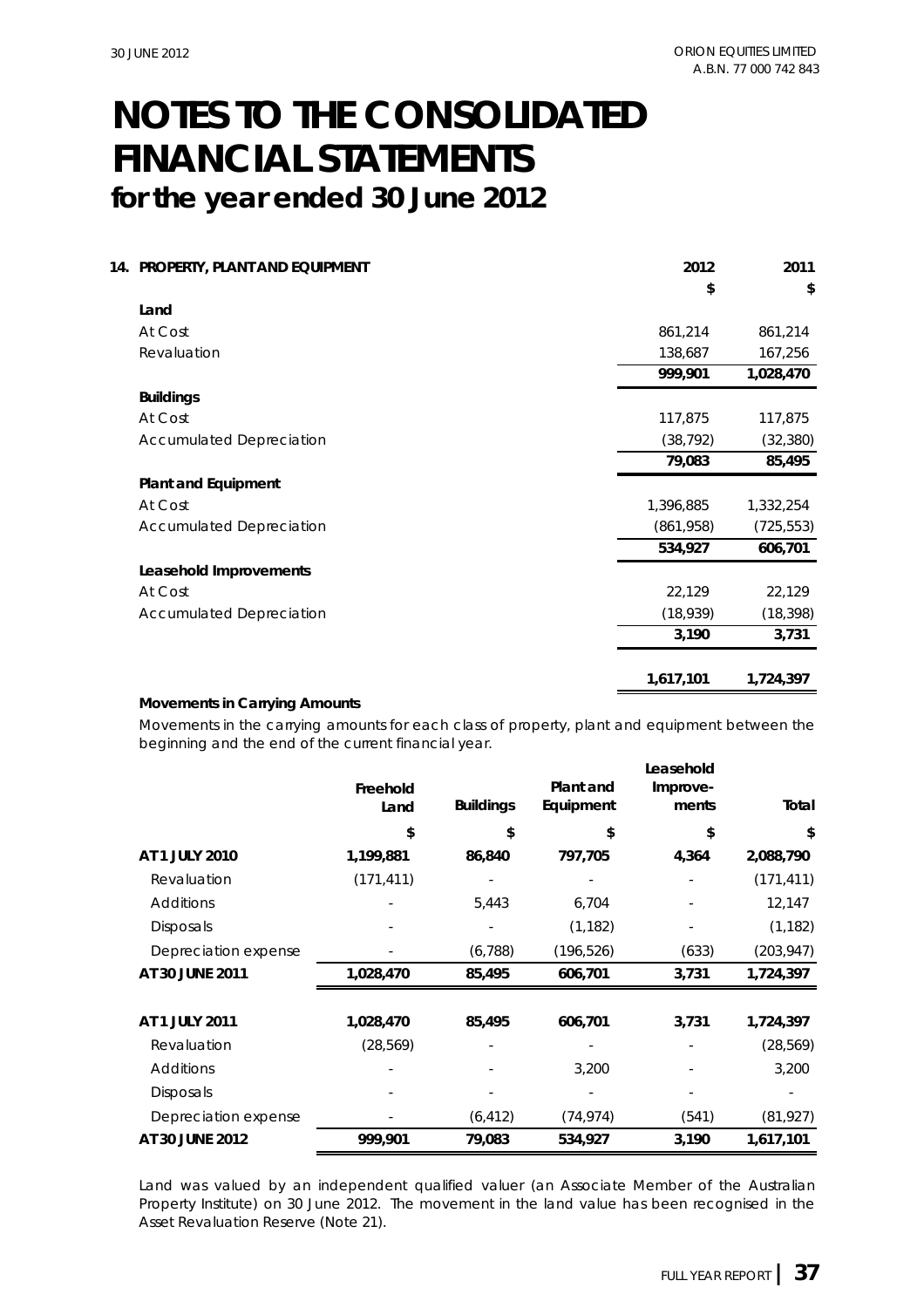# NOTES TO THE CONSOLIDATED FINANCIAL STATEMENTS
## for the year ended 30 June 2012

### 14. PROPERTY, PLANT AND EQUIPMENT

| | 2012 | 2011 |
|---|---|---|
| | $ | $ |
| **Land** | | |
| At Cost | 861,214 | 861,214 |
| Revaluation | 138,687 | 167,256 |
| | **999,901** | **1,028,470** |
| **Buildings** | | |
| At Cost | 117,875 | 117,875 |
| Accumulated Depreciation | (38,792) | (32,380) |
| | **79,083** | **85,495** |
| **Plant and Equipment** | | |
| At Cost | 1,396,885 | 1,332,254 |
| Accumulated Depreciation | (861,958) | (725,553) |
| | **534,927** | **606,701** |
| **Leasehold Improvements** | | |
| At Cost | 22,129 | 22,129 |
| Accumulated Depreciation | (18,939) | (18,398) |
| | **3,190** | **3,731** |
| | **1,617,101** | **1,724,397** |

**Movements in Carrying Amounts**

Movements in the carrying amounts for each class of property, plant and equipment between the beginning and the end of the current financial year.

| | Freehold Land | Buildings | Plant and Equipment | Leasehold Improve-ments | Total |
|---|---|---|---|---|---|
| | $ | $ | $ | $ | $ |
| **AT 1 JULY 2010** | **1,199,881** | **86,840** | **797,705** | **4,364** | **2,088,790** |
| Revaluation | (171,411) | - | - | - | (171,411) |
| Additions | - | 5,443 | 6,704 | - | 12,147 |
| Disposals | - | - | (1,182) | - | (1,182) |
| Depreciation expense | - | (6,788) | (196,526) | (633) | (203,947) |
| **AT 30 JUNE 2011** | **1,028,470** | **85,495** | **606,701** | **3,731** | **1,724,397** |
| | | | | | |
| **AT 1 JULY 2011** | **1,028,470** | **85,495** | **606,701** | **3,731** | **1,724,397** |
| Revaluation | (28,569) | - | - | - | (28,569) |
| Additions | - | - | 3,200 | - | 3,200 |
| Disposals | - | - | - | - | - |
| Depreciation expense | - | (6,412) | (74,974) | (541) | (81,927) |
| **AT 30 JUNE 2012** | **999,901** | **79,083** | **534,927** | **3,190** | **1,617,101** |

Land was valued by an independent qualified valuer (an Associate Member of the Australian Property Institute) on 30 June 2012. The movement in the land value has been recognised in the Asset Revaluation Reserve (Note 21).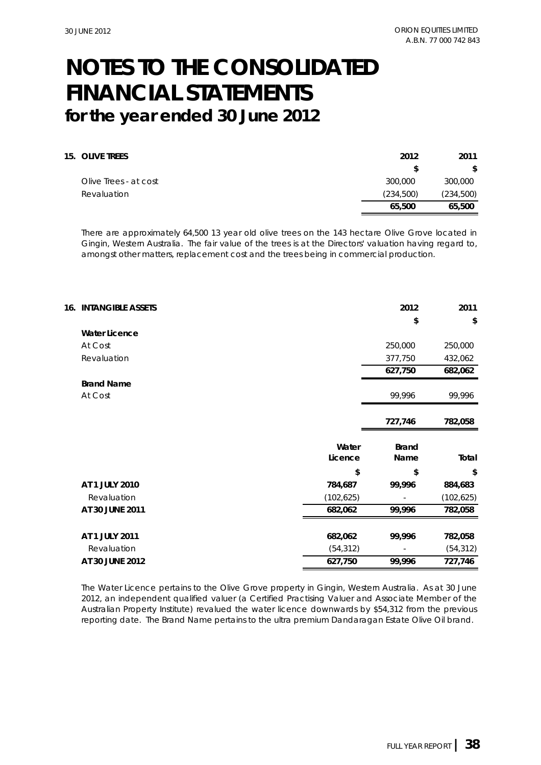# NOTES TO THE CONSOLIDATED FINANCIAL STATEMENTS

## for the year ended 30 June 2012

### 15. OLIVE TREES

| | 2012 | 2011 |
|---|---|---|
| | $ | $ |
| Olive Trees - at cost | 300,000 | 300,000 |
| Revaluation | (234,500) | (234,500) |
| | **65,500** | **65,500** |

There are approximately 64,500 13 year old olive trees on the 143 hectare Olive Grove located in Gingin, Western Australia. The fair value of the trees is at the Directors' valuation having regard to, amongst other matters, replacement cost and the trees being in commercial production.

### 16. INTANGIBLE ASSETS

| | 2012 | 2011 |
|---|---|---|
| | $ | $ |
| **Water Licence** | | |
| At Cost | 250,000 | 250,000 |
| Revaluation | 377,750 | 432,062 |
| | **627,750** | **682,062** |
| **Brand Name** | | |
| At Cost | 99,996 | 99,996 |
| | **727,746** | **782,058** |

| | Water Licence | Brand Name | Total |
|---|---|---|---|
| | $ | $ | $ |
| **AT 1 JULY 2010** | **784,687** | **99,996** | **884,683** |
| Revaluation | (102,625) | - | (102,625) |
| **AT 30 JUNE 2011** | **682,062** | **99,996** | **782,058** |
| **AT 1 JULY 2011** | **682,062** | **99,996** | **782,058** |
| Revaluation | (54,312) | - | (54,312) |
| **AT 30 JUNE 2012** | **627,750** | **99,996** | **727,746** |

The Water Licence pertains to the Olive Grove property in Gingin, Western Australia. As at 30 June 2012, an independent qualified valuer (a Certified Practising Valuer and Associate Member of the Australian Property Institute) revalued the water licence downwards by $54,312 from the previous reporting date. The Brand Name pertains to the ultra premium Dandaragan Estate Olive Oil brand.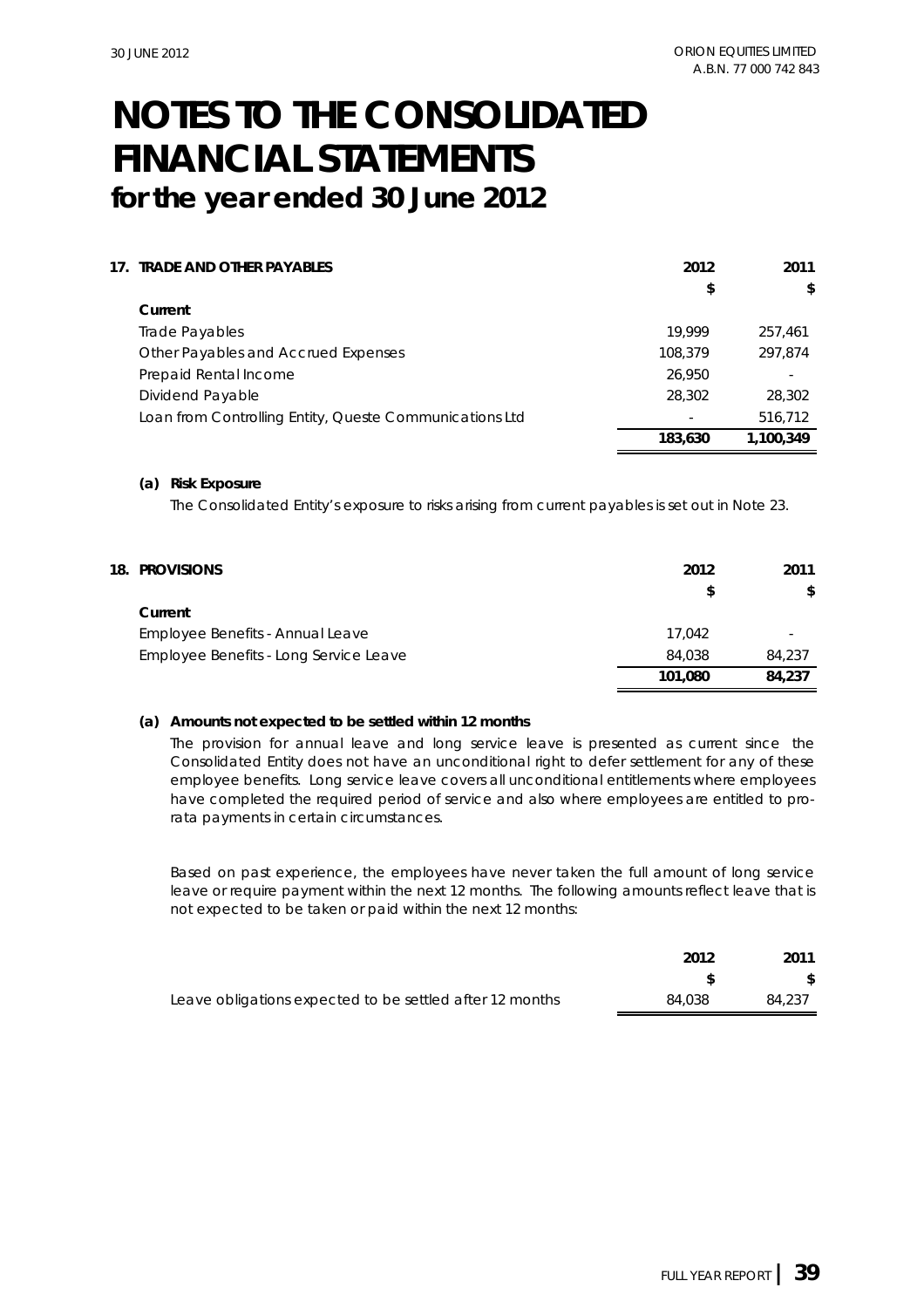# NOTES TO THE CONSOLIDATED FINANCIAL STATEMENTS
## for the year ended 30 June 2012

### 17. TRADE AND OTHER PAYABLES

| | 2012 | 2011 |
|---|---|---|
| | $ | $ |
| **Current** | | |
| Trade Payables | 19,999 | 257,461 |
| Other Payables and Accrued Expenses | 108,379 | 297,874 |
| Prepaid Rental Income | 26,950 | - |
| Dividend Payable | 28,302 | 28,302 |
| Loan from Controlling Entity, Queste Communications Ltd | - | 516,712 |
| | **183,630** | **1,100,349** |

**(a) Risk Exposure**

The Consolidated Entity's exposure to risks arising from current payables is set out in Note 23.

### 18. PROVISIONS

| | 2012 | 2011 |
|---|---|---|
| | $ | $ |
| **Current** | | |
| Employee Benefits - Annual Leave | 17,042 | - |
| Employee Benefits - Long Service Leave | 84,038 | 84,237 |
| | **101,080** | **84,237** |

**(a) Amounts not expected to be settled within 12 months**

The provision for annual leave and long service leave is presented as current since the Consolidated Entity does not have an unconditional right to defer settlement for any of these employee benefits. Long service leave covers all unconditional entitlements where employees have completed the required period of service and also where employees are entitled to pro-rata payments in certain circumstances.

Based on past experience, the employees have never taken the full amount of long service leave or require payment within the next 12 months. The following amounts reflect leave that is not expected to be taken or paid within the next 12 months:

| | 2012 | 2011 |
|---|---|---|
| | $ | $ |
| Leave obligations expected to be settled after 12 months | 84,038 | 84,237 |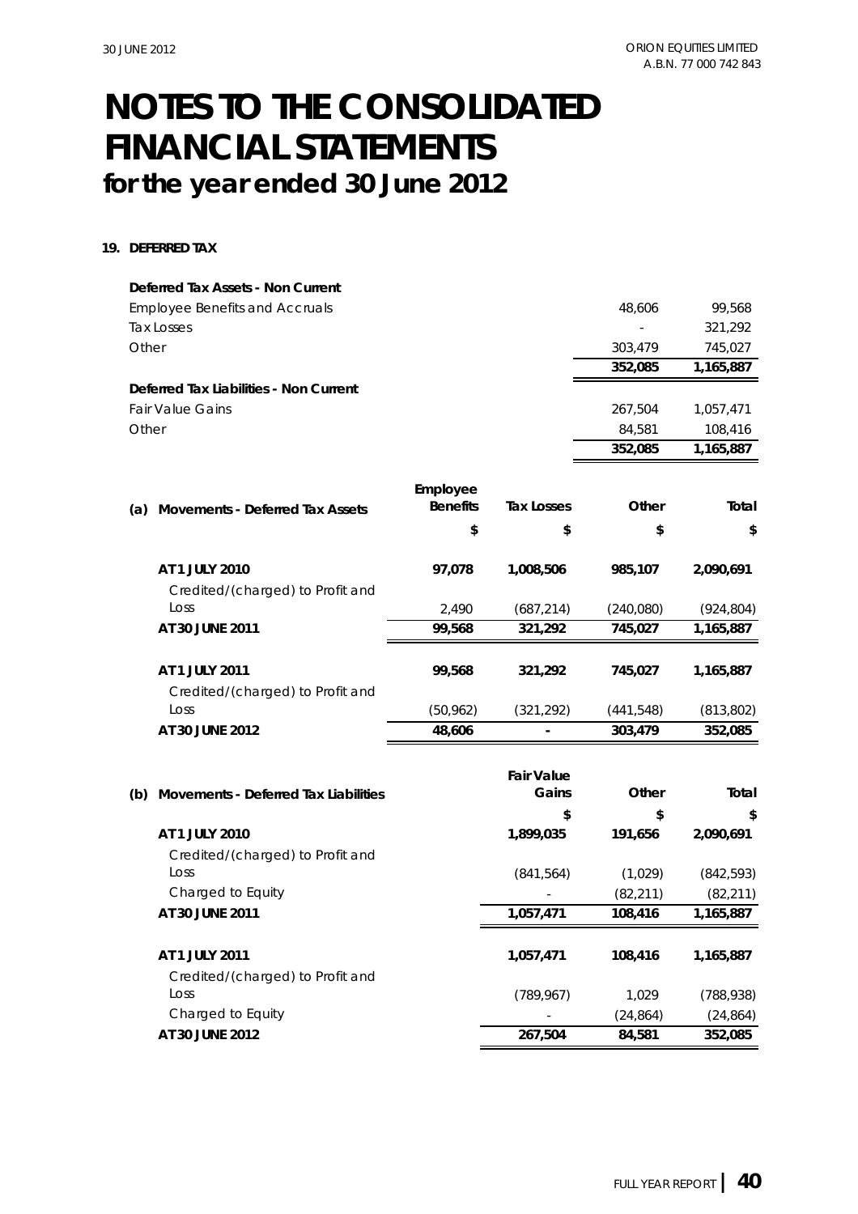# NOTES TO THE CONSOLIDATED FINANCIAL STATEMENTS
## for the year ended 30 June 2012

**19. DEFERRED TAX**

| | | |
|---|---|---|
| **Deferred Tax Assets - Non Current** | | |
| Employee Benefits and Accruals | 48,606 | 99,568 |
| Tax Losses | - | 321,292 |
| Other | 303,479 | 745,027 |
| | **352,085** | **1,165,887** |
| **Deferred Tax Liabilities - Non Current** | | |
| Fair Value Gains | 267,504 | 1,057,471 |
| Other | 84,581 | 108,416 |
| | **352,085** | **1,165,887** |

**(a) Movements - Deferred Tax Assets**

| | Employee Benefits | Tax Losses | Other | Total |
|---|---|---|---|---|
| | $ | $ | $ | $ |
| **AT 1 JULY 2010** | **97,078** | **1,008,506** | **985,107** | **2,090,691** |
| Credited/(charged) to Profit and Loss | 2,490 | (687,214) | (240,080) | (924,804) |
| **AT 30 JUNE 2011** | **99,568** | **321,292** | **745,027** | **1,165,887** |
| **AT 1 JULY 2011** | **99,568** | **321,292** | **745,027** | **1,165,887** |
| Credited/(charged) to Profit and Loss | (50,962) | (321,292) | (441,548) | (813,802) |
| **AT 30 JUNE 2012** | **48,606** | **-** | **303,479** | **352,085** |

**(b) Movements - Deferred Tax Liabilities**

| | Fair Value Gains | Other | Total |
|---|---|---|---|
| | $ | $ | $ |
| **AT 1 JULY 2010** | **1,899,035** | **191,656** | **2,090,691** |
| Credited/(charged) to Profit and Loss | (841,564) | (1,029) | (842,593) |
| Charged to Equity | - | (82,211) | (82,211) |
| **AT 30 JUNE 2011** | **1,057,471** | **108,416** | **1,165,887** |
| **AT 1 JULY 2011** | **1,057,471** | **108,416** | **1,165,887** |
| Credited/(charged) to Profit and Loss | (789,967) | 1,029 | (788,938) |
| Charged to Equity | - | (24,864) | (24,864) |
| **AT 30 JUNE 2012** | **267,504** | **84,581** | **352,085** |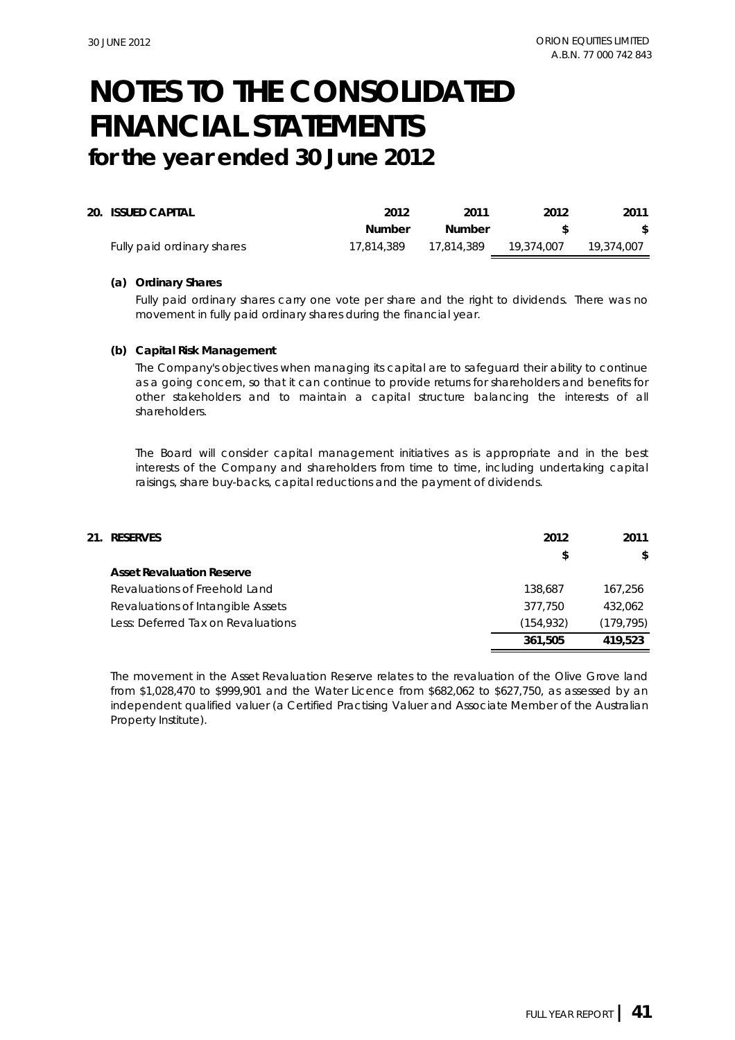# NOTES TO THE CONSOLIDATED FINANCIAL STATEMENTS

## for the year ended 30 June 2012

### 20. ISSUED CAPITAL

| | 2012 | 2011 | 2012 | 2011 |
|---|---|---|---|---|
| | **Number** | **Number** | **$** | **$** |
| Fully paid ordinary shares | 17,814,389 | 17,814,389 | 19,374,007 | 19,374,007 |

**(a) Ordinary Shares**

*Fully paid ordinary shares carry one vote per share and the right to dividends. There was no movement in fully paid ordinary shares during the financial year.*

**(b) Capital Risk Management**

*The Company's objectives when managing its capital are to safeguard their ability to continue as a going concern, so that it can continue to provide returns for shareholders and benefits for other stakeholders and to maintain a capital structure balancing the interests of all shareholders.*

*The Board will consider capital management initiatives as is appropriate and in the best interests of the Company and shareholders from time to time, including undertaking capital raisings, share buy-backs, capital reductions and the payment of dividends.*

### 21. RESERVES

| | 2012 | 2011 |
|---|---|---|
| | **$** | **$** |
| **Asset Revaluation Reserve** | | |
| Revaluations of Freehold Land | 138,687 | 167,256 |
| Revaluations of Intangible Assets | 377,750 | 432,062 |
| Less: Deferred Tax on Revaluations | (154,932) | (179,795) |
| | **361,505** | **419,523** |

*The movement in the Asset Revaluation Reserve relates to the revaluation of the Olive Grove land from $1,028,470 to $999,901 and the Water Licence from $682,062 to $627,750, as assessed by an independent qualified valuer (a Certified Practising Valuer and Associate Member of the Australian Property Institute).*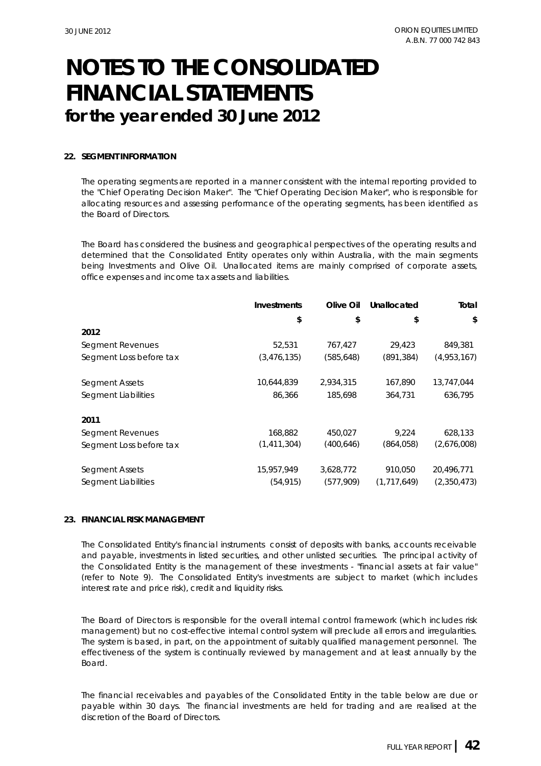# NOTES TO THE CONSOLIDATED FINANCIAL STATEMENTS
## for the year ended 30 June 2012

### 22. SEGMENT INFORMATION

The operating segments are reported in a manner consistent with the internal reporting provided to the "Chief Operating Decision Maker". The "Chief Operating Decision Maker", who is responsible for allocating resources and assessing performance of the operating segments, has been identified as the Board of Directors.

The Board has considered the business and geographical perspectives of the operating results and determined that the Consolidated Entity operates only within Australia, with the main segments being Investments and Olive Oil. Unallocated items are mainly comprised of corporate assets, office expenses and income tax assets and liabilities.

| | Investments | Olive Oil | Unallocated | Total |
|---|---|---|---|---|
| | $ | $ | $ | $ |
| **2012** | | | | |
| Segment Revenues | 52,531 | 767,427 | 29,423 | 849,381 |
| Segment Loss before tax | (3,476,135) | (585,648) | (891,384) | (4,953,167) |
| Segment Assets | 10,644,839 | 2,934,315 | 167,890 | 13,747,044 |
| Segment Liabilities | 86,366 | 185,698 | 364,731 | 636,795 |
| **2011** | | | | |
| Segment Revenues | 168,882 | 450,027 | 9,224 | 628,133 |
| Segment Loss before tax | (1,411,304) | (400,646) | (864,058) | (2,676,008) |
| Segment Assets | 15,957,949 | 3,628,772 | 910,050 | 20,496,771 |
| Segment Liabilities | (54,915) | (577,909) | (1,717,649) | (2,350,473) |

### 23. FINANCIAL RISK MANAGEMENT

The Consolidated Entity's financial instruments consist of deposits with banks, accounts receivable and payable, investments in listed securities, and other unlisted securities. The principal activity of the Consolidated Entity is the management of these investments - "financial assets at fair value" (refer to Note 9). The Consolidated Entity's investments are subject to market (which includes interest rate and price risk), credit and liquidity risks.

The Board of Directors is responsible for the overall internal control framework (which includes risk management) but no cost-effective internal control system will preclude all errors and irregularities. The system is based, in part, on the appointment of suitably qualified management personnel. The effectiveness of the system is continually reviewed by management and at least annually by the Board.

The financial receivables and payables of the Consolidated Entity in the table below are due or payable within 30 days. The financial investments are held for trading and are realised at the discretion of the Board of Directors.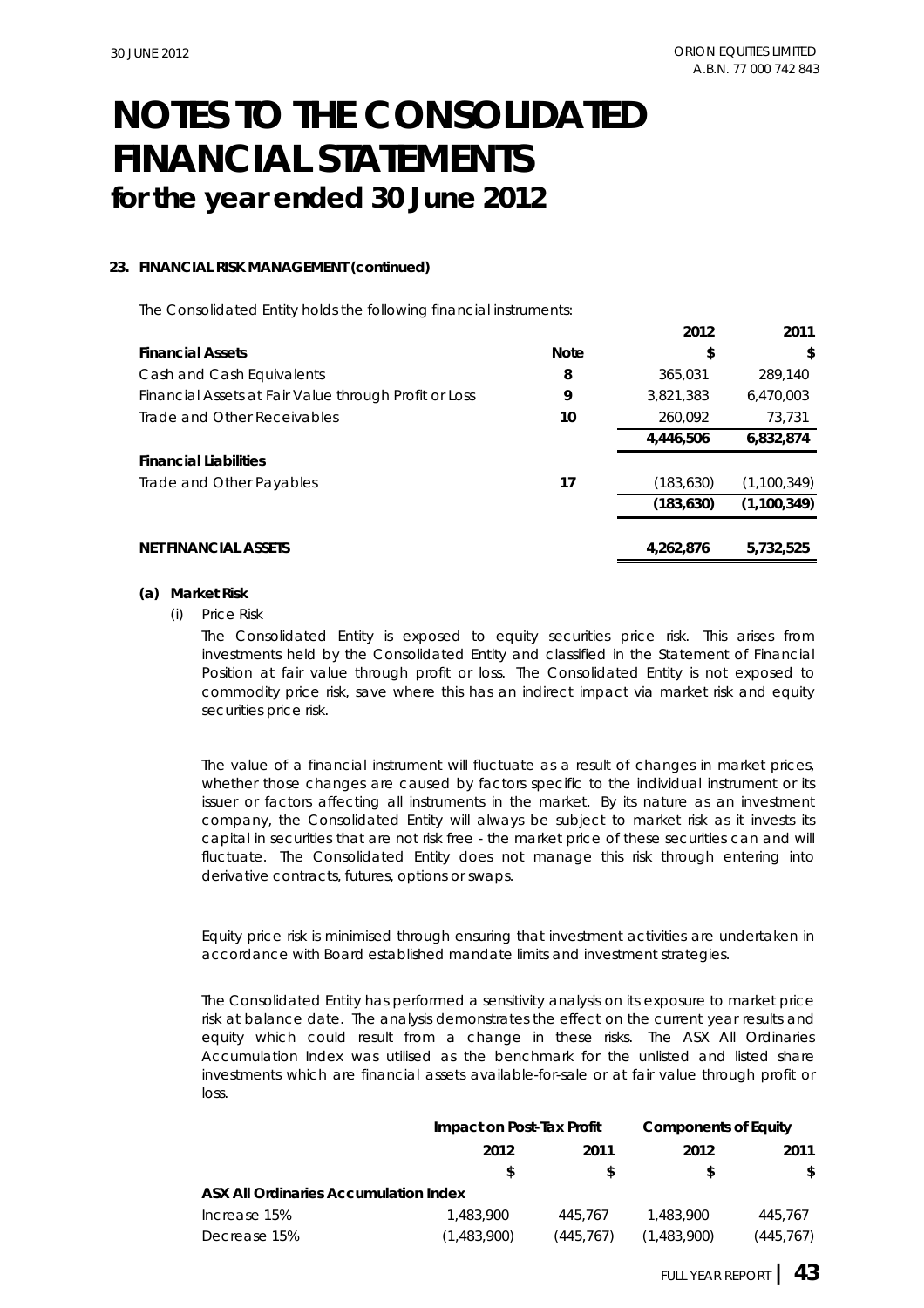# NOTES TO THE CONSOLIDATED FINANCIAL STATEMENTS
## for the year ended 30 June 2012

### 23. FINANCIAL RISK MANAGEMENT (continued)

The Consolidated Entity holds the following financial instruments:

| | | 2012 | 2011 |
|---|---|---|---|
| **Financial Assets** | **Note** | **$** | **$** |
| Cash and Cash Equivalents | 8 | 365,031 | 289,140 |
| Financial Assets at Fair Value through Profit or Loss | 9 | 3,821,383 | 6,470,003 |
| Trade and Other Receivables | 10 | 260,092 | 73,731 |
| | | **4,446,506** | **6,832,874** |
| **Financial Liabilities** | | | |
| Trade and Other Payables | 17 | (183,630) | (1,100,349) |
| | | **(183,630)** | **(1,100,349)** |
| **NET FINANCIAL ASSETS** | | **4,262,876** | **5,732,525** |

**(a) Market Risk**

(i) Price Risk

The Consolidated Entity is exposed to equity securities price risk. This arises from investments held by the Consolidated Entity and classified in the Statement of Financial Position at fair value through profit or loss. The Consolidated Entity is not exposed to commodity price risk, save where this has an indirect impact via market risk and equity securities price risk.

The value of a financial instrument will fluctuate as a result of changes in market prices, whether those changes are caused by factors specific to the individual instrument or its issuer or factors affecting all instruments in the market. By its nature as an investment company, the Consolidated Entity will always be subject to market risk as it invests its capital in securities that are not risk free - the market price of these securities can and will fluctuate. The Consolidated Entity does not manage this risk through entering into derivative contracts, futures, options or swaps.

Equity price risk is minimised through ensuring that investment activities are undertaken in accordance with Board established mandate limits and investment strategies.

The Consolidated Entity has performed a sensitivity analysis on its exposure to market price risk at balance date. The analysis demonstrates the effect on the current year results and equity which could result from a change in these risks. The ASX All Ordinaries Accumulation Index was utilised as the benchmark for the unlisted and listed share investments which are financial assets available-for-sale or at fair value through profit or loss.

| | Impact on Post-Tax Profit | | Components of Equity | |
|---|---|---|---|---|
| | **2012** | **2011** | **2012** | **2011** |
| | **$** | **$** | **$** | **$** |
| **ASX All Ordinaries Accumulation Index** | | | | |
| Increase 15% | 1,483,900 | 445,767 | 1,483,900 | 445,767 |
| Decrease 15% | (1,483,900) | (445,767) | (1,483,900) | (445,767) |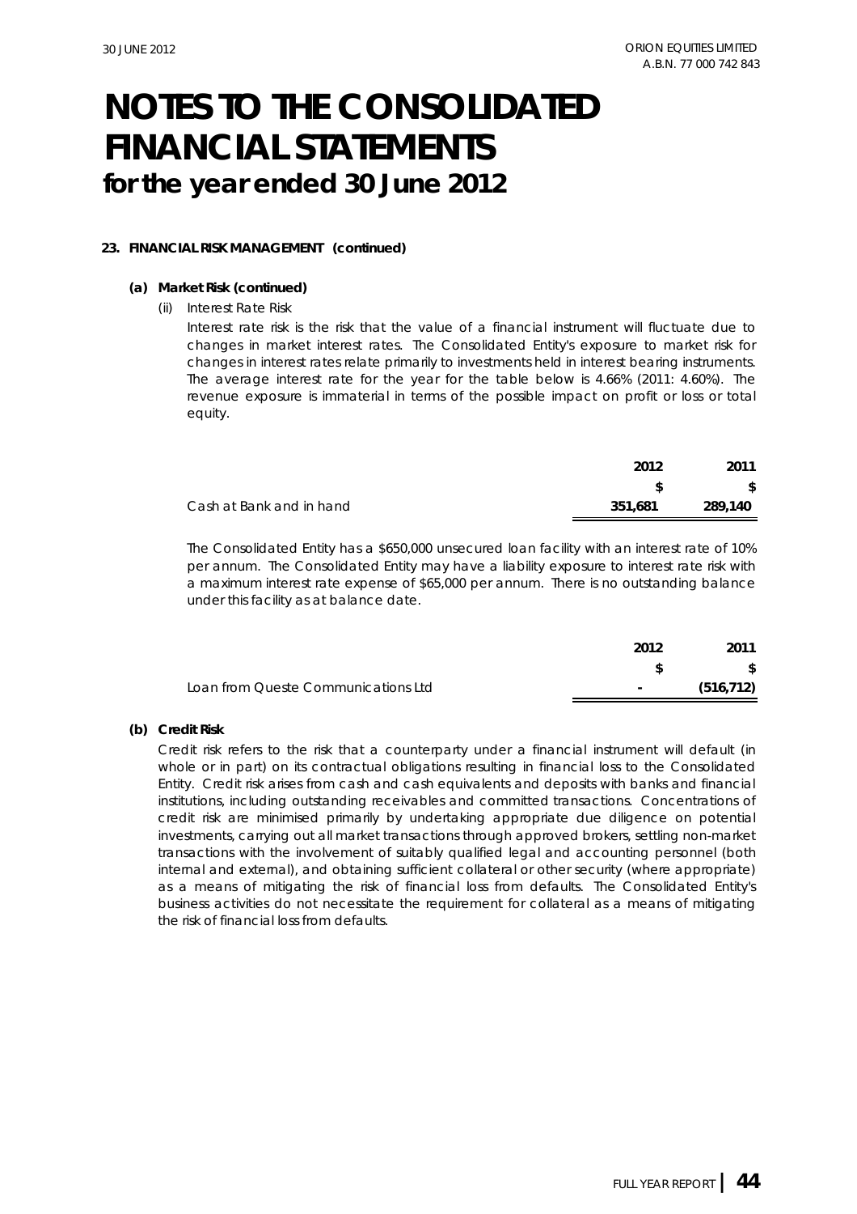# NOTES TO THE CONSOLIDATED FINANCIAL STATEMENTS
## for the year ended 30 June 2012

### 23. FINANCIAL RISK MANAGEMENT (continued)

#### (a) Market Risk (continued)

(ii) *Interest Rate Risk*

Interest rate risk is the risk that the value of a financial instrument will fluctuate due to changes in market interest rates. The Consolidated Entity's exposure to market risk for changes in interest rates relate primarily to investments held in interest bearing instruments. The average interest rate for the year for the table below is 4.66% (2011: 4.60%). The revenue exposure is immaterial in terms of the possible impact on profit or loss or total equity.

| | 2012 | 2011 |
|---|---|---|
| | $ | $ |
| Cash at Bank and in hand | 351,681 | 289,140 |

The Consolidated Entity has a $650,000 unsecured loan facility with an interest rate of 10% per annum. The Consolidated Entity may have a liability exposure to interest rate risk with a maximum interest rate expense of $65,000 per annum. There is no outstanding balance under this facility as at balance date.

| | 2012 | 2011 |
|---|---|---|
| | $ | $ |
| Loan from Queste Communications Ltd | - | (516,712) |

#### (b) Credit Risk

Credit risk refers to the risk that a counterparty under a financial instrument will default (in whole or in part) on its contractual obligations resulting in financial loss to the Consolidated Entity. Credit risk arises from cash and cash equivalents and deposits with banks and financial institutions, including outstanding receivables and committed transactions. Concentrations of credit risk are minimised primarily by undertaking appropriate due diligence on potential investments, carrying out all market transactions through approved brokers, settling non-market transactions with the involvement of suitably qualified legal and accounting personnel (both internal and external), and obtaining sufficient collateral or other security (where appropriate) as a means of mitigating the risk of financial loss from defaults. The Consolidated Entity's business activities do not necessitate the requirement for collateral as a means of mitigating the risk of financial loss from defaults.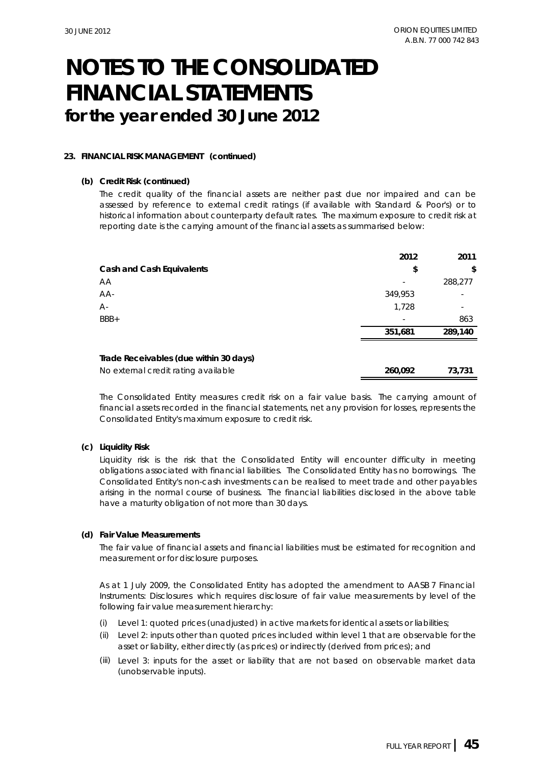# NOTES TO THE CONSOLIDATED FINANCIAL STATEMENTS
## for the year ended 30 June 2012

### 23. FINANCIAL RISK MANAGEMENT (continued)

#### (b) Credit Risk (continued)

The credit quality of the financial assets are neither past due nor impaired and can be assessed by reference to external credit ratings (if available with Standard & Poor's) or to historical information about counterparty default rates. The maximum exposure to credit risk at reporting date is the carrying amount of the financial assets as summarised below:

| | 2012 | 2011 |
|---|---|---|
| **Cash and Cash Equivalents** | **$** | **$** |
| AA | - | 288,277 |
| AA- | 349,953 | - |
| A- | 1,728 | - |
| BBB+ | - | 863 |
| | **351,681** | **289,140** |
| | | |
| **Trade Receivables (due within 30 days)** | | |
| No external credit rating available | **260,092** | **73,731** |

The Consolidated Entity measures credit risk on a fair value basis. The carrying amount of financial assets recorded in the financial statements, net any provision for losses, represents the Consolidated Entity's maximum exposure to credit risk.

#### (c) Liquidity Risk

Liquidity risk is the risk that the Consolidated Entity will encounter difficulty in meeting obligations associated with financial liabilities. The Consolidated Entity has no borrowings. The Consolidated Entity's non-cash investments can be realised to meet trade and other payables arising in the normal course of business. The financial liabilities disclosed in the above table have a maturity obligation of not more than 30 days.

#### (d) Fair Value Measurements

The fair value of financial assets and financial liabilities must be estimated for recognition and measurement or for disclosure purposes.

As at 1 July 2009, the Consolidated Entity has adopted the amendment to AASB 7 Financial Instruments: Disclosures which requires disclosure of fair value measurements by level of the following fair value measurement hierarchy:

(i) Level 1: quoted prices (unadjusted) in active markets for identical assets or liabilities;

(ii) Level 2: inputs other than quoted prices included within level 1 that are observable for the asset or liability, either directly (as prices) or indirectly (derived from prices); and

(iii) Level 3: inputs for the asset or liability that are not based on observable market data (unobservable inputs).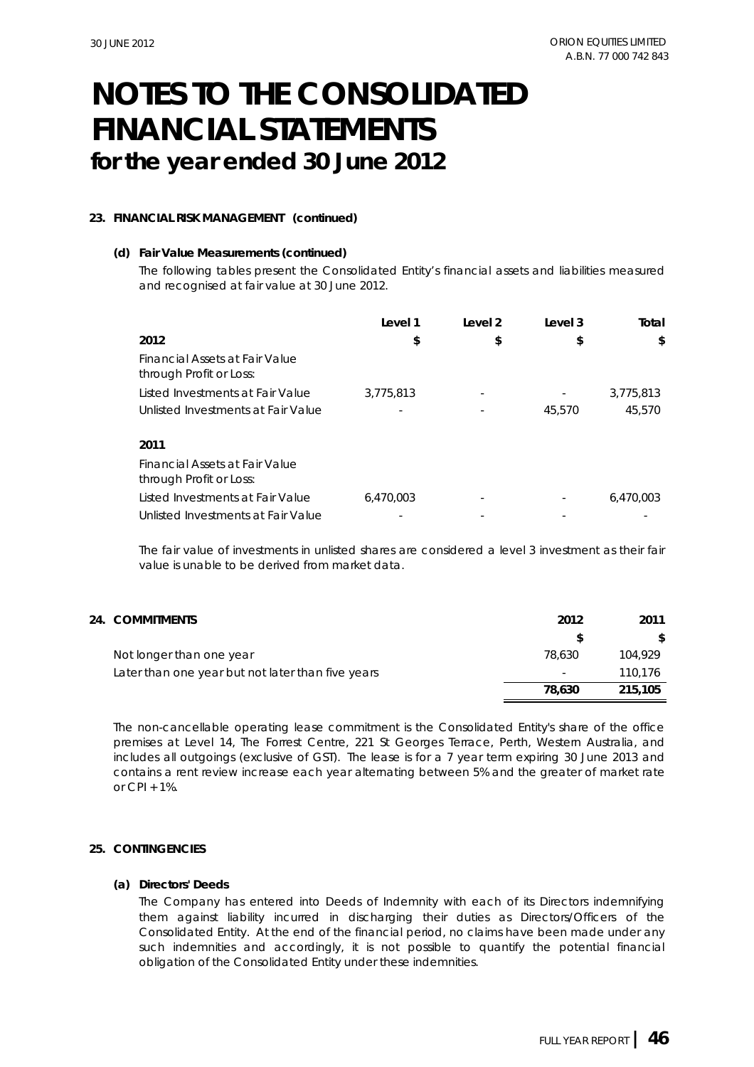# NOTES TO THE CONSOLIDATED FINANCIAL STATEMENTS

## for the year ended 30 June 2012

### 23. FINANCIAL RISK MANAGEMENT (continued)

#### (d) Fair Value Measurements (continued)

The following tables present the Consolidated Entity's financial assets and liabilities measured and recognised at fair value at 30 June 2012.

| | Level 1 | Level 2 | Level 3 | Total |
|---|---|---|---|---|
| **2012** | **$** | **$** | **$** | **$** |
| Financial Assets at Fair Value through Profit or Loss: | | | | |
| Listed Investments at Fair Value | 3,775,813 | - | - | 3,775,813 |
| Unlisted Investments at Fair Value | - | - | 45,570 | 45,570 |
| **2011** | | | | |
| Financial Assets at Fair Value through Profit or Loss: | | | | |
| Listed Investments at Fair Value | 6,470,003 | - | - | 6,470,003 |
| Unlisted Investments at Fair Value | - | - | - | - |

The fair value of investments in unlisted shares are considered a level 3 investment as their fair value is unable to be derived from market data.

### 24. COMMITMENTS

| | 2012 | 2011 |
|---|---|---|
| | $ | $ |
| Not longer than one year | 78,630 | 104,929 |
| Later than one year but not later than five years | - | 110,176 |
| | **78,630** | **215,105** |

The non-cancellable operating lease commitment is the Consolidated Entity's share of the office premises at Level 14, The Forrest Centre, 221 St Georges Terrace, Perth, Western Australia, and includes all outgoings (exclusive of GST). The lease is for a 7 year term expiring 30 June 2013 and contains a rent review increase each year alternating between 5% and the greater of market rate or CPI + 1%.

### 25. CONTINGENCIES

#### (a) Directors' Deeds

The Company has entered into Deeds of Indemnity with each of its Directors indemnifying them against liability incurred in discharging their duties as Directors/Officers of the Consolidated Entity. At the end of the financial period, no claims have been made under any such indemnities and accordingly, it is not possible to quantify the potential financial obligation of the Consolidated Entity under these indemnities.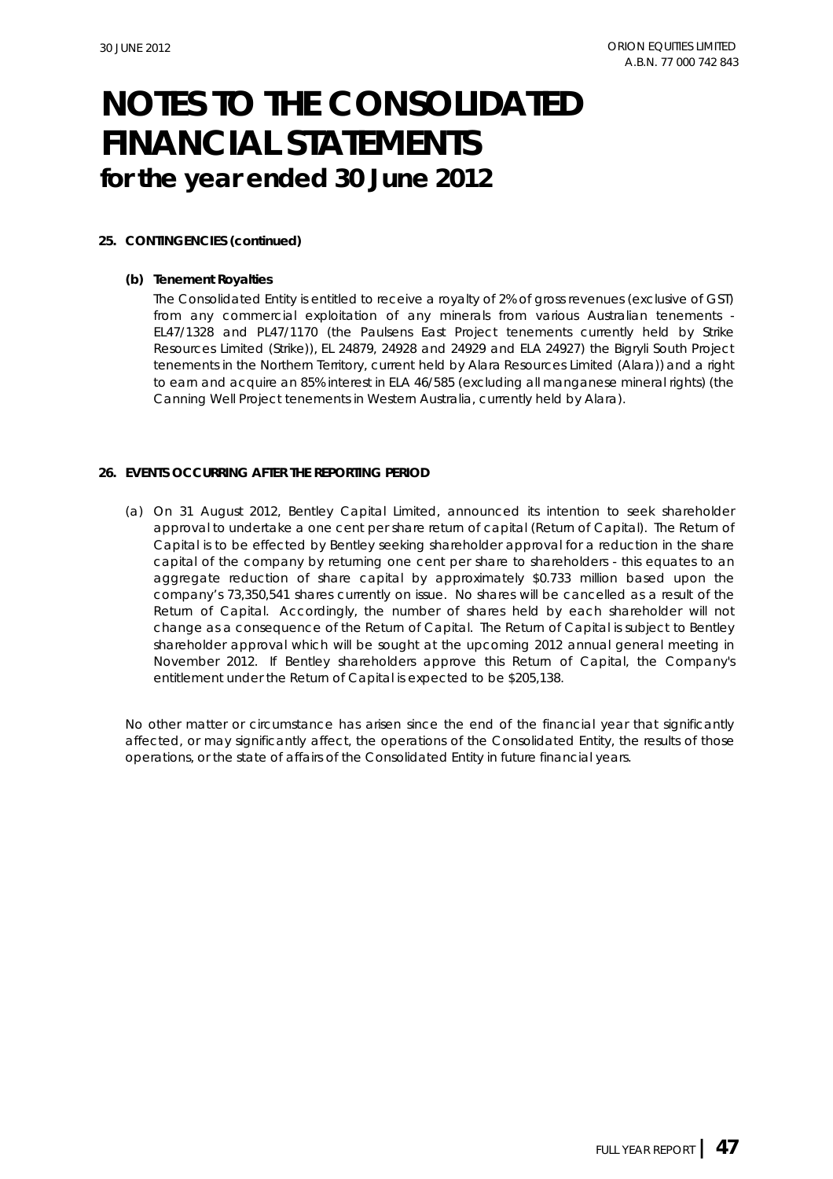# NOTES TO THE CONSOLIDATED FINANCIAL STATEMENTS
## for the year ended 30 June 2012

**25. CONTINGENCIES (continued)**

**(b) Tenement Royalties**

The Consolidated Entity is entitled to receive a royalty of 2% of gross revenues (exclusive of GST) from any commercial exploitation of any minerals from various Australian tenements - EL47/1328 and PL47/1170 (the Paulsens East Project tenements currently held by Strike Resources Limited (Strike)), EL 24879, 24928 and 24929 and ELA 24927) the Bigryli South Project tenements in the Northern Territory, current held by Alara Resources Limited (Alara)) and a right to earn and acquire an 85% interest in ELA 46/585 (excluding all manganese mineral rights) (the Canning Well Project tenements in Western Australia, currently held by Alara).

**26. EVENTS OCCURRING AFTER THE REPORTING PERIOD**

(a) On 31 August 2012, Bentley Capital Limited, announced its intention to seek shareholder approval to undertake a one cent per share return of capital (Return of Capital). The Return of Capital is to be effected by Bentley seeking shareholder approval for a reduction in the share capital of the company by returning one cent per share to shareholders - this equates to an aggregate reduction of share capital by approximately $0.733 million based upon the company's 73,350,541 shares currently on issue. No shares will be cancelled as a result of the Return of Capital. Accordingly, the number of shares held by each shareholder will not change as a consequence of the Return of Capital. The Return of Capital is subject to Bentley shareholder approval which will be sought at the upcoming 2012 annual general meeting in November 2012. If Bentley shareholders approve this Return of Capital, the Company's entitlement under the Return of Capital is expected to be $205,138.

No other matter or circumstance has arisen since the end of the financial year that significantly affected, or may significantly affect, the operations of the Consolidated Entity, the results of those operations, or the state of affairs of the Consolidated Entity in future financial years.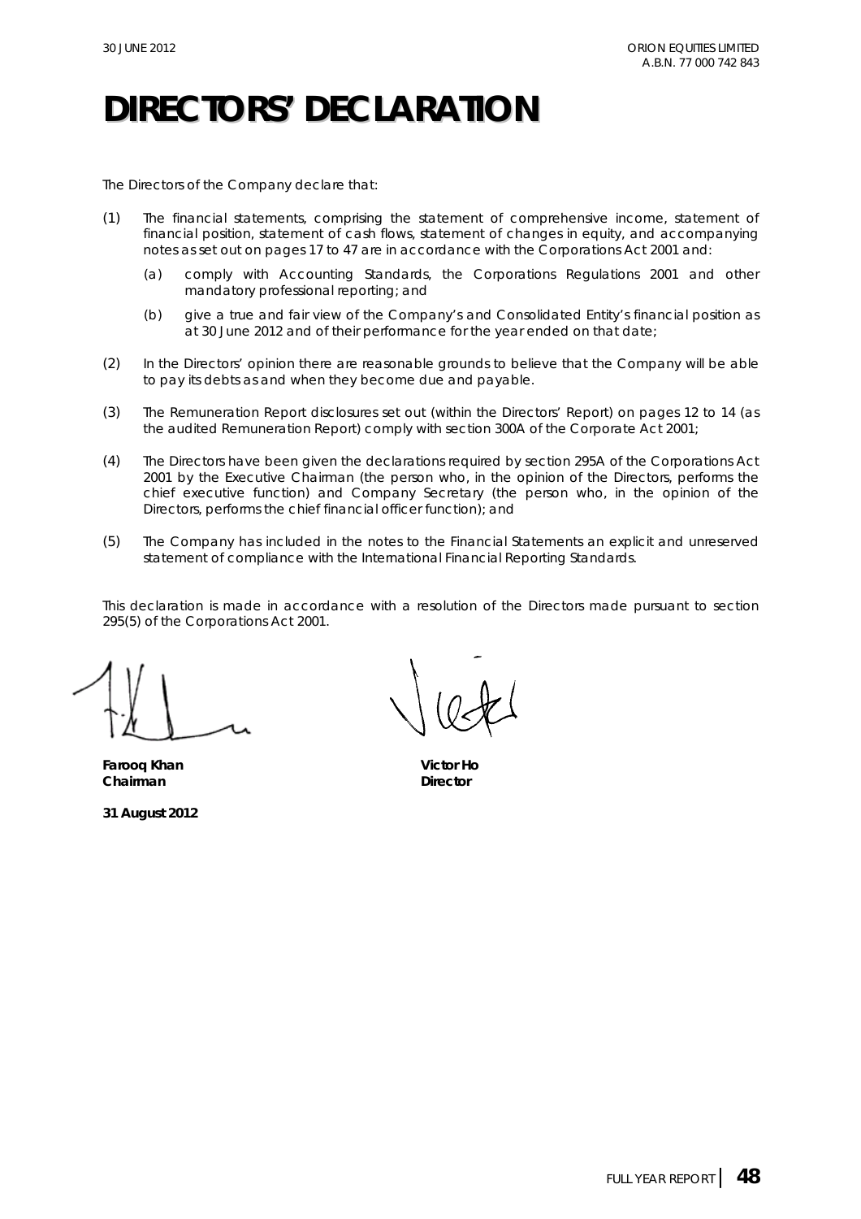# DIRECTORS' DECLARATION

The Directors of the Company declare that:

(1) The financial statements, comprising the statement of comprehensive income, statement of financial position, statement of cash flows, statement of changes in equity, and accompanying notes as set out on pages 17 to 47 are in accordance with the Corporations Act 2001 and:

    (a) comply with Accounting Standards, the Corporations Regulations 2001 and other mandatory professional reporting; and

    (b) give a true and fair view of the Company's and Consolidated Entity's financial position as at 30 June 2012 and of their performance for the year ended on that date;

(2) In the Directors' opinion there are reasonable grounds to believe that the Company will be able to pay its debts as and when they become due and payable.

(3) The Remuneration Report disclosures set out (within the Directors' Report) on pages 12 to 14 (as the audited Remuneration Report) comply with section 300A of the Corporate Act 2001;

(4) The Directors have been given the declarations required by section 295A of the Corporations Act 2001 by the Executive Chairman (the person who, in the opinion of the Directors, performs the chief executive function) and Company Secretary (the person who, in the opinion of the Directors, performs the chief financial officer function); and

(5) The Company has included in the notes to the Financial Statements an explicit and unreserved statement of compliance with the International Financial Reporting Standards.

This declaration is made in accordance with a resolution of the Directors made pursuant to section 295(5) of the Corporations Act 2001.

**Farooq Khan**
**Chairman**

**Victor Ho**
**Director**

**31 August 2012**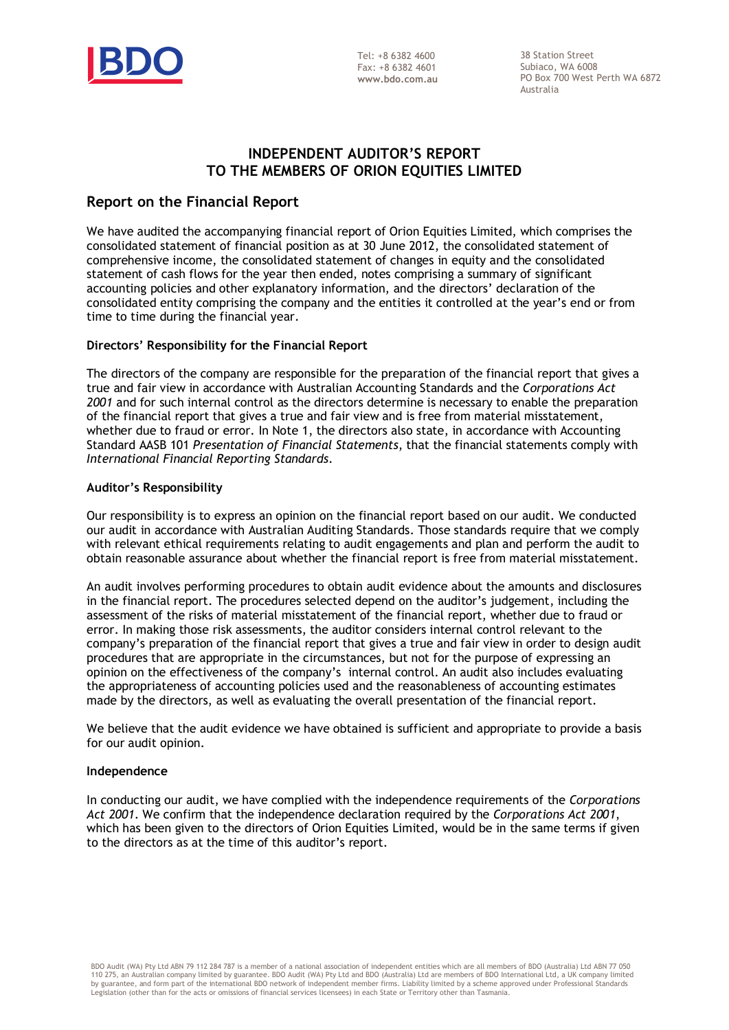# INDEPENDENT AUDITOR'S REPORT TO THE MEMBERS OF ORION EQUITIES LIMITED

## Report on the Financial Report

We have audited the accompanying financial report of Orion Equities Limited, which comprises the consolidated statement of financial position as at 30 June 2012, the consolidated statement of comprehensive income, the consolidated statement of changes in equity and the consolidated statement of cash flows for the year then ended, notes comprising a summary of significant accounting policies and other explanatory information, and the directors' declaration of the consolidated entity comprising the company and the entities it controlled at the year's end or from time to time during the financial year.

### Directors' Responsibility for the Financial Report

The directors of the company are responsible for the preparation of the financial report that gives a true and fair view in accordance with Australian Accounting Standards and the *Corporations Act 2001* and for such internal control as the directors determine is necessary to enable the preparation of the financial report that gives a true and fair view and is free from material misstatement, whether due to fraud or error. In Note 1, the directors also state, in accordance with Accounting Standard AASB 101 *Presentation of Financial Statements*, that the financial statements comply with *International Financial Reporting Standards*.

### Auditor's Responsibility

Our responsibility is to express an opinion on the financial report based on our audit. We conducted our audit in accordance with Australian Auditing Standards. Those standards require that we comply with relevant ethical requirements relating to audit engagements and plan and perform the audit to obtain reasonable assurance about whether the financial report is free from material misstatement.

An audit involves performing procedures to obtain audit evidence about the amounts and disclosures in the financial report. The procedures selected depend on the auditor's judgement, including the assessment of the risks of material misstatement of the financial report, whether due to fraud or error. In making those risk assessments, the auditor considers internal control relevant to the company's preparation of the financial report that gives a true and fair view in order to design audit procedures that are appropriate in the circumstances, but not for the purpose of expressing an opinion on the effectiveness of the company's internal control. An audit also includes evaluating the appropriateness of accounting policies used and the reasonableness of accounting estimates made by the directors, as well as evaluating the overall presentation of the financial report.

We believe that the audit evidence we have obtained is sufficient and appropriate to provide a basis for our audit opinion.

### Independence

In conducting our audit, we have complied with the independence requirements of the *Corporations Act 2001*. We confirm that the independence declaration required by the *Corporations Act 2001*, which has been given to the directors of Orion Equities Limited, would be in the same terms if given to the directors as at the time of this auditor's report.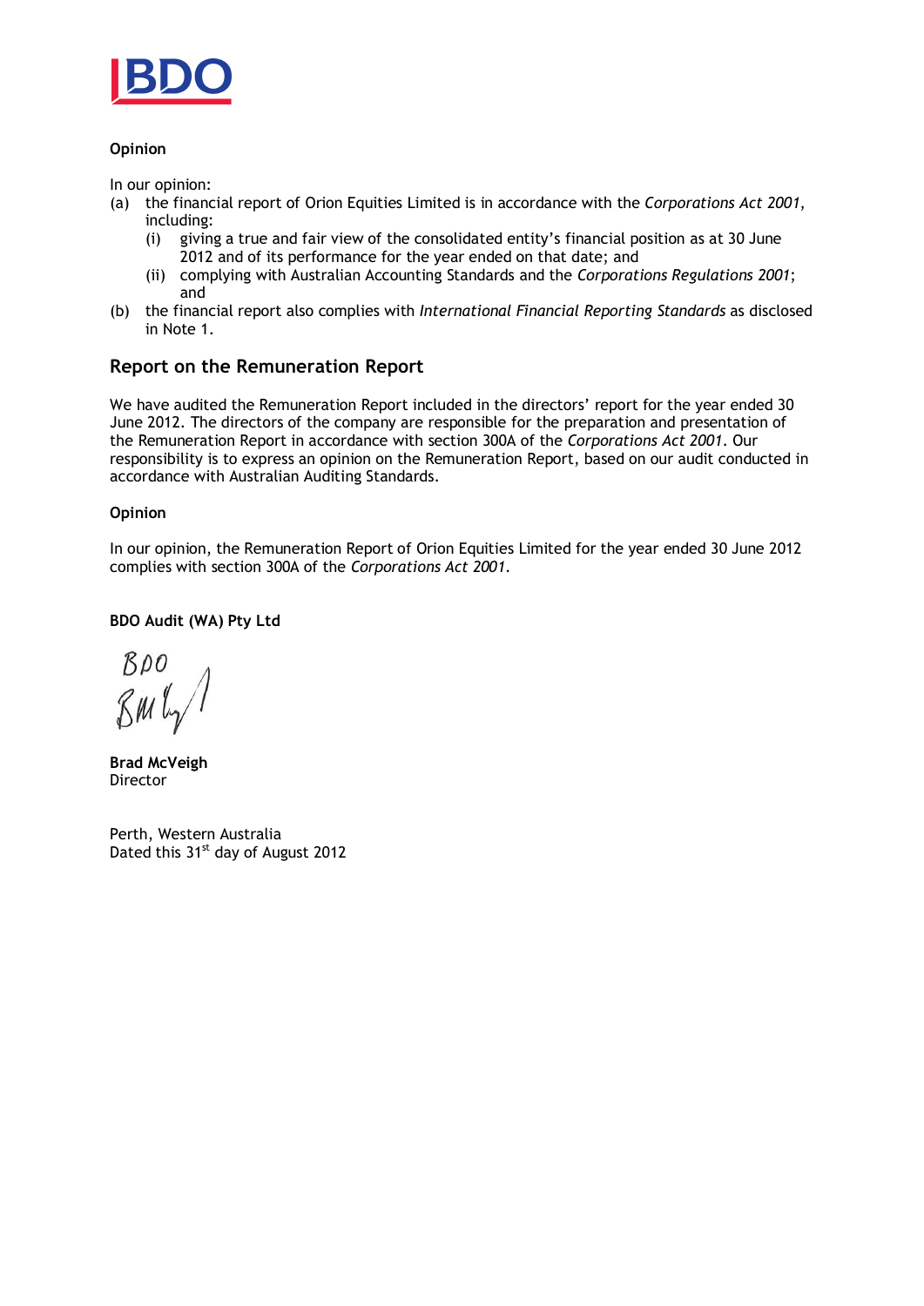**Opinion**

In our opinion:

(a) the financial report of Orion Equities Limited is in accordance with the *Corporations Act 2001*, including:

  (i) giving a true and fair view of the consolidated entity's financial position as at 30 June 2012 and of its performance for the year ended on that date; and

  (ii) complying with Australian Accounting Standards and the *Corporations Regulations 2001*; and

(b) the financial report also complies with *International Financial Reporting Standards* as disclosed in Note 1.

## Report on the Remuneration Report

We have audited the Remuneration Report included in the directors' report for the year ended 30 June 2012. The directors of the company are responsible for the preparation and presentation of the Remuneration Report in accordance with section 300A of the *Corporations Act 2001*. Our responsibility is to express an opinion on the Remuneration Report, based on our audit conducted in accordance with Australian Auditing Standards.

**Opinion**

In our opinion, the Remuneration Report of Orion Equities Limited for the year ended 30 June 2012 complies with section 300A of the *Corporations Act 2001*.

**BDO Audit (WA) Pty Ltd**

BDO

**Brad McVeigh**
Director

Perth, Western Australia
Dated this 31st day of August 2012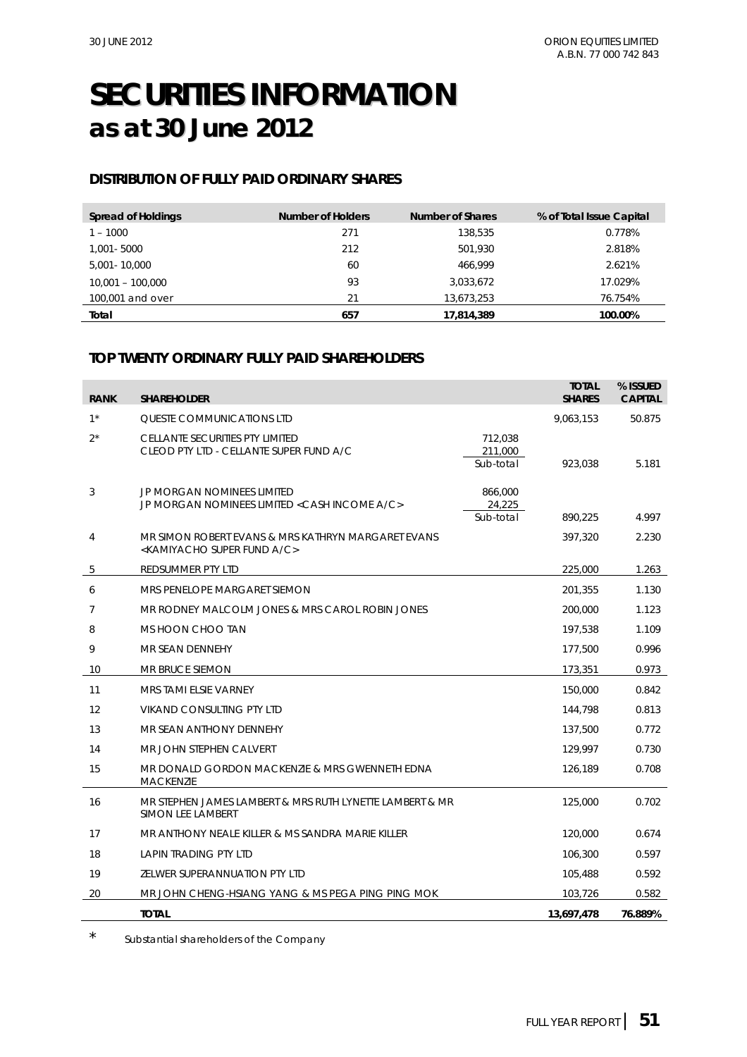# SECURITIES INFORMATION
# as at 30 June 2012

### DISTRIBUTION OF FULLY PAID ORDINARY SHARES

| Spread of Holdings | Number of Holders | Number of Shares | % of Total Issue Capital |
|---|---|---|---|
| 1 – 1000 | 271 | 138,535 | 0.778% |
| 1,001- 5000 | 212 | 501,930 | 2.818% |
| 5,001- 10,000 | 60 | 466,999 | 2.621% |
| 10,001 – 100,000 | 93 | 3,033,672 | 17.029% |
| 100,001 and over | 21 | 13,673,253 | 76.754% |
| **Total** | **657** | **17,814,389** | **100.00%** |

### TOP TWENTY ORDINARY FULLY PAID SHAREHOLDERS

| RANK | SHAREHOLDER | | TOTAL SHARES | % ISSUED CAPITAL |
|---|---|---|---|---|
| 1* | QUESTE COMMUNICATIONS LTD | | 9,063,153 | 50.875 |
| 2* | CELLANTE SECURITIES PTY LIMITED | 712,038 | | |
| | CLEOD PTY LTD - CELLANTE SUPER FUND A/C | 211,000 | | |
| | | Sub-total | 923,038 | 5.181 |
| 3 | JP MORGAN NOMINEES LIMITED | 866,000 | | |
| | JP MORGAN NOMINEES LIMITED <CASH INCOME A/C> | 24,225 | | |
| | | Sub-total | 890,225 | 4.997 |
| 4 | MR SIMON ROBERT EVANS & MRS KATHRYN MARGARET EVANS <KAMIYACHO SUPER FUND A/C> | | 397,320 | 2.230 |
| 5 | REDSUMMER PTY LTD | | 225,000 | 1.263 |
| 6 | MRS PENELOPE MARGARET SIEMON | | 201,355 | 1.130 |
| 7 | MR RODNEY MALCOLM JONES & MRS CAROL ROBIN JONES | | 200,000 | 1.123 |
| 8 | MS HOON CHOO TAN | | 197,538 | 1.109 |
| 9 | MR SEAN DENNEHY | | 177,500 | 0.996 |
| 10 | MR BRUCE SIEMON | | 173,351 | 0.973 |
| 11 | MRS TAMI ELSIE VARNEY | | 150,000 | 0.842 |
| 12 | VIKAND CONSULTING PTY LTD | | 144,798 | 0.813 |
| 13 | MR SEAN ANTHONY DENNEHY | | 137,500 | 0.772 |
| 14 | MR JOHN STEPHEN CALVERT | | 129,997 | 0.730 |
| 15 | MR DONALD GORDON MACKENZIE & MRS GWENNETH EDNA MACKENZIE | | 126,189 | 0.708 |
| 16 | MR STEPHEN JAMES LAMBERT & MRS RUTH LYNETTE LAMBERT & MR SIMON LEE LAMBERT | | 125,000 | 0.702 |
| 17 | MR ANTHONY NEALE KILLER & MS SANDRA MARIE KILLER | | 120,000 | 0.674 |
| 18 | LAPIN TRADING PTY LTD | | 106,300 | 0.597 |
| 19 | ZELWER SUPERANNUATION PTY LTD | | 105,488 | 0.592 |
| 20 | MR JOHN CHENG-HSIANG YANG & MS PEGA PING PING MOK | | 103,726 | 0.582 |
| | **TOTAL** | | **13,697,478** | **76.889%** |

\* Substantial shareholders of the Company